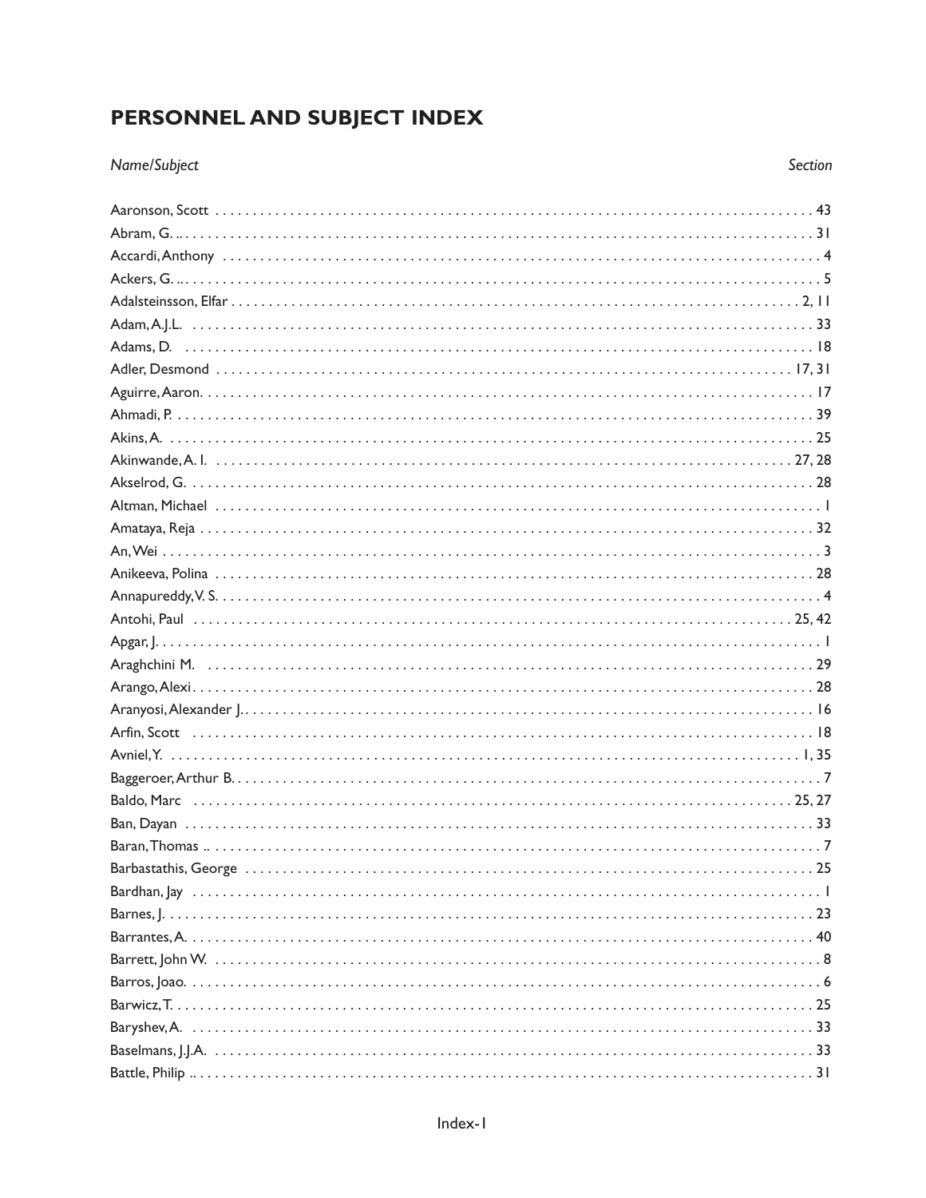# PERSONNEL AND SUBJECT INDEX

| *Name/Subject* | *Section* |
|---|---|
| Aaronson, Scott | 43 |
| Abram, G. | 31 |
| Accardi, Anthony | 4 |
| Ackers, G. | 5 |
| Adalsteinsson, Elfar | 2, 11 |
| Adam, A.J.L. | 33 |
| Adams, D. | 18 |
| Adler, Desmond | 17, 31 |
| Aguirre, Aaron | 17 |
| Ahmadi, P. | 39 |
| Akins, A. | 25 |
| Akinwande, A. I. | 27, 28 |
| Akselrod, G. | 28 |
| Altman, Michael | 1 |
| Amataya, Reja | 32 |
| An, Wei | 3 |
| Anikeeva, Polina | 28 |
| Annapureddy, V. S. | 4 |
| Antohi, Paul | 25, 42 |
| Apgar, J. | 1 |
| Araghchini M. | 29 |
| Arango, Alexi | 28 |
| Aranyosi, Alexander J. | 16 |
| Arfin, Scott | 18 |
| Avniel, Y. | 1, 35 |
| Baggeroer, Arthur B. | 7 |
| Baldo, Marc | 25, 27 |
| Ban, Dayan | 33 |
| Baran, Thomas | 7 |
| Barbastathis, George | 25 |
| Bardhan, Jay | 1 |
| Barnes, J. | 23 |
| Barrantes, A. | 40 |
| Barrett, John W. | 8 |
| Barros, Joao | 6 |
| Barwicz, T. | 25 |
| Baryshev, A. | 33 |
| Baselmans, J.J.A. | 33 |
| Battle, Philip | 31 |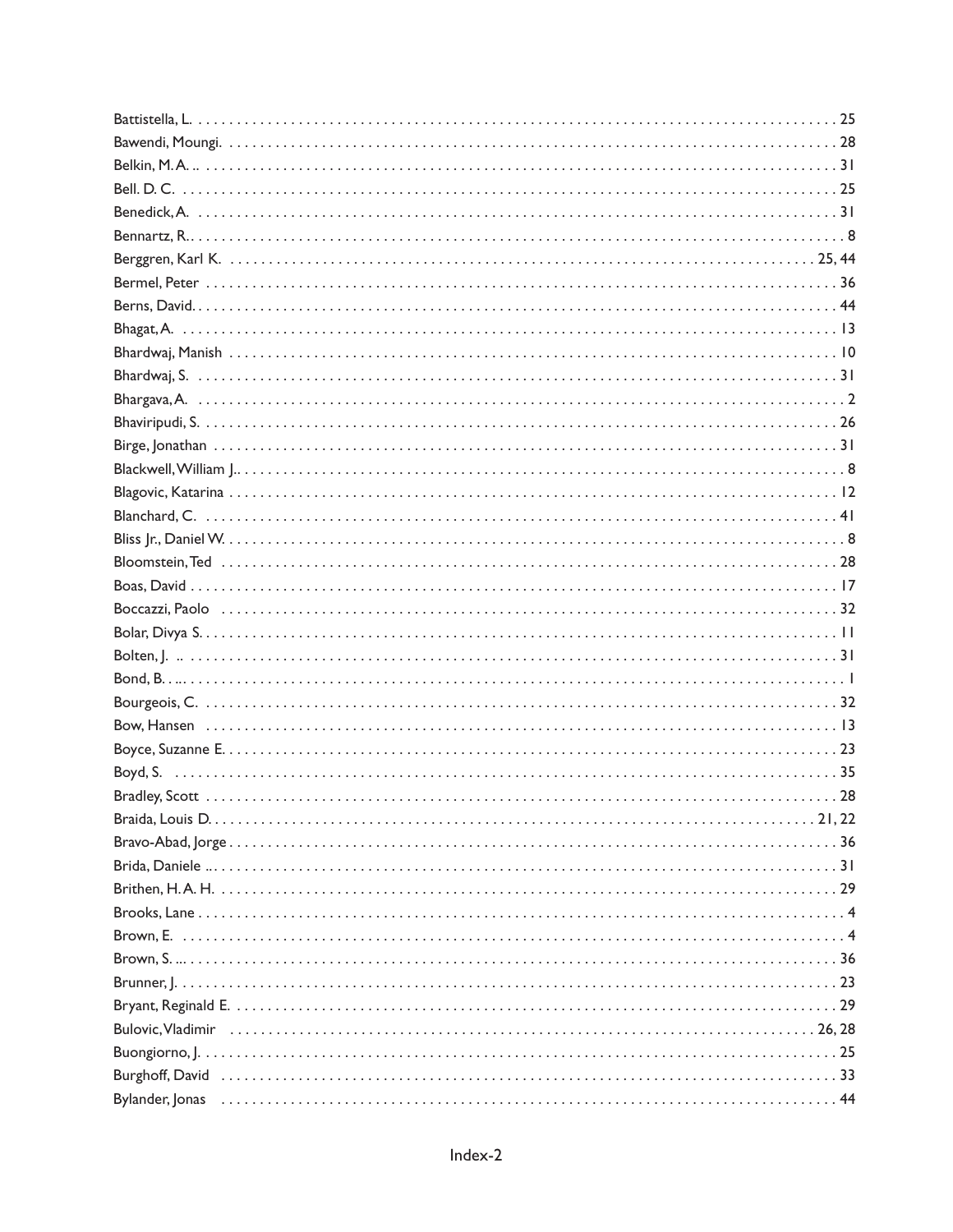Battistella, L. . . . . . . . . . . . . . . . . . . . . . . . . . . . . . . . . . . . . . . . . . . . . . . . . . . . . . . . . . . . . . . . . . . . . . . . . . . . . . . . . . . . 25
Bawendi, Moungi. . . . . . . . . . . . . . . . . . . . . . . . . . . . . . . . . . . . . . . . . . . . . . . . . . . . . . . . . . . . . . . . . . . . . . . . . . . . . . . . . . 28
Belkin, M. A. .. . . . . . . . . . . . . . . . . . . . . . . . . . . . . . . . . . . . . . . . . . . . . . . . . . . . . . . . . . . . . . . . . . . . . . . . . . . . . . . . . . . . 31
Bell. D. C. . . . . . . . . . . . . . . . . . . . . . . . . . . . . . . . . . . . . . . . . . . . . . . . . . . . . . . . . . . . . . . . . . . . . . . . . . . . . . . . . . . . . . . . 25
Benedick, A. . . . . . . . . . . . . . . . . . . . . . . . . . . . . . . . . . . . . . . . . . . . . . . . . . . . . . . . . . . . . . . . . . . . . . . . . . . . . . . . . . . . . . . 31
Bennartz, R.. . . . . . . . . . . . . . . . . . . . . . . . . . . . . . . . . . . . . . . . . . . . . . . . . . . . . . . . . . . . . . . . . . . . . . . . . . . . . . . . . . . . . . . 8
Berggren, Karl K. . . . . . . . . . . . . . . . . . . . . . . . . . . . . . . . . . . . . . . . . . . . . . . . . . . . . . . . . . . . . . . . . . . . . . . . . . . . . . . . . 25, 44
Bermel, Peter . . . . . . . . . . . . . . . . . . . . . . . . . . . . . . . . . . . . . . . . . . . . . . . . . . . . . . . . . . . . . . . . . . . . . . . . . . . . . . . . . . . . . 36
Berns, David. . . . . . . . . . . . . . . . . . . . . . . . . . . . . . . . . . . . . . . . . . . . . . . . . . . . . . . . . . . . . . . . . . . . . . . . . . . . . . . . . . . . . . 44
Bhagat, A. . . . . . . . . . . . . . . . . . . . . . . . . . . . . . . . . . . . . . . . . . . . . . . . . . . . . . . . . . . . . . . . . . . . . . . . . . . . . . . . . . . . . . . . 13
Bhardwaj, Manish . . . . . . . . . . . . . . . . . . . . . . . . . . . . . . . . . . . . . . . . . . . . . . . . . . . . . . . . . . . . . . . . . . . . . . . . . . . . . . . . . 10
Bhardwaj, S. . . . . . . . . . . . . . . . . . . . . . . . . . . . . . . . . . . . . . . . . . . . . . . . . . . . . . . . . . . . . . . . . . . . . . . . . . . . . . . . . . . . . . 31
Bhargava, A. . . . . . . . . . . . . . . . . . . . . . . . . . . . . . . . . . . . . . . . . . . . . . . . . . . . . . . . . . . . . . . . . . . . . . . . . . . . . . . . . . . . . . . 2
Bhaviripudi, S. . . . . . . . . . . . . . . . . . . . . . . . . . . . . . . . . . . . . . . . . . . . . . . . . . . . . . . . . . . . . . . . . . . . . . . . . . . . . . . . . . . . . 26
Birge, Jonathan . . . . . . . . . . . . . . . . . . . . . . . . . . . . . . . . . . . . . . . . . . . . . . . . . . . . . . . . . . . . . . . . . . . . . . . . . . . . . . . . . . . 31
Blackwell, William J.. . . . . . . . . . . . . . . . . . . . . . . . . . . . . . . . . . . . . . . . . . . . . . . . . . . . . . . . . . . . . . . . . . . . . . . . . . . . . . . . . 8
Blagovic, Katarina . . . . . . . . . . . . . . . . . . . . . . . . . . . . . . . . . . . . . . . . . . . . . . . . . . . . . . . . . . . . . . . . . . . . . . . . . . . . . . . . . 12
Blanchard, C. . . . . . . . . . . . . . . . . . . . . . . . . . . . . . . . . . . . . . . . . . . . . . . . . . . . . . . . . . . . . . . . . . . . . . . . . . . . . . . . . . . . . . 41
Bliss Jr., Daniel W. . . . . . . . . . . . . . . . . . . . . . . . . . . . . . . . . . . . . . . . . . . . . . . . . . . . . . . . . . . . . . . . . . . . . . . . . . . . . . . . . . . 8
Bloomstein, Ted . . . . . . . . . . . . . . . . . . . . . . . . . . . . . . . . . . . . . . . . . . . . . . . . . . . . . . . . . . . . . . . . . . . . . . . . . . . . . . . . . . . 28
Boas, David . . . . . . . . . . . . . . . . . . . . . . . . . . . . . . . . . . . . . . . . . . . . . . . . . . . . . . . . . . . . . . . . . . . . . . . . . . . . . . . . . . . . . . 17
Boccazzi, Paolo . . . . . . . . . . . . . . . . . . . . . . . . . . . . . . . . . . . . . . . . . . . . . . . . . . . . . . . . . . . . . . . . . . . . . . . . . . . . . . . . . . . 32
Bolar, Divya S. . . . . . . . . . . . . . . . . . . . . . . . . . . . . . . . . . . . . . . . . . . . . . . . . . . . . . . . . . . . . . . . . . . . . . . . . . . . . . . . . . . . . 11
Bolten, J. .. . . . . . . . . . . . . . . . . . . . . . . . . . . . . . . . . . . . . . . . . . . . . . . . . . . . . . . . . . . . . . . . . . . . . . . . . . . . . . . . . . . . . . . 31
Bond, B. . .. . . . . . . . . . . . . . . . . . . . . . . . . . . . . . . . . . . . . . . . . . . . . . . . . . . . . . . . . . . . . . . . . . . . . . . . . . . . . . . . . . . . . . . . 1
Bourgeois, C. . . . . . . . . . . . . . . . . . . . . . . . . . . . . . . . . . . . . . . . . . . . . . . . . . . . . . . . . . . . . . . . . . . . . . . . . . . . . . . . . . . . . . 32
Bow, Hansen . . . . . . . . . . . . . . . . . . . . . . . . . . . . . . . . . . . . . . . . . . . . . . . . . . . . . . . . . . . . . . . . . . . . . . . . . . . . . . . . . . . . . 13
Boyce, Suzanne E. . . . . . . . . . . . . . . . . . . . . . . . . . . . . . . . . . . . . . . . . . . . . . . . . . . . . . . . . . . . . . . . . . . . . . . . . . . . . . . . . . 23
Boyd, S. . . . . . . . . . . . . . . . . . . . . . . . . . . . . . . . . . . . . . . . . . . . . . . . . . . . . . . . . . . . . . . . . . . . . . . . . . . . . . . . . . . . . . . . . . 35
Bradley, Scott . . . . . . . . . . . . . . . . . . . . . . . . . . . . . . . . . . . . . . . . . . . . . . . . . . . . . . . . . . . . . . . . . . . . . . . . . . . . . . . . . . . . 28
Braida, Louis D. . . . . . . . . . . . . . . . . . . . . . . . . . . . . . . . . . . . . . . . . . . . . . . . . . . . . . . . . . . . . . . . . . . . . . . . . . . . . . . . . . 21, 22
Bravo-Abad, Jorge . . . . . . . . . . . . . . . . . . . . . . . . . . . . . . . . . . . . . . . . . . . . . . . . . . . . . . . . . . . . . . . . . . . . . . . . . . . . . . . . . 36
Brida, Daniele ... . . . . . . . . . . . . . . . . . . . . . . . . . . . . . . . . . . . . . . . . . . . . . . . . . . . . . . . . . . . . . . . . . . . . . . . . . . . . . . . . . . 31
Brithen, H. A. H. . . . . . . . . . . . . . . . . . . . . . . . . . . . . . . . . . . . . . . . . . . . . . . . . . . . . . . . . . . . . . . . . . . . . . . . . . . . . . . . . . . 29
Brooks, Lane . . . . . . . . . . . . . . . . . . . . . . . . . . . . . . . . . . . . . . . . . . . . . . . . . . . . . . . . . . . . . . . . . . . . . . . . . . . . . . . . . . . . . . 4
Brown, E. . . . . . . . . . . . . . . . . . . . . . . . . . . . . . . . . . . . . . . . . . . . . . . . . . . . . . . . . . . . . . . . . . . . . . . . . . . . . . . . . . . . . . . . . 4
Brown, S. ... . . . . . . . . . . . . . . . . . . . . . . . . . . . . . . . . . . . . . . . . . . . . . . . . . . . . . . . . . . . . . . . . . . . . . . . . . . . . . . . . . . . . . . 36
Brunner, J. . . . . . . . . . . . . . . . . . . . . . . . . . . . . . . . . . . . . . . . . . . . . . . . . . . . . . . . . . . . . . . . . . . . . . . . . . . . . . . . . . . . . . . . 23
Bryant, Reginald E. . . . . . . . . . . . . . . . . . . . . . . . . . . . . . . . . . . . . . . . . . . . . . . . . . . . . . . . . . . . . . . . . . . . . . . . . . . . . . . . . 29
Bulovic, Vladimir . . . . . . . . . . . . . . . . . . . . . . . . . . . . . . . . . . . . . . . . . . . . . . . . . . . . . . . . . . . . . . . . . . . . . . . . . . . . . . . 26, 28
Buongiorno, J. . . . . . . . . . . . . . . . . . . . . . . . . . . . . . . . . . . . . . . . . . . . . . . . . . . . . . . . . . . . . . . . . . . . . . . . . . . . . . . . . . . . . 25
Burghoff, David . . . . . . . . . . . . . . . . . . . . . . . . . . . . . . . . . . . . . . . . . . . . . . . . . . . . . . . . . . . . . . . . . . . . . . . . . . . . . . . . . . . 33
Bylander, Jonas . . . . . . . . . . . . . . . . . . . . . . . . . . . . . . . . . . . . . . . . . . . . . . . . . . . . . . . . . . . . . . . . . . . . . . . . . . . . . . . . . . . 44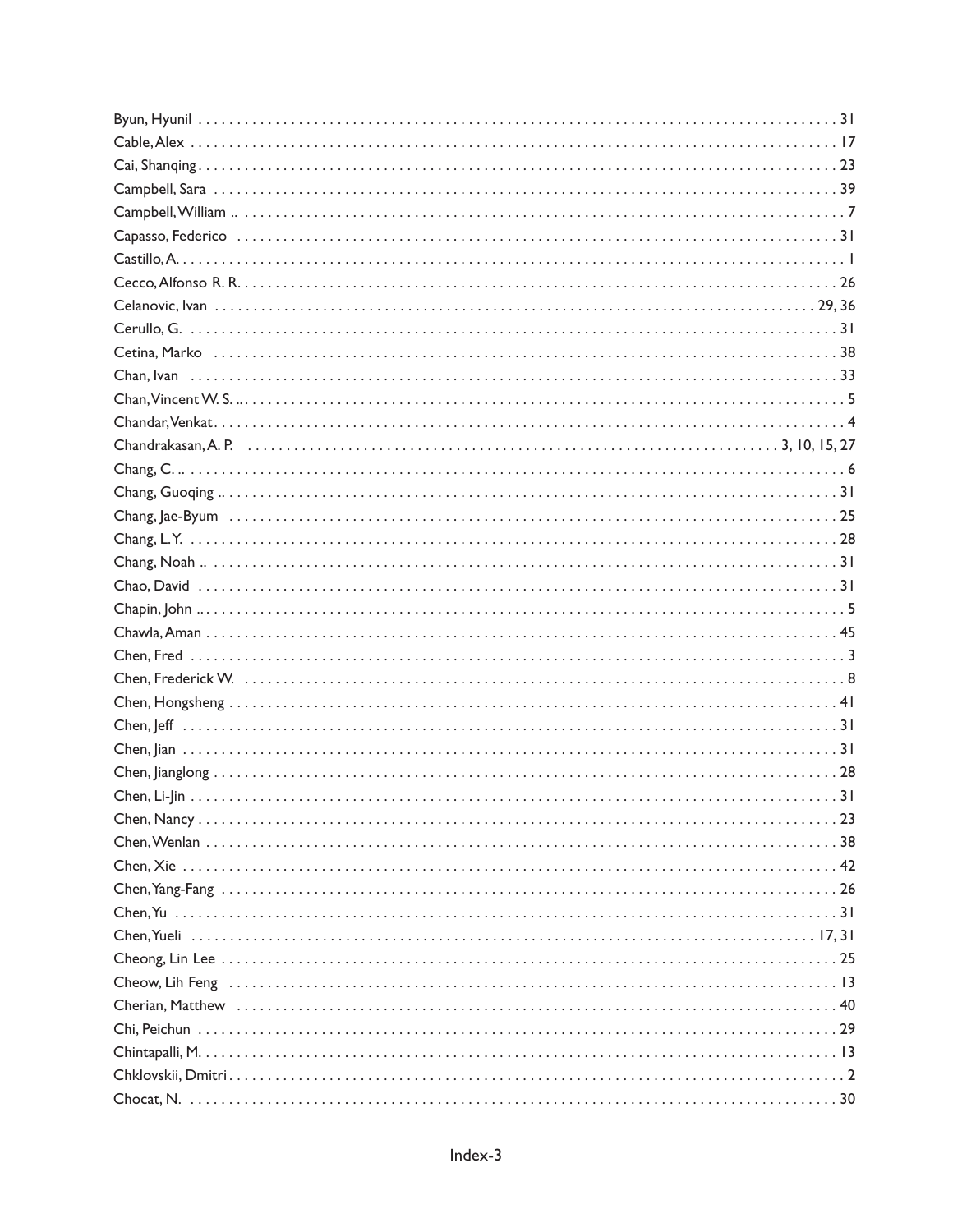Byun, Hyunil . . . . . . . . . . 31
Cable, Alex . . . . . . . . . . 17
Cai, Shanqing . . . . . . . . . . 23
Campbell, Sara . . . . . . . . . . 39
Campbell, William . . . . . . . . . . 7
Capasso, Federico . . . . . . . . . . 31
Castillo, A. . . . . . . . . . . 1
Cecco, Alfonso R. R. . . . . . . . . . . 26
Celanovic, Ivan . . . . . . . . . . 29, 36
Cerullo, G. . . . . . . . . . . 31
Cetina, Marko . . . . . . . . . . 38
Chan, Ivan . . . . . . . . . . 33
Chan, Vincent W. S. . . . . . . . . . . 5
Chandar, Venkat . . . . . . . . . . 4
Chandrakasan, A. P. . . . . . . . . . . 3, 10, 15, 27
Chang, C. . . . . . . . . . . 6
Chang, Guoqing . . . . . . . . . . 31
Chang, Jae-Byum . . . . . . . . . . 25
Chang, L. Y. . . . . . . . . . . 28
Chang, Noah . . . . . . . . . . 31
Chao, David . . . . . . . . . . 31
Chapin, John . . . . . . . . . . 5
Chawla, Aman . . . . . . . . . . 45
Chen, Fred . . . . . . . . . . 3
Chen, Frederick W. . . . . . . . . . . 8
Chen, Hongsheng . . . . . . . . . . 41
Chen, Jeff . . . . . . . . . . 31
Chen, Jian . . . . . . . . . . 31
Chen, Jianglong . . . . . . . . . . 28
Chen, Li-Jin . . . . . . . . . . 31
Chen, Nancy . . . . . . . . . . 23
Chen, Wenlan . . . . . . . . . . 38
Chen, Xie . . . . . . . . . . 42
Chen, Yang-Fang . . . . . . . . . . 26
Chen, Yu . . . . . . . . . . 31
Chen, Yueli . . . . . . . . . . 17, 31
Cheong, Lin Lee . . . . . . . . . . 25
Cheow, Lih Feng . . . . . . . . . . 13
Cherian, Matthew . . . . . . . . . . 40
Chi, Peichun . . . . . . . . . . 29
Chintapalli, M. . . . . . . . . . . 13
Chklovskii, Dmitri . . . . . . . . . . 2
Chocat, N. . . . . . . . . . . 30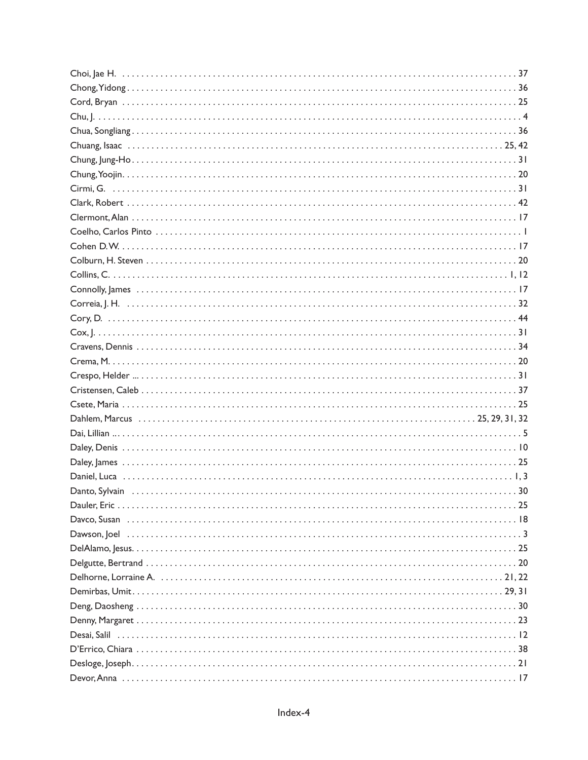Choi, Jae H. . . . . . . . . . . . . . . . . . . . . . . . . . . . . . . . . . . . . . . . . . . . . . . . . . . . . . . . . . . . . . . . . . . . . . . . . . . . 37
Chong, Yidong . . . . . . . . . . . . . . . . . . . . . . . . . . . . . . . . . . . . . . . . . . . . . . . . . . . . . . . . . . . . . . . . . . . . . . . . . . . . 36
Cord, Bryan . . . . . . . . . . . . . . . . . . . . . . . . . . . . . . . . . . . . . . . . . . . . . . . . . . . . . . . . . . . . . . . . . . . . . . . . . . . . 25
Chu, J. . . . . . . . . . . . . . . . . . . . . . . . . . . . . . . . . . . . . . . . . . . . . . . . . . . . . . . . . . . . . . . . . . . . . . . . . . . . 4
Chua, Songliang . . . . . . . . . . . . . . . . . . . . . . . . . . . . . . . . . . . . . . . . . . . . . . . . . . . . . . . . . . . . . . . . . . . . . . . . . . . . 36
Chuang, Isaac . . . . . . . . . . . . . . . . . . . . . . . . . . . . . . . . . . . . . . . . . . . . . . . . . . . . . . . . . . . . . . . . . . . . . . . . . . . . 25, 42
Chung, Jung-Ho . . . . . . . . . . . . . . . . . . . . . . . . . . . . . . . . . . . . . . . . . . . . . . . . . . . . . . . . . . . . . . . . . . . . . . . . . . . . 31
Chung, Yoojin . . . . . . . . . . . . . . . . . . . . . . . . . . . . . . . . . . . . . . . . . . . . . . . . . . . . . . . . . . . . . . . . . . . . . . . . . . . . 20
Cirmi, G. . . . . . . . . . . . . . . . . . . . . . . . . . . . . . . . . . . . . . . . . . . . . . . . . . . . . . . . . . . . . . . . . . . . . . . . . . . . 31
Clark, Robert . . . . . . . . . . . . . . . . . . . . . . . . . . . . . . . . . . . . . . . . . . . . . . . . . . . . . . . . . . . . . . . . . . . . . . . . . . . . 42
Clermont, Alan . . . . . . . . . . . . . . . . . . . . . . . . . . . . . . . . . . . . . . . . . . . . . . . . . . . . . . . . . . . . . . . . . . . . . . . . . . . . 17
Coelho, Carlos Pinto . . . . . . . . . . . . . . . . . . . . . . . . . . . . . . . . . . . . . . . . . . . . . . . . . . . . . . . . . . . . . . . . . . . . . . . . . . . . 1
Cohen D.W. . . . . . . . . . . . . . . . . . . . . . . . . . . . . . . . . . . . . . . . . . . . . . . . . . . . . . . . . . . . . . . . . . . . . . . . . . . . 17
Colburn, H. Steven . . . . . . . . . . . . . . . . . . . . . . . . . . . . . . . . . . . . . . . . . . . . . . . . . . . . . . . . . . . . . . . . . . . . . . . . . . . . 20
Collins, C. . . . . . . . . . . . . . . . . . . . . . . . . . . . . . . . . . . . . . . . . . . . . . . . . . . . . . . . . . . . . . . . . . . . . . . . . . . . 1, 12
Connolly, James . . . . . . . . . . . . . . . . . . . . . . . . . . . . . . . . . . . . . . . . . . . . . . . . . . . . . . . . . . . . . . . . . . . . . . . . . . . . 17
Correia, J. H. . . . . . . . . . . . . . . . . . . . . . . . . . . . . . . . . . . . . . . . . . . . . . . . . . . . . . . . . . . . . . . . . . . . . . . . . . . . 32
Cory, D. . . . . . . . . . . . . . . . . . . . . . . . . . . . . . . . . . . . . . . . . . . . . . . . . . . . . . . . . . . . . . . . . . . . . . . . . . . . 44
Cox, J. . . . . . . . . . . . . . . . . . . . . . . . . . . . . . . . . . . . . . . . . . . . . . . . . . . . . . . . . . . . . . . . . . . . . . . . . . . . 31
Cravens, Dennis . . . . . . . . . . . . . . . . . . . . . . . . . . . . . . . . . . . . . . . . . . . . . . . . . . . . . . . . . . . . . . . . . . . . . . . . . . . . 34
Crema, M. . . . . . . . . . . . . . . . . . . . . . . . . . . . . . . . . . . . . . . . . . . . . . . . . . . . . . . . . . . . . . . . . . . . . . . . . . . . 20
Crespo, Helder ... . . . . . . . . . . . . . . . . . . . . . . . . . . . . . . . . . . . . . . . . . . . . . . . . . . . . . . . . . . . . . . . . . . . . . . . . . . . . 31
Cristensen, Caleb . . . . . . . . . . . . . . . . . . . . . . . . . . . . . . . . . . . . . . . . . . . . . . . . . . . . . . . . . . . . . . . . . . . . . . . . . . . . 37
Csete, Maria . . . . . . . . . . . . . . . . . . . . . . . . . . . . . . . . . . . . . . . . . . . . . . . . . . . . . . . . . . . . . . . . . . . . . . . . . . . . 25
Dahlem, Marcus . . . . . . . . . . . . . . . . . . . . . . . . . . . . . . . . . . . . . . . . . . . . . . . . . . . . . . . . . . . . . . . . . . . . . . . . . . . . 25, 29, 31, 32
Dai, Lillian ... . . . . . . . . . . . . . . . . . . . . . . . . . . . . . . . . . . . . . . . . . . . . . . . . . . . . . . . . . . . . . . . . . . . . . . . . . . . . 5
Daley, Denis . . . . . . . . . . . . . . . . . . . . . . . . . . . . . . . . . . . . . . . . . . . . . . . . . . . . . . . . . . . . . . . . . . . . . . . . . . . . 10
Daley, James . . . . . . . . . . . . . . . . . . . . . . . . . . . . . . . . . . . . . . . . . . . . . . . . . . . . . . . . . . . . . . . . . . . . . . . . . . . . 25
Daniel, Luca . . . . . . . . . . . . . . . . . . . . . . . . . . . . . . . . . . . . . . . . . . . . . . . . . . . . . . . . . . . . . . . . . . . . . . . . . . . . 1, 3
Danto, Sylvain . . . . . . . . . . . . . . . . . . . . . . . . . . . . . . . . . . . . . . . . . . . . . . . . . . . . . . . . . . . . . . . . . . . . . . . . . . . . 30
Dauler, Eric . . . . . . . . . . . . . . . . . . . . . . . . . . . . . . . . . . . . . . . . . . . . . . . . . . . . . . . . . . . . . . . . . . . . . . . . . . . . 25
Davco, Susan . . . . . . . . . . . . . . . . . . . . . . . . . . . . . . . . . . . . . . . . . . . . . . . . . . . . . . . . . . . . . . . . . . . . . . . . . . . . 18
Dawson, Joel . . . . . . . . . . . . . . . . . . . . . . . . . . . . . . . . . . . . . . . . . . . . . . . . . . . . . . . . . . . . . . . . . . . . . . . . . . . . 3
DelAlamo, Jesus. . . . . . . . . . . . . . . . . . . . . . . . . . . . . . . . . . . . . . . . . . . . . . . . . . . . . . . . . . . . . . . . . . . . . . . . . . . . 25
Delgutte, Bertrand . . . . . . . . . . . . . . . . . . . . . . . . . . . . . . . . . . . . . . . . . . . . . . . . . . . . . . . . . . . . . . . . . . . . . . . . . . . . 20
Delhorne, Lorraine A. . . . . . . . . . . . . . . . . . . . . . . . . . . . . . . . . . . . . . . . . . . . . . . . . . . . . . . . . . . . . . . . . . . . . . . . . . . . 21, 22
Demirbas, Umit . . . . . . . . . . . . . . . . . . . . . . . . . . . . . . . . . . . . . . . . . . . . . . . . . . . . . . . . . . . . . . . . . . . . . . . . . . . . 29, 31
Deng, Daosheng . . . . . . . . . . . . . . . . . . . . . . . . . . . . . . . . . . . . . . . . . . . . . . . . . . . . . . . . . . . . . . . . . . . . . . . . . . . . 30
Denny, Margaret . . . . . . . . . . . . . . . . . . . . . . . . . . . . . . . . . . . . . . . . . . . . . . . . . . . . . . . . . . . . . . . . . . . . . . . . . . . . 23
Desai, Salil . . . . . . . . . . . . . . . . . . . . . . . . . . . . . . . . . . . . . . . . . . . . . . . . . . . . . . . . . . . . . . . . . . . . . . . . . . . . 12
D'Errico, Chiara . . . . . . . . . . . . . . . . . . . . . . . . . . . . . . . . . . . . . . . . . . . . . . . . . . . . . . . . . . . . . . . . . . . . . . . . . . . . 38
Desloge, Joseph . . . . . . . . . . . . . . . . . . . . . . . . . . . . . . . . . . . . . . . . . . . . . . . . . . . . . . . . . . . . . . . . . . . . . . . . . . . . 21
Devor, Anna . . . . . . . . . . . . . . . . . . . . . . . . . . . . . . . . . . . . . . . . . . . . . . . . . . . . . . . . . . . . . . . . . . . . . . . . . . . . 17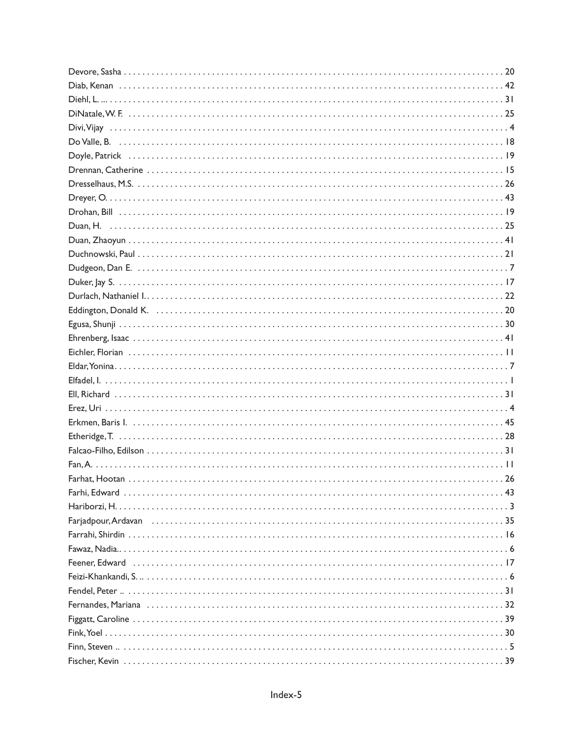Devore, Sasha . . . . . . . . . . . . . . . . . . . . . . . . . . . . . . . . . . . . . . . . . . . . . . . . . . . . . . . . . . . . . . . . . . . . . . . . . . 20
Diab, Kenan . . . . . . . . . . . . . . . . . . . . . . . . . . . . . . . . . . . . . . . . . . . . . . . . . . . . . . . . . . . . . . . . . . . . . . . . . . 42
Diehl, L. ... . . . . . . . . . . . . . . . . . . . . . . . . . . . . . . . . . . . . . . . . . . . . . . . . . . . . . . . . . . . . . . . . . . . . . . . . . . 31
DiNatale, W. F. . . . . . . . . . . . . . . . . . . . . . . . . . . . . . . . . . . . . . . . . . . . . . . . . . . . . . . . . . . . . . . . . . . . . . . . . 25
Divi, Vijay . . . . . . . . . . . . . . . . . . . . . . . . . . . . . . . . . . . . . . . . . . . . . . . . . . . . . . . . . . . . . . . . . . . . . . . . . . 4
Do Valle, B. . . . . . . . . . . . . . . . . . . . . . . . . . . . . . . . . . . . . . . . . . . . . . . . . . . . . . . . . . . . . . . . . . . . . . . . . . 18
Doyle, Patrick . . . . . . . . . . . . . . . . . . . . . . . . . . . . . . . . . . . . . . . . . . . . . . . . . . . . . . . . . . . . . . . . . . . . . . . . 19
Drennan, Catherine . . . . . . . . . . . . . . . . . . . . . . . . . . . . . . . . . . . . . . . . . . . . . . . . . . . . . . . . . . . . . . . . . . . . 15
Dresselhaus, M.S. . . . . . . . . . . . . . . . . . . . . . . . . . . . . . . . . . . . . . . . . . . . . . . . . . . . . . . . . . . . . . . . . . . . . . 26
Dreyer, O. . . . . . . . . . . . . . . . . . . . . . . . . . . . . . . . . . . . . . . . . . . . . . . . . . . . . . . . . . . . . . . . . . . . . . . . . . . 43
Drohan, Bill . . . . . . . . . . . . . . . . . . . . . . . . . . . . . . . . . . . . . . . . . . . . . . . . . . . . . . . . . . . . . . . . . . . . . . . . . 19
Duan, H. . . . . . . . . . . . . . . . . . . . . . . . . . . . . . . . . . . . . . . . . . . . . . . . . . . . . . . . . . . . . . . . . . . . . . . . . . . 25
Duan, Zhaoyun . . . . . . . . . . . . . . . . . . . . . . . . . . . . . . . . . . . . . . . . . . . . . . . . . . . . . . . . . . . . . . . . . . . . . . . 41
Duchnowski, Paul . . . . . . . . . . . . . . . . . . . . . . . . . . . . . . . . . . . . . . . . . . . . . . . . . . . . . . . . . . . . . . . . . . . . . 21
Dudgeon, Dan E. . . . . . . . . . . . . . . . . . . . . . . . . . . . . . . . . . . . . . . . . . . . . . . . . . . . . . . . . . . . . . . . . . . . . . . 7
Duker, Jay S. . . . . . . . . . . . . . . . . . . . . . . . . . . . . . . . . . . . . . . . . . . . . . . . . . . . . . . . . . . . . . . . . . . . . . . . . 17
Durlach, Nathaniel I.. . . . . . . . . . . . . . . . . . . . . . . . . . . . . . . . . . . . . . . . . . . . . . . . . . . . . . . . . . . . . . . . . . . 22
Eddington, Donald K. . . . . . . . . . . . . . . . . . . . . . . . . . . . . . . . . . . . . . . . . . . . . . . . . . . . . . . . . . . . . . . . . . . 20
Egusa, Shunji . . . . . . . . . . . . . . . . . . . . . . . . . . . . . . . . . . . . . . . . . . . . . . . . . . . . . . . . . . . . . . . . . . . . . . . . 30
Ehrenberg, Isaac . . . . . . . . . . . . . . . . . . . . . . . . . . . . . . . . . . . . . . . . . . . . . . . . . . . . . . . . . . . . . . . . . . . . . . 41
Eichler, Florian . . . . . . . . . . . . . . . . . . . . . . . . . . . . . . . . . . . . . . . . . . . . . . . . . . . . . . . . . . . . . . . . . . . . . . . 11
Eldar, Yonina . . . . . . . . . . . . . . . . . . . . . . . . . . . . . . . . . . . . . . . . . . . . . . . . . . . . . . . . . . . . . . . . . . . . . . . . . 7
Elfadel, I. . . . . . . . . . . . . . . . . . . . . . . . . . . . . . . . . . . . . . . . . . . . . . . . . . . . . . . . . . . . . . . . . . . . . . . . . . . . 1
Ell, Richard . . . . . . . . . . . . . . . . . . . . . . . . . . . . . . . . . . . . . . . . . . . . . . . . . . . . . . . . . . . . . . . . . . . . . . . . . 31
Erez, Uri . . . . . . . . . . . . . . . . . . . . . . . . . . . . . . . . . . . . . . . . . . . . . . . . . . . . . . . . . . . . . . . . . . . . . . . . . . . 4
Erkmen, Baris I. . . . . . . . . . . . . . . . . . . . . . . . . . . . . . . . . . . . . . . . . . . . . . . . . . . . . . . . . . . . . . . . . . . . . . . 45
Etheridge, T. . . . . . . . . . . . . . . . . . . . . . . . . . . . . . . . . . . . . . . . . . . . . . . . . . . . . . . . . . . . . . . . . . . . . . . . . 28
Falcao-Filho, Edilson . . . . . . . . . . . . . . . . . . . . . . . . . . . . . . . . . . . . . . . . . . . . . . . . . . . . . . . . . . . . . . . . . . . 31
Fan, A. . . . . . . . . . . . . . . . . . . . . . . . . . . . . . . . . . . . . . . . . . . . . . . . . . . . . . . . . . . . . . . . . . . . . . . . . . . . . 11
Farhat, Hootan . . . . . . . . . . . . . . . . . . . . . . . . . . . . . . . . . . . . . . . . . . . . . . . . . . . . . . . . . . . . . . . . . . . . . . . 26
Farhi, Edward . . . . . . . . . . . . . . . . . . . . . . . . . . . . . . . . . . . . . . . . . . . . . . . . . . . . . . . . . . . . . . . . . . . . . . . . 43
Hariborzi, H. . . . . . . . . . . . . . . . . . . . . . . . . . . . . . . . . . . . . . . . . . . . . . . . . . . . . . . . . . . . . . . . . . . . . . . . . . 3
Farjadpour, Ardavan . . . . . . . . . . . . . . . . . . . . . . . . . . . . . . . . . . . . . . . . . . . . . . . . . . . . . . . . . . . . . . . . . . . 35
Farrahi, Shirdin . . . . . . . . . . . . . . . . . . . . . . . . . . . . . . . . . . . . . . . . . . . . . . . . . . . . . . . . . . . . . . . . . . . . . . . 16
Fawaz, Nadia.. . . . . . . . . . . . . . . . . . . . . . . . . . . . . . . . . . . . . . . . . . . . . . . . . . . . . . . . . . . . . . . . . . . . . . . . . 6
Feener, Edward . . . . . . . . . . . . . . . . . . . . . . . . . . . . . . . . . . . . . . . . . . . . . . . . . . . . . . . . . . . . . . . . . . . . . . . 17
Feizi-Khankandi, S. .. . . . . . . . . . . . . . . . . . . . . . . . . . . . . . . . . . . . . . . . . . . . . . . . . . . . . . . . . . . . . . . . . . . . 6
Fendel, Peter .. . . . . . . . . . . . . . . . . . . . . . . . . . . . . . . . . . . . . . . . . . . . . . . . . . . . . . . . . . . . . . . . . . . . . . . . 31
Fernandes, Mariana . . . . . . . . . . . . . . . . . . . . . . . . . . . . . . . . . . . . . . . . . . . . . . . . . . . . . . . . . . . . . . . . . . . . 32
Figgatt, Caroline . . . . . . . . . . . . . . . . . . . . . . . . . . . . . . . . . . . . . . . . . . . . . . . . . . . . . . . . . . . . . . . . . . . . . . 39
Fink, Yoel . . . . . . . . . . . . . . . . . . . . . . . . . . . . . . . . . . . . . . . . . . . . . . . . . . . . . . . . . . . . . . . . . . . . . . . . . . . 30
Finn, Steven .. . . . . . . . . . . . . . . . . . . . . . . . . . . . . . . . . . . . . . . . . . . . . . . . . . . . . . . . . . . . . . . . . . . . . . . . . 5
Fischer, Kevin . . . . . . . . . . . . . . . . . . . . . . . . . . . . . . . . . . . . . . . . . . . . . . . . . . . . . . . . . . . . . . . . . . . . . . . . 39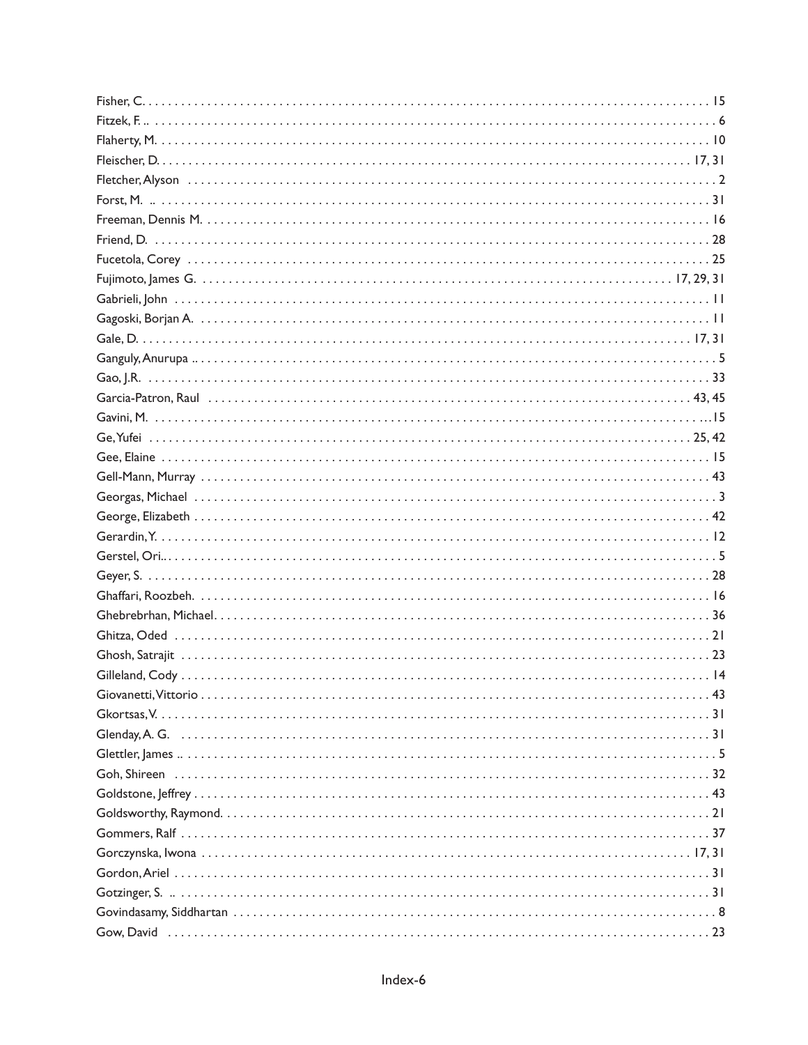Fisher, C. . . . . . . . . . . . . . . . . . . . . . . . . . . . . . . . . . . . . . . . . . . . . . . . . . . . . . . . . . . . . . . . . . . . . . . . . . . . . . . . . . . 15
Fitzek, F. .. . . . . . . . . . . . . . . . . . . . . . . . . . . . . . . . . . . . . . . . . . . . . . . . . . . . . . . . . . . . . . . . . . . . . . . . . . . . . . . . . . 6
Flaherty, M. . . . . . . . . . . . . . . . . . . . . . . . . . . . . . . . . . . . . . . . . . . . . . . . . . . . . . . . . . . . . . . . . . . . . . . . . . . . . . . . . . 10
Fleischer, D. . . . . . . . . . . . . . . . . . . . . . . . . . . . . . . . . . . . . . . . . . . . . . . . . . . . . . . . . . . . . . . . . . . . . . . . . . . . . 17, 31
Fletcher, Alyson . . . . . . . . . . . . . . . . . . . . . . . . . . . . . . . . . . . . . . . . . . . . . . . . . . . . . . . . . . . . . . . . . . . . . . . . . . . . 2
Forst, M. .. . . . . . . . . . . . . . . . . . . . . . . . . . . . . . . . . . . . . . . . . . . . . . . . . . . . . . . . . . . . . . . . . . . . . . . . . . . . . . . . . . 31
Freeman, Dennis M. . . . . . . . . . . . . . . . . . . . . . . . . . . . . . . . . . . . . . . . . . . . . . . . . . . . . . . . . . . . . . . . . . . . . . . . . . . 16
Friend, D. . . . . . . . . . . . . . . . . . . . . . . . . . . . . . . . . . . . . . . . . . . . . . . . . . . . . . . . . . . . . . . . . . . . . . . . . . . . . . . . . . 28
Fucetola, Corey . . . . . . . . . . . . . . . . . . . . . . . . . . . . . . . . . . . . . . . . . . . . . . . . . . . . . . . . . . . . . . . . . . . . . . . . . . . . 25
Fujimoto, James G. . . . . . . . . . . . . . . . . . . . . . . . . . . . . . . . . . . . . . . . . . . . . . . . . . . . . . . . . . . . . . . . . . . . 17, 29, 31
Gabrieli, John . . . . . . . . . . . . . . . . . . . . . . . . . . . . . . . . . . . . . . . . . . . . . . . . . . . . . . . . . . . . . . . . . . . . . . . . . . . . . 11
Gagoski, Borjan A. . . . . . . . . . . . . . . . . . . . . . . . . . . . . . . . . . . . . . . . . . . . . . . . . . . . . . . . . . . . . . . . . . . . . . . . . . . 11
Gale, D. . . . . . . . . . . . . . . . . . . . . . . . . . . . . . . . . . . . . . . . . . . . . . . . . . . . . . . . . . . . . . . . . . . . . . . . . . . . . . . 17, 31
Ganguly, Anurupa .. . . . . . . . . . . . . . . . . . . . . . . . . . . . . . . . . . . . . . . . . . . . . . . . . . . . . . . . . . . . . . . . . . . . . . . . . . 5
Gao, J.R. . . . . . . . . . . . . . . . . . . . . . . . . . . . . . . . . . . . . . . . . . . . . . . . . . . . . . . . . . . . . . . . . . . . . . . . . . . . . . . . . 33
Garcia-Patron, Raul . . . . . . . . . . . . . . . . . . . . . . . . . . . . . . . . . . . . . . . . . . . . . . . . . . . . . . . . . . . . . . . . . . . . . 43, 45
Gavini, M. . . . . . . . . . . . . . . . . . . . . . . . . . . . . . . . . . . . . . . . . . . . . . . . . . . . . . . . . . . . . . . . . . . . . . . . . . . . . . . ...15
Ge, Yufei . . . . . . . . . . . . . . . . . . . . . . . . . . . . . . . . . . . . . . . . . . . . . . . . . . . . . . . . . . . . . . . . . . . . . . . . . . . . 25, 42
Gee, Elaine . . . . . . . . . . . . . . . . . . . . . . . . . . . . . . . . . . . . . . . . . . . . . . . . . . . . . . . . . . . . . . . . . . . . . . . . . . . . . . . 15
Gell-Mann, Murray . . . . . . . . . . . . . . . . . . . . . . . . . . . . . . . . . . . . . . . . . . . . . . . . . . . . . . . . . . . . . . . . . . . . . . . . . 43
Georgas, Michael . . . . . . . . . . . . . . . . . . . . . . . . . . . . . . . . . . . . . . . . . . . . . . . . . . . . . . . . . . . . . . . . . . . . . . . . . . 3
George, Elizabeth . . . . . . . . . . . . . . . . . . . . . . . . . . . . . . . . . . . . . . . . . . . . . . . . . . . . . . . . . . . . . . . . . . . . . . . . . 42
Gerardin, Y. . . . . . . . . . . . . . . . . . . . . . . . . . . . . . . . . . . . . . . . . . . . . . . . . . . . . . . . . . . . . . . . . . . . . . . . . . . . . . 12
Gerstel, Ori.. . . . . . . . . . . . . . . . . . . . . . . . . . . . . . . . . . . . . . . . . . . . . . . . . . . . . . . . . . . . . . . . . . . . . . . . . . . . . . 5
Geyer, S. . . . . . . . . . . . . . . . . . . . . . . . . . . . . . . . . . . . . . . . . . . . . . . . . . . . . . . . . . . . . . . . . . . . . . . . . . . . . . . . 28
Ghaffari, Roozbeh. . . . . . . . . . . . . . . . . . . . . . . . . . . . . . . . . . . . . . . . . . . . . . . . . . . . . . . . . . . . . . . . . . . . . . . . 16
Ghebrebrhan, Michael. . . . . . . . . . . . . . . . . . . . . . . . . . . . . . . . . . . . . . . . . . . . . . . . . . . . . . . . . . . . . . . . . . . . . 36
Ghitza, Oded . . . . . . . . . . . . . . . . . . . . . . . . . . . . . . . . . . . . . . . . . . . . . . . . . . . . . . . . . . . . . . . . . . . . . . . . . . . 21
Ghosh, Satrajit . . . . . . . . . . . . . . . . . . . . . . . . . . . . . . . . . . . . . . . . . . . . . . . . . . . . . . . . . . . . . . . . . . . . . . . . . . 23
Gilleland, Cody . . . . . . . . . . . . . . . . . . . . . . . . . . . . . . . . . . . . . . . . . . . . . . . . . . . . . . . . . . . . . . . . . . . . . . . . . . 14
Giovanetti, Vittorio . . . . . . . . . . . . . . . . . . . . . . . . . . . . . . . . . . . . . . . . . . . . . . . . . . . . . . . . . . . . . . . . . . . . . . . 43
Gkortsas, V. . . . . . . . . . . . . . . . . . . . . . . . . . . . . . . . . . . . . . . . . . . . . . . . . . . . . . . . . . . . . . . . . . . . . . . . . . . . . 31
Glenday, A. G. . . . . . . . . . . . . . . . . . . . . . . . . . . . . . . . . . . . . . . . . . . . . . . . . . . . . . . . . . . . . . . . . . . . . . . . . . . 31
Glettler, James .. . . . . . . . . . . . . . . . . . . . . . . . . . . . . . . . . . . . . . . . . . . . . . . . . . . . . . . . . . . . . . . . . . . . . . . . . . 5
Goh, Shireen . . . . . . . . . . . . . . . . . . . . . . . . . . . . . . . . . . . . . . . . . . . . . . . . . . . . . . . . . . . . . . . . . . . . . . . . . . . 32
Goldstone, Jeffrey . . . . . . . . . . . . . . . . . . . . . . . . . . . . . . . . . . . . . . . . . . . . . . . . . . . . . . . . . . . . . . . . . . . . . . . 43
Goldsworthy, Raymond. . . . . . . . . . . . . . . . . . . . . . . . . . . . . . . . . . . . . . . . . . . . . . . . . . . . . . . . . . . . . . . . . . . . 21
Gommers, Ralf . . . . . . . . . . . . . . . . . . . . . . . . . . . . . . . . . . . . . . . . . . . . . . . . . . . . . . . . . . . . . . . . . . . . . . . . . 37
Gorczynska, Iwona . . . . . . . . . . . . . . . . . . . . . . . . . . . . . . . . . . . . . . . . . . . . . . . . . . . . . . . . . . . . . . . . . . . . 17, 31
Gordon, Ariel . . . . . . . . . . . . . . . . . . . . . . . . . . . . . . . . . . . . . . . . . . . . . . . . . . . . . . . . . . . . . . . . . . . . . . . . . . . 31
Gotzinger, S. .. . . . . . . . . . . . . . . . . . . . . . . . . . . . . . . . . . . . . . . . . . . . . . . . . . . . . . . . . . . . . . . . . . . . . . . . . . 31
Govindasamy, Siddhartan . . . . . . . . . . . . . . . . . . . . . . . . . . . . . . . . . . . . . . . . . . . . . . . . . . . . . . . . . . . . . . . . . . 8
Gow, David . . . . . . . . . . . . . . . . . . . . . . . . . . . . . . . . . . . . . . . . . . . . . . . . . . . . . . . . . . . . . . . . . . . . . . . . . . . . 23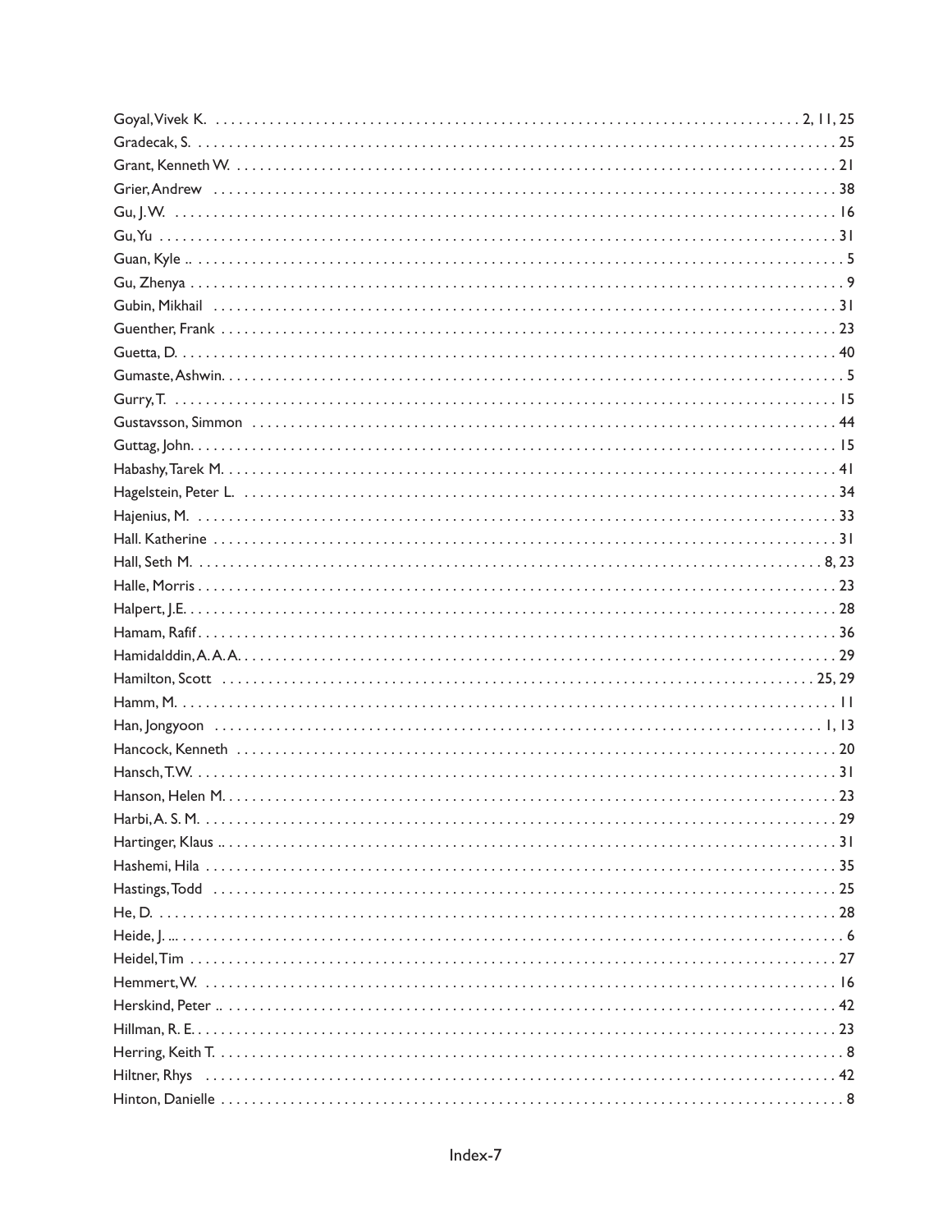Goyal, Vivek K. . . . . . . . . . . . . . . . . . . . . . . . . . . . . . . . . . . . . . . . . . . . . . . . . . . . . . . . . . . . . . . . . . . . . . . . 2, 11, 25
Gradecak, S. . . . . . . . . . . . . . . . . . . . . . . . . . . . . . . . . . . . . . . . . . . . . . . . . . . . . . . . . . . . . . . . . . . . . . . . . . . . 25
Grant, Kenneth W. . . . . . . . . . . . . . . . . . . . . . . . . . . . . . . . . . . . . . . . . . . . . . . . . . . . . . . . . . . . . . . . . . . . . . . 21
Grier, Andrew . . . . . . . . . . . . . . . . . . . . . . . . . . . . . . . . . . . . . . . . . . . . . . . . . . . . . . . . . . . . . . . . . . . . . . . . . 38
Gu, J. W. . . . . . . . . . . . . . . . . . . . . . . . . . . . . . . . . . . . . . . . . . . . . . . . . . . . . . . . . . . . . . . . . . . . . . . . . . . . . 16
Gu, Yu . . . . . . . . . . . . . . . . . . . . . . . . . . . . . . . . . . . . . . . . . . . . . . . . . . . . . . . . . . . . . . . . . . . . . . . . . . . . . . 31
Guan, Kyle .. . . . . . . . . . . . . . . . . . . . . . . . . . . . . . . . . . . . . . . . . . . . . . . . . . . . . . . . . . . . . . . . . . . . . . . . . . 5
Gu, Zhenya . . . . . . . . . . . . . . . . . . . . . . . . . . . . . . . . . . . . . . . . . . . . . . . . . . . . . . . . . . . . . . . . . . . . . . . . . . . 9
Gubin, Mikhail . . . . . . . . . . . . . . . . . . . . . . . . . . . . . . . . . . . . . . . . . . . . . . . . . . . . . . . . . . . . . . . . . . . . . . . . 31
Guenther, Frank . . . . . . . . . . . . . . . . . . . . . . . . . . . . . . . . . . . . . . . . . . . . . . . . . . . . . . . . . . . . . . . . . . . . . . . 23
Guetta, D. . . . . . . . . . . . . . . . . . . . . . . . . . . . . . . . . . . . . . . . . . . . . . . . . . . . . . . . . . . . . . . . . . . . . . . . . . . . 40
Gumaste, Ashwin. . . . . . . . . . . . . . . . . . . . . . . . . . . . . . . . . . . . . . . . . . . . . . . . . . . . . . . . . . . . . . . . . . . . . . . 5
Gurry, T. . . . . . . . . . . . . . . . . . . . . . . . . . . . . . . . . . . . . . . . . . . . . . . . . . . . . . . . . . . . . . . . . . . . . . . . . . . . . 15
Gustavsson, Simmon . . . . . . . . . . . . . . . . . . . . . . . . . . . . . . . . . . . . . . . . . . . . . . . . . . . . . . . . . . . . . . . . . . . 44
Guttag, John. . . . . . . . . . . . . . . . . . . . . . . . . . . . . . . . . . . . . . . . . . . . . . . . . . . . . . . . . . . . . . . . . . . . . . . . . . 15
Habashy, Tarek M. . . . . . . . . . . . . . . . . . . . . . . . . . . . . . . . . . . . . . . . . . . . . . . . . . . . . . . . . . . . . . . . . . . . . . 41
Hagelstein, Peter L. . . . . . . . . . . . . . . . . . . . . . . . . . . . . . . . . . . . . . . . . . . . . . . . . . . . . . . . . . . . . . . . . . . . . 34
Hajenius, M. . . . . . . . . . . . . . . . . . . . . . . . . . . . . . . . . . . . . . . . . . . . . . . . . . . . . . . . . . . . . . . . . . . . . . . . . . 33
Hall. Katherine . . . . . . . . . . . . . . . . . . . . . . . . . . . . . . . . . . . . . . . . . . . . . . . . . . . . . . . . . . . . . . . . . . . . . . . 31
Hall, Seth M. . . . . . . . . . . . . . . . . . . . . . . . . . . . . . . . . . . . . . . . . . . . . . . . . . . . . . . . . . . . . . . . . . . . . . . . 8, 23
Halle, Morris . . . . . . . . . . . . . . . . . . . . . . . . . . . . . . . . . . . . . . . . . . . . . . . . . . . . . . . . . . . . . . . . . . . . . . . . . 23
Halpert, J.E. . . . . . . . . . . . . . . . . . . . . . . . . . . . . . . . . . . . . . . . . . . . . . . . . . . . . . . . . . . . . . . . . . . . . . . . . . 28
Hamam, Rafif . . . . . . . . . . . . . . . . . . . . . . . . . . . . . . . . . . . . . . . . . . . . . . . . . . . . . . . . . . . . . . . . . . . . . . . . . 36
Hamidalddin, A. A. A. . . . . . . . . . . . . . . . . . . . . . . . . . . . . . . . . . . . . . . . . . . . . . . . . . . . . . . . . . . . . . . . . . . 29
Hamilton, Scott . . . . . . . . . . . . . . . . . . . . . . . . . . . . . . . . . . . . . . . . . . . . . . . . . . . . . . . . . . . . . . . . . . . . . 25, 29
Hamm, M. . . . . . . . . . . . . . . . . . . . . . . . . . . . . . . . . . . . . . . . . . . . . . . . . . . . . . . . . . . . . . . . . . . . . . . . . . . . 11
Han, Jongyoon . . . . . . . . . . . . . . . . . . . . . . . . . . . . . . . . . . . . . . . . . . . . . . . . . . . . . . . . . . . . . . . . . . . . . . 1, 13
Hancock, Kenneth . . . . . . . . . . . . . . . . . . . . . . . . . . . . . . . . . . . . . . . . . . . . . . . . . . . . . . . . . . . . . . . . . . . . . 20
Hansch, T.W. . . . . . . . . . . . . . . . . . . . . . . . . . . . . . . . . . . . . . . . . . . . . . . . . . . . . . . . . . . . . . . . . . . . . . . . . . 31
Hanson, Helen M. . . . . . . . . . . . . . . . . . . . . . . . . . . . . . . . . . . . . . . . . . . . . . . . . . . . . . . . . . . . . . . . . . . . . . 23
Harbi, A. S. M. . . . . . . . . . . . . . . . . . . . . . . . . . . . . . . . . . . . . . . . . . . . . . . . . . . . . . . . . . . . . . . . . . . . . . . . . 29
Hartinger, Klaus .. . . . . . . . . . . . . . . . . . . . . . . . . . . . . . . . . . . . . . . . . . . . . . . . . . . . . . . . . . . . . . . . . . . . . . 31
Hashemi, Hila . . . . . . . . . . . . . . . . . . . . . . . . . . . . . . . . . . . . . . . . . . . . . . . . . . . . . . . . . . . . . . . . . . . . . . . . 35
Hastings, Todd . . . . . . . . . . . . . . . . . . . . . . . . . . . . . . . . . . . . . . . . . . . . . . . . . . . . . . . . . . . . . . . . . . . . . . . 25
He, D. . . . . . . . . . . . . . . . . . . . . . . . . . . . . . . . . . . . . . . . . . . . . . . . . . . . . . . . . . . . . . . . . . . . . . . . . . . . . . . 28
Heide, J. ... . . . . . . . . . . . . . . . . . . . . . . . . . . . . . . . . . . . . . . . . . . . . . . . . . . . . . . . . . . . . . . . . . . . . . . . . . . . 6
Heidel, Tim . . . . . . . . . . . . . . . . . . . . . . . . . . . . . . . . . . . . . . . . . . . . . . . . . . . . . . . . . . . . . . . . . . . . . . . . . . 27
Hemmert, W. . . . . . . . . . . . . . . . . . . . . . . . . . . . . . . . . . . . . . . . . . . . . . . . . . . . . . . . . . . . . . . . . . . . . . . . . . 16
Herskind, Peter .. . . . . . . . . . . . . . . . . . . . . . . . . . . . . . . . . . . . . . . . . . . . . . . . . . . . . . . . . . . . . . . . . . . . . . 42
Hillman, R. E. . . . . . . . . . . . . . . . . . . . . . . . . . . . . . . . . . . . . . . . . . . . . . . . . . . . . . . . . . . . . . . . . . . . . . . . . 23
Herring, Keith T. . . . . . . . . . . . . . . . . . . . . . . . . . . . . . . . . . . . . . . . . . . . . . . . . . . . . . . . . . . . . . . . . . . . . . . . 8
Hiltner, Rhys . . . . . . . . . . . . . . . . . . . . . . . . . . . . . . . . . . . . . . . . . . . . . . . . . . . . . . . . . . . . . . . . . . . . . . . . . 42
Hinton, Danielle . . . . . . . . . . . . . . . . . . . . . . . . . . . . . . . . . . . . . . . . . . . . . . . . . . . . . . . . . . . . . . . . . . . . . . . 8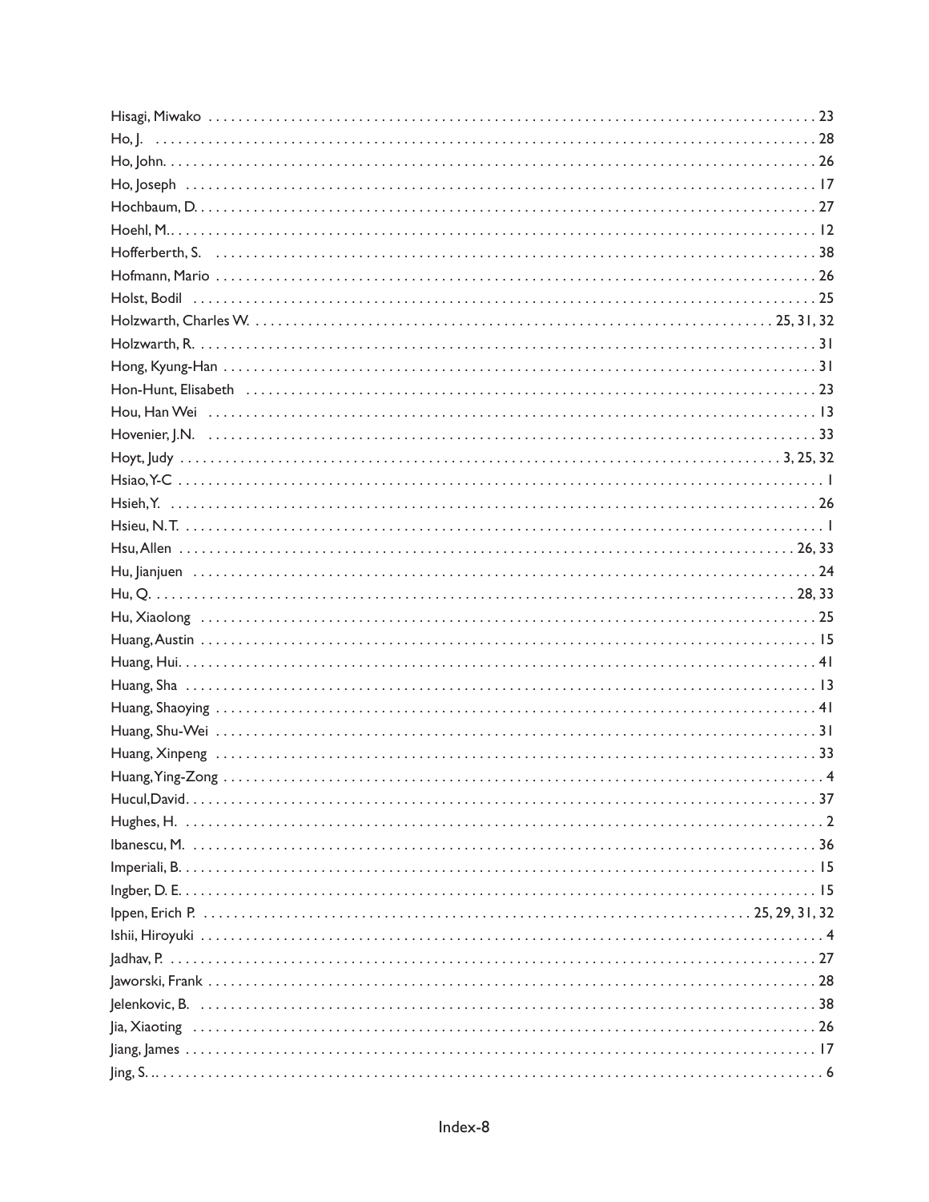Hisagi, Miwako . . . . . . . . . . . . . . . . . . . . . . . . . . . . . . . . . . . . . . . . . . . . . . . . . . . . . . . . . . . . . . . . . . . . . . . . . . . . . 23
Ho, J. . . . . . . . . . . . . . . . . . . . . . . . . . . . . . . . . . . . . . . . . . . . . . . . . . . . . . . . . . . . . . . . . . . . . . . . . . . . . . . . . . . . . . 28
Ho, John. . . . . . . . . . . . . . . . . . . . . . . . . . . . . . . . . . . . . . . . . . . . . . . . . . . . . . . . . . . . . . . . . . . . . . . . . . . . . . . . . . . . 26
Ho, Joseph . . . . . . . . . . . . . . . . . . . . . . . . . . . . . . . . . . . . . . . . . . . . . . . . . . . . . . . . . . . . . . . . . . . . . . . . . . . . . . . . . 17
Hochbaum, D. . . . . . . . . . . . . . . . . . . . . . . . . . . . . . . . . . . . . . . . . . . . . . . . . . . . . . . . . . . . . . . . . . . . . . . . . . . . . . . 27
Hoehl, M.. . . . . . . . . . . . . . . . . . . . . . . . . . . . . . . . . . . . . . . . . . . . . . . . . . . . . . . . . . . . . . . . . . . . . . . . . . . . . . . . . . 12
Hofferberth, S. . . . . . . . . . . . . . . . . . . . . . . . . . . . . . . . . . . . . . . . . . . . . . . . . . . . . . . . . . . . . . . . . . . . . . . . . . . . . . 38
Hofmann, Mario . . . . . . . . . . . . . . . . . . . . . . . . . . . . . . . . . . . . . . . . . . . . . . . . . . . . . . . . . . . . . . . . . . . . . . . . . . . 26
Holst, Bodil . . . . . . . . . . . . . . . . . . . . . . . . . . . . . . . . . . . . . . . . . . . . . . . . . . . . . . . . . . . . . . . . . . . . . . . . . . . . . . . 25
Holzwarth, Charles W. . . . . . . . . . . . . . . . . . . . . . . . . . . . . . . . . . . . . . . . . . . . . . . . . . . . . . . . . . . . . . . . . 25, 31, 32
Holzwarth, R. . . . . . . . . . . . . . . . . . . . . . . . . . . . . . . . . . . . . . . . . . . . . . . . . . . . . . . . . . . . . . . . . . . . . . . . . . . . . . 31
Hong, Kyung-Han . . . . . . . . . . . . . . . . . . . . . . . . . . . . . . . . . . . . . . . . . . . . . . . . . . . . . . . . . . . . . . . . . . . . . . . . . 31
Hon-Hunt, Elisabeth . . . . . . . . . . . . . . . . . . . . . . . . . . . . . . . . . . . . . . . . . . . . . . . . . . . . . . . . . . . . . . . . . . . . . . 23
Hou, Han Wei . . . . . . . . . . . . . . . . . . . . . . . . . . . . . . . . . . . . . . . . . . . . . . . . . . . . . . . . . . . . . . . . . . . . . . . . . . . . . 13
Hovenier, J.N. . . . . . . . . . . . . . . . . . . . . . . . . . . . . . . . . . . . . . . . . . . . . . . . . . . . . . . . . . . . . . . . . . . . . . . . . . . . . 33
Hoyt, Judy . . . . . . . . . . . . . . . . . . . . . . . . . . . . . . . . . . . . . . . . . . . . . . . . . . . . . . . . . . . . . . . . . . . . . . . . . . . . 3, 25, 32
Hsiao, Y-C . . . . . . . . . . . . . . . . . . . . . . . . . . . . . . . . . . . . . . . . . . . . . . . . . . . . . . . . . . . . . . . . . . . . . . . . . . . . . . . . . 1
Hsieh, Y. . . . . . . . . . . . . . . . . . . . . . . . . . . . . . . . . . . . . . . . . . . . . . . . . . . . . . . . . . . . . . . . . . . . . . . . . . . . . . . . . . 26
Hsieu, N. T. . . . . . . . . . . . . . . . . . . . . . . . . . . . . . . . . . . . . . . . . . . . . . . . . . . . . . . . . . . . . . . . . . . . . . . . . . . . . . . . . 1
Hsu, Allen . . . . . . . . . . . . . . . . . . . . . . . . . . . . . . . . . . . . . . . . . . . . . . . . . . . . . . . . . . . . . . . . . . . . . . . . . . . . . 26, 33
Hu, Jianjuen . . . . . . . . . . . . . . . . . . . . . . . . . . . . . . . . . . . . . . . . . . . . . . . . . . . . . . . . . . . . . . . . . . . . . . . . . . . . . 24
Hu, Q. . . . . . . . . . . . . . . . . . . . . . . . . . . . . . . . . . . . . . . . . . . . . . . . . . . . . . . . . . . . . . . . . . . . . . . . . . . . . . . . . 28, 33
Hu, Xiaolong . . . . . . . . . . . . . . . . . . . . . . . . . . . . . . . . . . . . . . . . . . . . . . . . . . . . . . . . . . . . . . . . . . . . . . . . . . . . . 25
Huang, Austin . . . . . . . . . . . . . . . . . . . . . . . . . . . . . . . . . . . . . . . . . . . . . . . . . . . . . . . . . . . . . . . . . . . . . . . . . . . . 15
Huang, Hui. . . . . . . . . . . . . . . . . . . . . . . . . . . . . . . . . . . . . . . . . . . . . . . . . . . . . . . . . . . . . . . . . . . . . . . . . . . . . . . 41
Huang, Sha . . . . . . . . . . . . . . . . . . . . . . . . . . . . . . . . . . . . . . . . . . . . . . . . . . . . . . . . . . . . . . . . . . . . . . . . . . . . . . 13
Huang, Shaoying . . . . . . . . . . . . . . . . . . . . . . . . . . . . . . . . . . . . . . . . . . . . . . . . . . . . . . . . . . . . . . . . . . . . . . . . . 41
Huang, Shu-Wei . . . . . . . . . . . . . . . . . . . . . . . . . . . . . . . . . . . . . . . . . . . . . . . . . . . . . . . . . . . . . . . . . . . . . . . . . . 31
Huang, Xinpeng . . . . . . . . . . . . . . . . . . . . . . . . . . . . . . . . . . . . . . . . . . . . . . . . . . . . . . . . . . . . . . . . . . . . . . . . . . 33
Huang, Ying-Zong . . . . . . . . . . . . . . . . . . . . . . . . . . . . . . . . . . . . . . . . . . . . . . . . . . . . . . . . . . . . . . . . . . . . . . . . . 4
Hucul, David. . . . . . . . . . . . . . . . . . . . . . . . . . . . . . . . . . . . . . . . . . . . . . . . . . . . . . . . . . . . . . . . . . . . . . . . . . . . . . 37
Hughes, H. . . . . . . . . . . . . . . . . . . . . . . . . . . . . . . . . . . . . . . . . . . . . . . . . . . . . . . . . . . . . . . . . . . . . . . . . . . . . . . . . 2
Ibanescu, M. . . . . . . . . . . . . . . . . . . . . . . . . . . . . . . . . . . . . . . . . . . . . . . . . . . . . . . . . . . . . . . . . . . . . . . . . . . . . . 36
Imperiali, B. . . . . . . . . . . . . . . . . . . . . . . . . . . . . . . . . . . . . . . . . . . . . . . . . . . . . . . . . . . . . . . . . . . . . . . . . . . . . . . 15
Ingber, D. E. . . . . . . . . . . . . . . . . . . . . . . . . . . . . . . . . . . . . . . . . . . . . . . . . . . . . . . . . . . . . . . . . . . . . . . . . . . . . . . 15
Ippen, Erich P. . . . . . . . . . . . . . . . . . . . . . . . . . . . . . . . . . . . . . . . . . . . . . . . . . . . . . . . . . . . . . . . . . . . . . 25, 29, 31, 32
Ishii, Hiroyuki . . . . . . . . . . . . . . . . . . . . . . . . . . . . . . . . . . . . . . . . . . . . . . . . . . . . . . . . . . . . . . . . . . . . . . . . . . . . . . 4
Jadhav, P. . . . . . . . . . . . . . . . . . . . . . . . . . . . . . . . . . . . . . . . . . . . . . . . . . . . . . . . . . . . . . . . . . . . . . . . . . . . . . . . . 27
Jaworski, Frank . . . . . . . . . . . . . . . . . . . . . . . . . . . . . . . . . . . . . . . . . . . . . . . . . . . . . . . . . . . . . . . . . . . . . . . . . . . 28
Jelenkovic, B. . . . . . . . . . . . . . . . . . . . . . . . . . . . . . . . . . . . . . . . . . . . . . . . . . . . . . . . . . . . . . . . . . . . . . . . . . . . . 38
Jia, Xiaoting . . . . . . . . . . . . . . . . . . . . . . . . . . . . . . . . . . . . . . . . . . . . . . . . . . . . . . . . . . . . . . . . . . . . . . . . . . . . . . 26
Jiang, James . . . . . . . . . . . . . . . . . . . . . . . . . . . . . . . . . . . . . . . . . . . . . . . . . . . . . . . . . . . . . . . . . . . . . . . . . . . . . . 17
Jing, S.. . . . . . . . . . . . . . . . . . . . . . . . . . . . . . . . . . . . . . . . . . . . . . . . . . . . . . . . . . . . . . . . . . . . . . . . . . . . . . . . . . . 6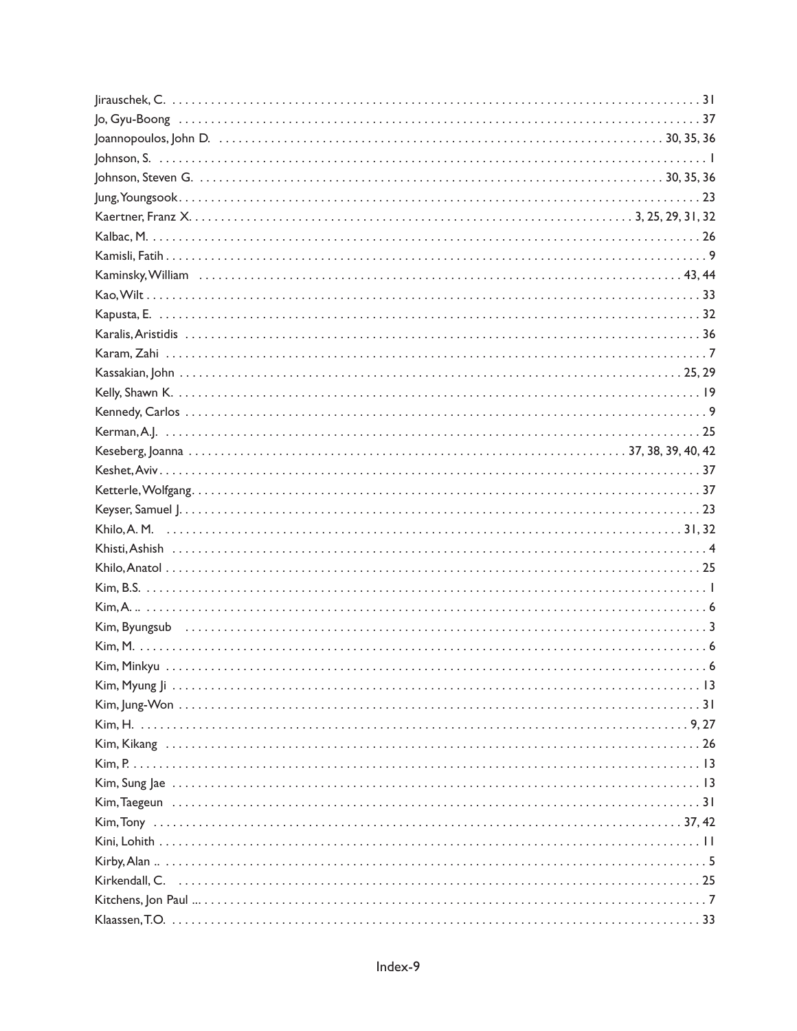Jirauschek, C. . . . . . . . . . . . . . . . . . . . . . . . . . . . . . . . . . . . . . . . . . . . . . . . . . . . 31
Jo, Gyu-Boong . . . . . . . . . . . . . . . . . . . . . . . . . . . . . . . . . . . . . . . . . . . . . . . . . . . . 37
Joannopoulos, John D. . . . . . . . . . . . . . . . . . . . . . . . . . . . . . . . . . . . . . . . . . . . 30, 35, 36
Johnson, S. . . . . . . . . . . . . . . . . . . . . . . . . . . . . . . . . . . . . . . . . . . . . . . . . . . . . 1
Johnson, Steven G. . . . . . . . . . . . . . . . . . . . . . . . . . . . . . . . . . . . . . . . . . . . . 30, 35, 36
Jung, Youngsook . . . . . . . . . . . . . . . . . . . . . . . . . . . . . . . . . . . . . . . . . . . . . . . . . 23
Kaertner, Franz X. . . . . . . . . . . . . . . . . . . . . . . . . . . . . . . . . . . . . . . . . 3, 25, 29, 31, 32
Kalbac, M. . . . . . . . . . . . . . . . . . . . . . . . . . . . . . . . . . . . . . . . . . . . . . . . . . . . . 26
Kamisli, Fatih . . . . . . . . . . . . . . . . . . . . . . . . . . . . . . . . . . . . . . . . . . . . . . . . . . . 9
Kaminsky, William . . . . . . . . . . . . . . . . . . . . . . . . . . . . . . . . . . . . . . . . . . . . . . 43, 44
Kao, Wilt . . . . . . . . . . . . . . . . . . . . . . . . . . . . . . . . . . . . . . . . . . . . . . . . . . . . . 33
Kapusta, E. . . . . . . . . . . . . . . . . . . . . . . . . . . . . . . . . . . . . . . . . . . . . . . . . . . . . 32
Karalis, Aristidis . . . . . . . . . . . . . . . . . . . . . . . . . . . . . . . . . . . . . . . . . . . . . . . . . 36
Karam, Zahi . . . . . . . . . . . . . . . . . . . . . . . . . . . . . . . . . . . . . . . . . . . . . . . . . . . . 7
Kassakian, John . . . . . . . . . . . . . . . . . . . . . . . . . . . . . . . . . . . . . . . . . . . . . . . 25, 29
Kelly, Shawn K. . . . . . . . . . . . . . . . . . . . . . . . . . . . . . . . . . . . . . . . . . . . . . . . . . 19
Kennedy, Carlos . . . . . . . . . . . . . . . . . . . . . . . . . . . . . . . . . . . . . . . . . . . . . . . . . 9
Kerman, A.J. . . . . . . . . . . . . . . . . . . . . . . . . . . . . . . . . . . . . . . . . . . . . . . . . . . . 25
Keseberg, Joanna . . . . . . . . . . . . . . . . . . . . . . . . . . . . . . . . . . . . . . . . . . 37, 38, 39, 40, 42
Keshet, Aviv . . . . . . . . . . . . . . . . . . . . . . . . . . . . . . . . . . . . . . . . . . . . . . . . . . . . 37
Ketterle, Wolfgang . . . . . . . . . . . . . . . . . . . . . . . . . . . . . . . . . . . . . . . . . . . . . . . . 37
Keyser, Samuel J. . . . . . . . . . . . . . . . . . . . . . . . . . . . . . . . . . . . . . . . . . . . . . . . . 23
Khilo, A. M. . . . . . . . . . . . . . . . . . . . . . . . . . . . . . . . . . . . . . . . . . . . . . . . . . . 31, 32
Khisti, Ashish . . . . . . . . . . . . . . . . . . . . . . . . . . . . . . . . . . . . . . . . . . . . . . . . . . . 4
Khilo, Anatol . . . . . . . . . . . . . . . . . . . . . . . . . . . . . . . . . . . . . . . . . . . . . . . . . . . 25
Kim, B.S. . . . . . . . . . . . . . . . . . . . . . . . . . . . . . . . . . . . . . . . . . . . . . . . . . . . . . 1
Kim, A. .. . . . . . . . . . . . . . . . . . . . . . . . . . . . . . . . . . . . . . . . . . . . . . . . . . . . . . 6
Kim, Byungsub . . . . . . . . . . . . . . . . . . . . . . . . . . . . . . . . . . . . . . . . . . . . . . . . . . 3
Kim, M. . . . . . . . . . . . . . . . . . . . . . . . . . . . . . . . . . . . . . . . . . . . . . . . . . . . . . . . 6
Kim, Minkyu . . . . . . . . . . . . . . . . . . . . . . . . . . . . . . . . . . . . . . . . . . . . . . . . . . . . 6
Kim, Myung Ji . . . . . . . . . . . . . . . . . . . . . . . . . . . . . . . . . . . . . . . . . . . . . . . . . . 13
Kim, Jung-Won . . . . . . . . . . . . . . . . . . . . . . . . . . . . . . . . . . . . . . . . . . . . . . . . . . 31
Kim, H. . . . . . . . . . . . . . . . . . . . . . . . . . . . . . . . . . . . . . . . . . . . . . . . . . . . . . 9, 27
Kim, Kikang . . . . . . . . . . . . . . . . . . . . . . . . . . . . . . . . . . . . . . . . . . . . . . . . . . . . 26
Kim, P. . . . . . . . . . . . . . . . . . . . . . . . . . . . . . . . . . . . . . . . . . . . . . . . . . . . . . . . 13
Kim, Sung Jae . . . . . . . . . . . . . . . . . . . . . . . . . . . . . . . . . . . . . . . . . . . . . . . . . . 13
Kim, Taegeun . . . . . . . . . . . . . . . . . . . . . . . . . . . . . . . . . . . . . . . . . . . . . . . . . . . 31
Kim, Tony . . . . . . . . . . . . . . . . . . . . . . . . . . . . . . . . . . . . . . . . . . . . . . . . . . . 37, 42
Kini, Lohith . . . . . . . . . . . . . . . . . . . . . . . . . . . . . . . . . . . . . . . . . . . . . . . . . . . . 11
Kirby, Alan .. . . . . . . . . . . . . . . . . . . . . . . . . . . . . . . . . . . . . . . . . . . . . . . . . . . . 5
Kirkendall, C. . . . . . . . . . . . . . . . . . . . . . . . . . . . . . . . . . . . . . . . . . . . . . . . . . . 25
Kitchens, Jon Paul ... . . . . . . . . . . . . . . . . . . . . . . . . . . . . . . . . . . . . . . . . . . . . . . 7
Klaassen, T.O. . . . . . . . . . . . . . . . . . . . . . . . . . . . . . . . . . . . . . . . . . . . . . . . . . . 33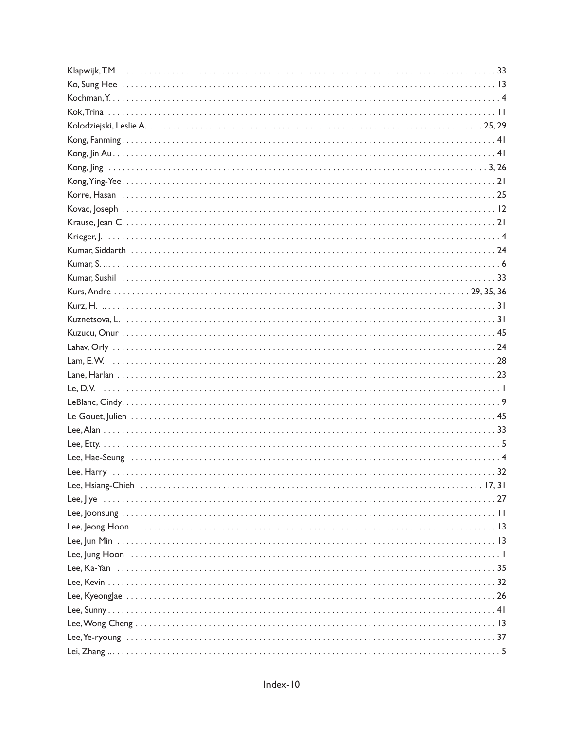Klapwijk, T.M. . . . . . . . . . . . . . . . . . . . . . . . . . . . . . . . . . . . . . . . . . . . . . . . . . . . . . . . . . . . . . . . . . . . . . . . . . . . . 33
Ko, Sung Hee . . . . . . . . . . . . . . . . . . . . . . . . . . . . . . . . . . . . . . . . . . . . . . . . . . . . . . . . . . . . . . . . . . . . . . . . . . . . 13
Kochman, Y. . . . . . . . . . . . . . . . . . . . . . . . . . . . . . . . . . . . . . . . . . . . . . . . . . . . . . . . . . . . . . . . . . . . . . . . . . . . . . 4
Kok, Trina . . . . . . . . . . . . . . . . . . . . . . . . . . . . . . . . . . . . . . . . . . . . . . . . . . . . . . . . . . . . . . . . . . . . . . . . . . . . . 11
Kolodziejski, Leslie A. . . . . . . . . . . . . . . . . . . . . . . . . . . . . . . . . . . . . . . . . . . . . . . . . . . . . . . . . . . . . . . . . 25, 29
Kong, Fanming . . . . . . . . . . . . . . . . . . . . . . . . . . . . . . . . . . . . . . . . . . . . . . . . . . . . . . . . . . . . . . . . . . . . . . . . . 41
Kong, Jin Au . . . . . . . . . . . . . . . . . . . . . . . . . . . . . . . . . . . . . . . . . . . . . . . . . . . . . . . . . . . . . . . . . . . . . . . . . . . 41
Kong, Jing . . . . . . . . . . . . . . . . . . . . . . . . . . . . . . . . . . . . . . . . . . . . . . . . . . . . . . . . . . . . . . . . . . . . . . . . . . . 3, 26
Kong, Ying-Yee . . . . . . . . . . . . . . . . . . . . . . . . . . . . . . . . . . . . . . . . . . . . . . . . . . . . . . . . . . . . . . . . . . . . . . . . . 21
Korre, Hasan . . . . . . . . . . . . . . . . . . . . . . . . . . . . . . . . . . . . . . . . . . . . . . . . . . . . . . . . . . . . . . . . . . . . . . . . . . . 25
Kovac, Joseph . . . . . . . . . . . . . . . . . . . . . . . . . . . . . . . . . . . . . . . . . . . . . . . . . . . . . . . . . . . . . . . . . . . . . . . . . . 12
Krause, Jean C. . . . . . . . . . . . . . . . . . . . . . . . . . . . . . . . . . . . . . . . . . . . . . . . . . . . . . . . . . . . . . . . . . . . . . . . . . 21
Krieger, J. . . . . . . . . . . . . . . . . . . . . . . . . . . . . . . . . . . . . . . . . . . . . . . . . . . . . . . . . . . . . . . . . . . . . . . . . . . . . . . 4
Kumar, Siddarth . . . . . . . . . . . . . . . . . . . . . . . . . . . . . . . . . . . . . . . . . . . . . . . . . . . . . . . . . . . . . . . . . . . . . . . . 24
Kumar, S. . . . . . . . . . . . . . . . . . . . . . . . . . . . . . . . . . . . . . . . . . . . . . . . . . . . . . . . . . . . . . . . . . . . . . . . . . . . . . . . 6
Kumar, Sushil . . . . . . . . . . . . . . . . . . . . . . . . . . . . . . . . . . . . . . . . . . . . . . . . . . . . . . . . . . . . . . . . . . . . . . . . . . 33
Kurs, Andre . . . . . . . . . . . . . . . . . . . . . . . . . . . . . . . . . . . . . . . . . . . . . . . . . . . . . . . . . . . . . . . . . . . . . . 29, 35, 36
Kurz, H. . . . . . . . . . . . . . . . . . . . . . . . . . . . . . . . . . . . . . . . . . . . . . . . . . . . . . . . . . . . . . . . . . . . . . . . . . . . . . . . 31
Kuznetsova, L. . . . . . . . . . . . . . . . . . . . . . . . . . . . . . . . . . . . . . . . . . . . . . . . . . . . . . . . . . . . . . . . . . . . . . . . . . 31
Kuzucu, Onur . . . . . . . . . . . . . . . . . . . . . . . . . . . . . . . . . . . . . . . . . . . . . . . . . . . . . . . . . . . . . . . . . . . . . . . . . . 45
Lahav, Orly . . . . . . . . . . . . . . . . . . . . . . . . . . . . . . . . . . . . . . . . . . . . . . . . . . . . . . . . . . . . . . . . . . . . . . . . . . . . 24
Lam, E.W. . . . . . . . . . . . . . . . . . . . . . . . . . . . . . . . . . . . . . . . . . . . . . . . . . . . . . . . . . . . . . . . . . . . . . . . . . . . . . 28
Lane, Harlan . . . . . . . . . . . . . . . . . . . . . . . . . . . . . . . . . . . . . . . . . . . . . . . . . . . . . . . . . . . . . . . . . . . . . . . . . . . 23
Le, D.V. . . . . . . . . . . . . . . . . . . . . . . . . . . . . . . . . . . . . . . . . . . . . . . . . . . . . . . . . . . . . . . . . . . . . . . . . . . . . . . . 1
LeBlanc, Cindy . . . . . . . . . . . . . . . . . . . . . . . . . . . . . . . . . . . . . . . . . . . . . . . . . . . . . . . . . . . . . . . . . . . . . . . . . . 9
Le Gouet, Julien . . . . . . . . . . . . . . . . . . . . . . . . . . . . . . . . . . . . . . . . . . . . . . . . . . . . . . . . . . . . . . . . . . . . . . . . 45
Lee, Alan . . . . . . . . . . . . . . . . . . . . . . . . . . . . . . . . . . . . . . . . . . . . . . . . . . . . . . . . . . . . . . . . . . . . . . . . . . . . . 33
Lee, Etty. . . . . . . . . . . . . . . . . . . . . . . . . . . . . . . . . . . . . . . . . . . . . . . . . . . . . . . . . . . . . . . . . . . . . . . . . . . . . . . 5
Lee, Hae-Seung . . . . . . . . . . . . . . . . . . . . . . . . . . . . . . . . . . . . . . . . . . . . . . . . . . . . . . . . . . . . . . . . . . . . . . . . . 4
Lee, Harry . . . . . . . . . . . . . . . . . . . . . . . . . . . . . . . . . . . . . . . . . . . . . . . . . . . . . . . . . . . . . . . . . . . . . . . . . . . . 32
Lee, Hsiang-Chieh . . . . . . . . . . . . . . . . . . . . . . . . . . . . . . . . . . . . . . . . . . . . . . . . . . . . . . . . . . . . . . . . . . . . 17, 31
Lee, Jiye . . . . . . . . . . . . . . . . . . . . . . . . . . . . . . . . . . . . . . . . . . . . . . . . . . . . . . . . . . . . . . . . . . . . . . . . . . . . . . 27
Lee, Joonsung . . . . . . . . . . . . . . . . . . . . . . . . . . . . . . . . . . . . . . . . . . . . . . . . . . . . . . . . . . . . . . . . . . . . . . . . . . 11
Lee, Jeong Hoon . . . . . . . . . . . . . . . . . . . . . . . . . . . . . . . . . . . . . . . . . . . . . . . . . . . . . . . . . . . . . . . . . . . . . . . . 13
Lee, Jun Min . . . . . . . . . . . . . . . . . . . . . . . . . . . . . . . . . . . . . . . . . . . . . . . . . . . . . . . . . . . . . . . . . . . . . . . . . . . 13
Lee, Jung Hoon . . . . . . . . . . . . . . . . . . . . . . . . . . . . . . . . . . . . . . . . . . . . . . . . . . . . . . . . . . . . . . . . . . . . . . . . . 1
Lee, Ka-Yan . . . . . . . . . . . . . . . . . . . . . . . . . . . . . . . . . . . . . . . . . . . . . . . . . . . . . . . . . . . . . . . . . . . . . . . . . . . 35
Lee, Kevin . . . . . . . . . . . . . . . . . . . . . . . . . . . . . . . . . . . . . . . . . . . . . . . . . . . . . . . . . . . . . . . . . . . . . . . . . . . . 32
Lee, KyeongJae . . . . . . . . . . . . . . . . . . . . . . . . . . . . . . . . . . . . . . . . . . . . . . . . . . . . . . . . . . . . . . . . . . . . . . . . 26
Lee, Sunny . . . . . . . . . . . . . . . . . . . . . . . . . . . . . . . . . . . . . . . . . . . . . . . . . . . . . . . . . . . . . . . . . . . . . . . . . . . . 41
Lee, Wong Cheng . . . . . . . . . . . . . . . . . . . . . . . . . . . . . . . . . . . . . . . . . . . . . . . . . . . . . . . . . . . . . . . . . . . . . . . 13
Lee, Ye-ryoung . . . . . . . . . . . . . . . . . . . . . . . . . . . . . . . . . . . . . . . . . . . . . . . . . . . . . . . . . . . . . . . . . . . . . . . . 37
Lei, Zhang . . . . . . . . . . . . . . . . . . . . . . . . . . . . . . . . . . . . . . . . . . . . . . . . . . . . . . . . . . . . . . . . . . . . . . . . . . . . . 5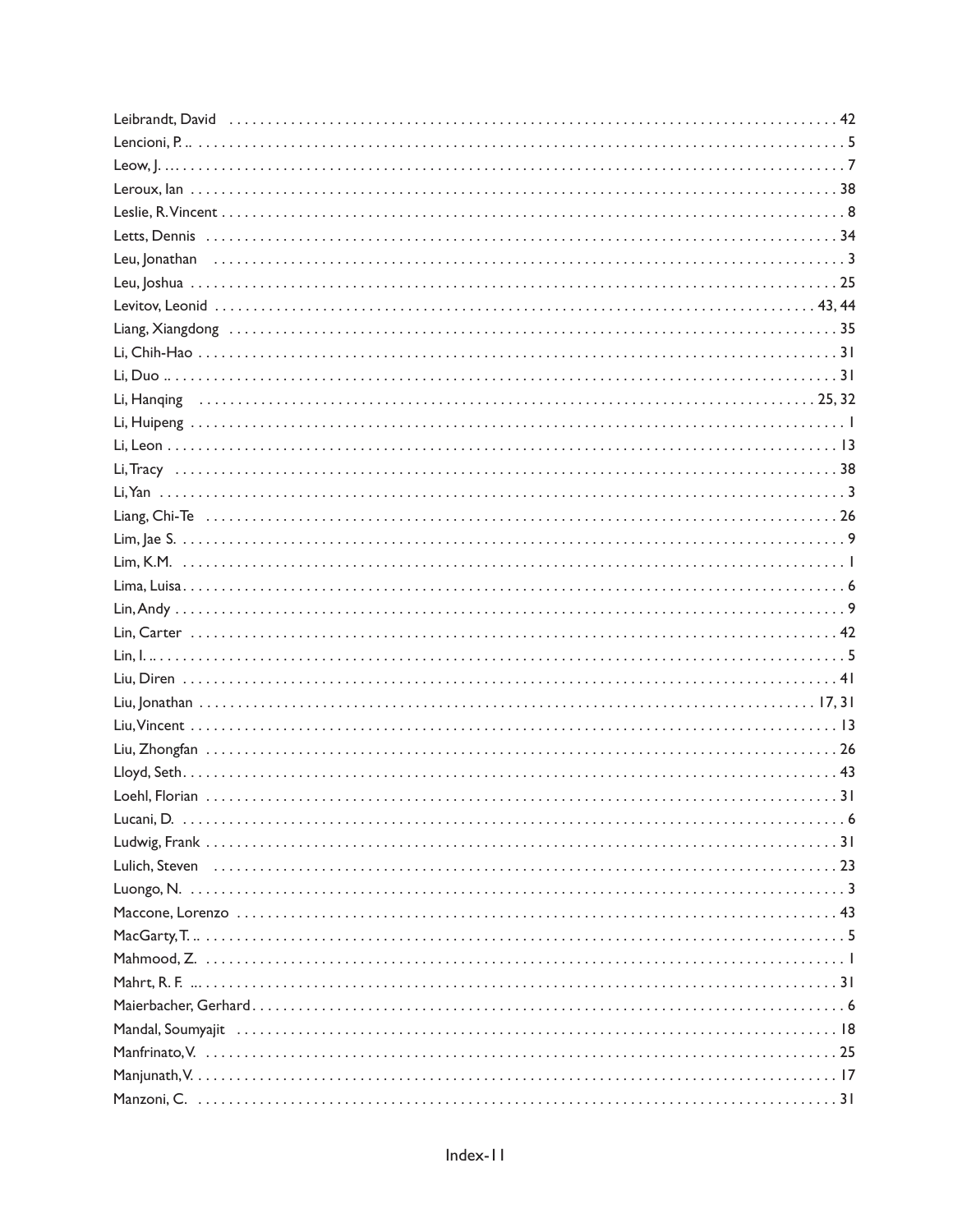Leibrandt, David . . . . . . . . . . 42
Lencioni, P. .. . . . . . . . . . . 5
Leow, J. ... . . . . . . . . . . 7
Leroux, Ian . . . . . . . . . . 38
Leslie, R. Vincent . . . . . . . . . . 8
Letts, Dennis . . . . . . . . . . 34
Leu, Jonathan . . . . . . . . . . 3
Leu, Joshua . . . . . . . . . . 25
Levitov, Leonid . . . . . . . . . . 43, 44
Liang, Xiangdong . . . . . . . . . . 35
Li, Chih-Hao . . . . . . . . . . 31
Li, Duo .. . . . . . . . . . . 31
Li, Hanqing . . . . . . . . . . 25, 32
Li, Huipeng . . . . . . . . . . 1
Li, Leon . . . . . . . . . . 13
Li, Tracy . . . . . . . . . . 38
Li, Yan . . . . . . . . . . 3
Liang, Chi-Te . . . . . . . . . . 26
Lim, Jae S. . . . . . . . . . . 9
Lim, K.M. . . . . . . . . . . 1
Lima, Luisa . . . . . . . . . . 6
Lin, Andy . . . . . . . . . . 9
Lin, Carter . . . . . . . . . . 42
Lin, I. .. . . . . . . . . . . 5
Liu, Diren . . . . . . . . . . 41
Liu, Jonathan . . . . . . . . . . 17, 31
Liu, Vincent . . . . . . . . . . 13
Liu, Zhongfan . . . . . . . . . . 26
Lloyd, Seth . . . . . . . . . . 43
Loehl, Florian . . . . . . . . . . 31
Lucani, D. . . . . . . . . . . 6
Ludwig, Frank . . . . . . . . . . 31
Lulich, Steven . . . . . . . . . . 23
Luongo, N. . . . . . . . . . . 3
Maccone, Lorenzo . . . . . . . . . . 43
MacGarty, T. .. . . . . . . . . . . 5
Mahmood, Z. . . . . . . . . . . 1
Mahrt, R. F. ... . . . . . . . . . . 31
Maierbacher, Gerhard . . . . . . . . . . 6
Mandal, Soumyajit . . . . . . . . . . 18
Manfrinato, V. . . . . . . . . . . 25
Manjunath, V. . . . . . . . . . . 17
Manzoni, C. . . . . . . . . . . 31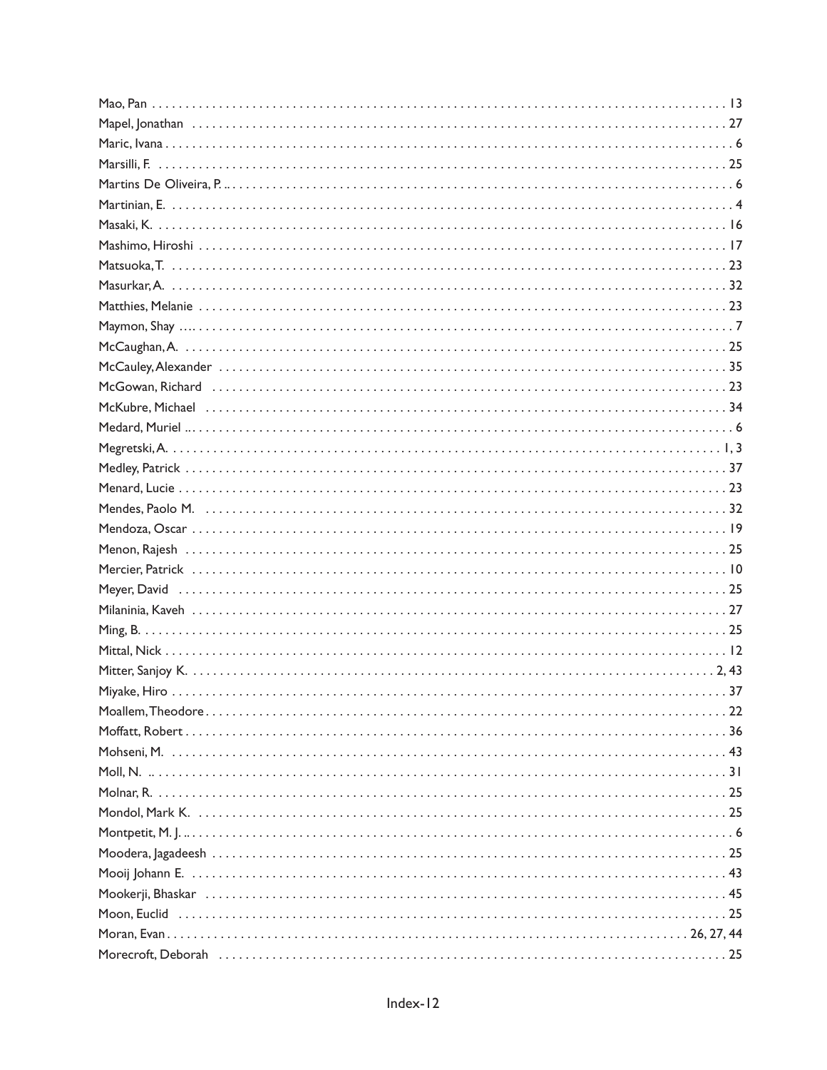Mao, Pan . . . . . . . . . . . . . . . . . . . . . . . . . . . . . . . . . . . . . . . . . . . . . . . . . . . . . . . . . . . . . . . . . . . . . . . . . . . . . 13
Mapel, Jonathan . . . . . . . . . . . . . . . . . . . . . . . . . . . . . . . . . . . . . . . . . . . . . . . . . . . . . . . . . . . . . . . . . . . . . . 27
Maric, Ivana . . . . . . . . . . . . . . . . . . . . . . . . . . . . . . . . . . . . . . . . . . . . . . . . . . . . . . . . . . . . . . . . . . . . . . . . . 6
Marsilli, F. . . . . . . . . . . . . . . . . . . . . . . . . . . . . . . . . . . . . . . . . . . . . . . . . . . . . . . . . . . . . . . . . . . . . . . . . . 25
Martins De Oliveira, P. . . . . . . . . . . . . . . . . . . . . . . . . . . . . . . . . . . . . . . . . . . . . . . . . . . . . . . . . . . . . . . . . . 6
Martinian, E. . . . . . . . . . . . . . . . . . . . . . . . . . . . . . . . . . . . . . . . . . . . . . . . . . . . . . . . . . . . . . . . . . . . . . . . . 4
Masaki, K. . . . . . . . . . . . . . . . . . . . . . . . . . . . . . . . . . . . . . . . . . . . . . . . . . . . . . . . . . . . . . . . . . . . . . . . . . 16
Mashimo, Hiroshi . . . . . . . . . . . . . . . . . . . . . . . . . . . . . . . . . . . . . . . . . . . . . . . . . . . . . . . . . . . . . . . . . . . . 17
Matsuoka, T. . . . . . . . . . . . . . . . . . . . . . . . . . . . . . . . . . . . . . . . . . . . . . . . . . . . . . . . . . . . . . . . . . . . . . . . . 23
Masurkar, A. . . . . . . . . . . . . . . . . . . . . . . . . . . . . . . . . . . . . . . . . . . . . . . . . . . . . . . . . . . . . . . . . . . . . . . . . 32
Matthies, Melanie . . . . . . . . . . . . . . . . . . . . . . . . . . . . . . . . . . . . . . . . . . . . . . . . . . . . . . . . . . . . . . . . . . . . 23
Maymon, Shay . . . . . . . . . . . . . . . . . . . . . . . . . . . . . . . . . . . . . . . . . . . . . . . . . . . . . . . . . . . . . . . . . . . . . . . 7
McCaughan, A. . . . . . . . . . . . . . . . . . . . . . . . . . . . . . . . . . . . . . . . . . . . . . . . . . . . . . . . . . . . . . . . . . . . . . . 25
McCauley, Alexander . . . . . . . . . . . . . . . . . . . . . . . . . . . . . . . . . . . . . . . . . . . . . . . . . . . . . . . . . . . . . . . . . 35
McGowan, Richard . . . . . . . . . . . . . . . . . . . . . . . . . . . . . . . . . . . . . . . . . . . . . . . . . . . . . . . . . . . . . . . . . . . 23
McKubre, Michael . . . . . . . . . . . . . . . . . . . . . . . . . . . . . . . . . . . . . . . . . . . . . . . . . . . . . . . . . . . . . . . . . . . 34
Medard, Muriel . . . . . . . . . . . . . . . . . . . . . . . . . . . . . . . . . . . . . . . . . . . . . . . . . . . . . . . . . . . . . . . . . . . . . . 6
Megretski, A. . . . . . . . . . . . . . . . . . . . . . . . . . . . . . . . . . . . . . . . . . . . . . . . . . . . . . . . . . . . . . . . . . . . . . . 1, 3
Medley, Patrick . . . . . . . . . . . . . . . . . . . . . . . . . . . . . . . . . . . . . . . . . . . . . . . . . . . . . . . . . . . . . . . . . . . . . 37
Menard, Lucie . . . . . . . . . . . . . . . . . . . . . . . . . . . . . . . . . . . . . . . . . . . . . . . . . . . . . . . . . . . . . . . . . . . . . . 23
Mendes, Paolo M. . . . . . . . . . . . . . . . . . . . . . . . . . . . . . . . . . . . . . . . . . . . . . . . . . . . . . . . . . . . . . . . . . . . 32
Mendoza, Oscar . . . . . . . . . . . . . . . . . . . . . . . . . . . . . . . . . . . . . . . . . . . . . . . . . . . . . . . . . . . . . . . . . . . . . 19
Menon, Rajesh . . . . . . . . . . . . . . . . . . . . . . . . . . . . . . . . . . . . . . . . . . . . . . . . . . . . . . . . . . . . . . . . . . . . . . 25
Mercier, Patrick . . . . . . . . . . . . . . . . . . . . . . . . . . . . . . . . . . . . . . . . . . . . . . . . . . . . . . . . . . . . . . . . . . . . . 10
Meyer, David . . . . . . . . . . . . . . . . . . . . . . . . . . . . . . . . . . . . . . . . . . . . . . . . . . . . . . . . . . . . . . . . . . . . . . . 25
Milaninia, Kaveh . . . . . . . . . . . . . . . . . . . . . . . . . . . . . . . . . . . . . . . . . . . . . . . . . . . . . . . . . . . . . . . . . . . . 27
Ming, B. . . . . . . . . . . . . . . . . . . . . . . . . . . . . . . . . . . . . . . . . . . . . . . . . . . . . . . . . . . . . . . . . . . . . . . . . . . . 25
Mittal, Nick . . . . . . . . . . . . . . . . . . . . . . . . . . . . . . . . . . . . . . . . . . . . . . . . . . . . . . . . . . . . . . . . . . . . . . . . 12
Mitter, Sanjoy K. . . . . . . . . . . . . . . . . . . . . . . . . . . . . . . . . . . . . . . . . . . . . . . . . . . . . . . . . . . . . . . . . . . 2, 43
Miyake, Hiro . . . . . . . . . . . . . . . . . . . . . . . . . . . . . . . . . . . . . . . . . . . . . . . . . . . . . . . . . . . . . . . . . . . . . . . 37
Moallem, Theodore . . . . . . . . . . . . . . . . . . . . . . . . . . . . . . . . . . . . . . . . . . . . . . . . . . . . . . . . . . . . . . . . . . 22
Moffatt, Robert . . . . . . . . . . . . . . . . . . . . . . . . . . . . . . . . . . . . . . . . . . . . . . . . . . . . . . . . . . . . . . . . . . . . . 36
Mohseni, M. . . . . . . . . . . . . . . . . . . . . . . . . . . . . . . . . . . . . . . . . . . . . . . . . . . . . . . . . . . . . . . . . . . . . . . . 43
Moll, N. . . . . . . . . . . . . . . . . . . . . . . . . . . . . . . . . . . . . . . . . . . . . . . . . . . . . . . . . . . . . . . . . . . . . . . . . . . 31
Molnar, R. . . . . . . . . . . . . . . . . . . . . . . . . . . . . . . . . . . . . . . . . . . . . . . . . . . . . . . . . . . . . . . . . . . . . . . . . 25
Mondol, Mark K. . . . . . . . . . . . . . . . . . . . . . . . . . . . . . . . . . . . . . . . . . . . . . . . . . . . . . . . . . . . . . . . . . . . . 25
Montpetit, M. J. . . . . . . . . . . . . . . . . . . . . . . . . . . . . . . . . . . . . . . . . . . . . . . . . . . . . . . . . . . . . . . . . . . . . . 6
Moodera, Jagadeesh . . . . . . . . . . . . . . . . . . . . . . . . . . . . . . . . . . . . . . . . . . . . . . . . . . . . . . . . . . . . . . . . . 25
Mooij Johann E. . . . . . . . . . . . . . . . . . . . . . . . . . . . . . . . . . . . . . . . . . . . . . . . . . . . . . . . . . . . . . . . . . . . . 43
Mookerji, Bhaskar . . . . . . . . . . . . . . . . . . . . . . . . . . . . . . . . . . . . . . . . . . . . . . . . . . . . . . . . . . . . . . . . . . . 45
Moon, Euclid . . . . . . . . . . . . . . . . . . . . . . . . . . . . . . . . . . . . . . . . . . . . . . . . . . . . . . . . . . . . . . . . . . . . . . . 25
Moran, Evan . . . . . . . . . . . . . . . . . . . . . . . . . . . . . . . . . . . . . . . . . . . . . . . . . . . . . . . . . . . . . . . . . . 26, 27, 44
Morecroft, Deborah . . . . . . . . . . . . . . . . . . . . . . . . . . . . . . . . . . . . . . . . . . . . . . . . . . . . . . . . . . . . . . . . . . 25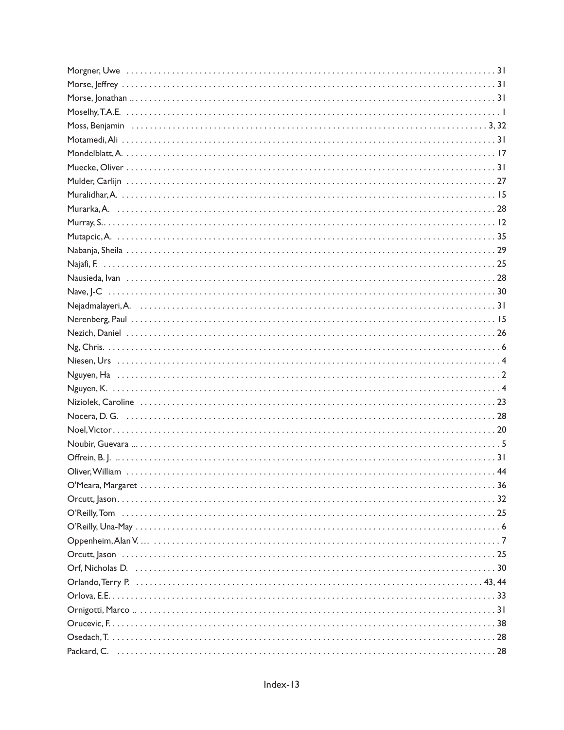Morgner, Uwe . . . . . . . . . . . . . . . . . . . . . . . . . . . . . . . . . . . . . . . . . . . . . . . . . . . . . . . . . . . . . . . . . . . . . . . . . 31

Morse, Jeffrey . . . . . . . . . . . . . . . . . . . . . . . . . . . . . . . . . . . . . . . . . . . . . . . . . . . . . . . . . . . . . . . . . . . . . . . . . 31

Morse, Jonathan .. . . . . . . . . . . . . . . . . . . . . . . . . . . . . . . . . . . . . . . . . . . . . . . . . . . . . . . . . . . . . . . . . . . . . . . 31

Moselhy, T.A.E. . . . . . . . . . . . . . . . . . . . . . . . . . . . . . . . . . . . . . . . . . . . . . . . . . . . . . . . . . . . . . . . . . . . . . . . . 1

Moss, Benjamin . . . . . . . . . . . . . . . . . . . . . . . . . . . . . . . . . . . . . . . . . . . . . . . . . . . . . . . . . . . . . . . . . . . . . 3, 32

Motamedi, Ali . . . . . . . . . . . . . . . . . . . . . . . . . . . . . . . . . . . . . . . . . . . . . . . . . . . . . . . . . . . . . . . . . . . . . . . . . 31

Mondelblatt, A. . . . . . . . . . . . . . . . . . . . . . . . . . . . . . . . . . . . . . . . . . . . . . . . . . . . . . . . . . . . . . . . . . . . . . . . 17

Muecke, Oliver . . . . . . . . . . . . . . . . . . . . . . . . . . . . . . . . . . . . . . . . . . . . . . . . . . . . . . . . . . . . . . . . . . . . . . . . 31

Mulder, Carlijn . . . . . . . . . . . . . . . . . . . . . . . . . . . . . . . . . . . . . . . . . . . . . . . . . . . . . . . . . . . . . . . . . . . . . . . . 27

Muralidhar, A. . . . . . . . . . . . . . . . . . . . . . . . . . . . . . . . . . . . . . . . . . . . . . . . . . . . . . . . . . . . . . . . . . . . . . . . . 15

Murarka, A. . . . . . . . . . . . . . . . . . . . . . . . . . . . . . . . . . . . . . . . . . . . . . . . . . . . . . . . . . . . . . . . . . . . . . . . . . 28

Murray, S.. . . . . . . . . . . . . . . . . . . . . . . . . . . . . . . . . . . . . . . . . . . . . . . . . . . . . . . . . . . . . . . . . . . . . . . . . . . 12

Mutapcic, A. . . . . . . . . . . . . . . . . . . . . . . . . . . . . . . . . . . . . . . . . . . . . . . . . . . . . . . . . . . . . . . . . . . . . . . . . . 35

Nabanja, Sheila . . . . . . . . . . . . . . . . . . . . . . . . . . . . . . . . . . . . . . . . . . . . . . . . . . . . . . . . . . . . . . . . . . . . . . . 29

Najafi, F. . . . . . . . . . . . . . . . . . . . . . . . . . . . . . . . . . . . . . . . . . . . . . . . . . . . . . . . . . . . . . . . . . . . . . . . . . . . 25

Nausieda, Ivan . . . . . . . . . . . . . . . . . . . . . . . . . . . . . . . . . . . . . . . . . . . . . . . . . . . . . . . . . . . . . . . . . . . . . . . . 28

Nave, J-C . . . . . . . . . . . . . . . . . . . . . . . . . . . . . . . . . . . . . . . . . . . . . . . . . . . . . . . . . . . . . . . . . . . . . . . . . . . 30

Nejadmalayeri, A. . . . . . . . . . . . . . . . . . . . . . . . . . . . . . . . . . . . . . . . . . . . . . . . . . . . . . . . . . . . . . . . . . . . . . 31

Nerenberg, Paul . . . . . . . . . . . . . . . . . . . . . . . . . . . . . . . . . . . . . . . . . . . . . . . . . . . . . . . . . . . . . . . . . . . . . . . 15

Nezich, Daniel . . . . . . . . . . . . . . . . . . . . . . . . . . . . . . . . . . . . . . . . . . . . . . . . . . . . . . . . . . . . . . . . . . . . . . . . 26

Ng, Chris. . . . . . . . . . . . . . . . . . . . . . . . . . . . . . . . . . . . . . . . . . . . . . . . . . . . . . . . . . . . . . . . . . . . . . . . . . . . 6

Niesen, Urs . . . . . . . . . . . . . . . . . . . . . . . . . . . . . . . . . . . . . . . . . . . . . . . . . . . . . . . . . . . . . . . . . . . . . . . . . . 4

Nguyen, Ha . . . . . . . . . . . . . . . . . . . . . . . . . . . . . . . . . . . . . . . . . . . . . . . . . . . . . . . . . . . . . . . . . . . . . . . . . . 2

Nguyen, K. . . . . . . . . . . . . . . . . . . . . . . . . . . . . . . . . . . . . . . . . . . . . . . . . . . . . . . . . . . . . . . . . . . . . . . . . . . 4

Niziolek, Caroline . . . . . . . . . . . . . . . . . . . . . . . . . . . . . . . . . . . . . . . . . . . . . . . . . . . . . . . . . . . . . . . . . . . . . 23

Nocera, D. G. . . . . . . . . . . . . . . . . . . . . . . . . . . . . . . . . . . . . . . . . . . . . . . . . . . . . . . . . . . . . . . . . . . . . . . . . 28

Noel, Victor . . . . . . . . . . . . . . . . . . . . . . . . . . . . . . . . . . . . . . . . . . . . . . . . . . . . . . . . . . . . . . . . . . . . . . . . . 20

Noubir, Guevara ... . . . . . . . . . . . . . . . . . . . . . . . . . . . . . . . . . . . . . . . . . . . . . . . . . . . . . . . . . . . . . . . . . . . . 5

Offrein, B. J. .. . . . . . . . . . . . . . . . . . . . . . . . . . . . . . . . . . . . . . . . . . . . . . . . . . . . . . . . . . . . . . . . . . . . . . . . 31

Oliver, William . . . . . . . . . . . . . . . . . . . . . . . . . . . . . . . . . . . . . . . . . . . . . . . . . . . . . . . . . . . . . . . . . . . . . . . 44

O'Meara, Margaret . . . . . . . . . . . . . . . . . . . . . . . . . . . . . . . . . . . . . . . . . . . . . . . . . . . . . . . . . . . . . . . . . . . . 36

Orcutt, Jason. . . . . . . . . . . . . . . . . . . . . . . . . . . . . . . . . . . . . . . . . . . . . . . . . . . . . . . . . . . . . . . . . . . . . . . . . 32

O'Reilly, Tom . . . . . . . . . . . . . . . . . . . . . . . . . . . . . . . . . . . . . . . . . . . . . . . . . . . . . . . . . . . . . . . . . . . . . . . . 25

O'Reilly, Una-May . . . . . . . . . . . . . . . . . . . . . . . . . . . . . . . . . . . . . . . . . . . . . . . . . . . . . . . . . . . . . . . . . . . . . 6

Oppenheim, Alan V. ... . . . . . . . . . . . . . . . . . . . . . . . . . . . . . . . . . . . . . . . . . . . . . . . . . . . . . . . . . . . . . . . . . . 7

Orcutt, Jason . . . . . . . . . . . . . . . . . . . . . . . . . . . . . . . . . . . . . . . . . . . . . . . . . . . . . . . . . . . . . . . . . . . . . . . . 25

Orf, Nicholas D. . . . . . . . . . . . . . . . . . . . . . . . . . . . . . . . . . . . . . . . . . . . . . . . . . . . . . . . . . . . . . . . . . . . . . . 30

Orlando, Terry P. . . . . . . . . . . . . . . . . . . . . . . . . . . . . . . . . . . . . . . . . . . . . . . . . . . . . . . . . . . . . . . . . . . . 43, 44

Orlova, E.E. . . . . . . . . . . . . . . . . . . . . . . . . . . . . . . . . . . . . . . . . . . . . . . . . . . . . . . . . . . . . . . . . . . . . . . . . . 33

Ornigotti, Marco .. . . . . . . . . . . . . . . . . . . . . . . . . . . . . . . . . . . . . . . . . . . . . . . . . . . . . . . . . . . . . . . . . . . . . 31

Orucevic, F. . . . . . . . . . . . . . . . . . . . . . . . . . . . . . . . . . . . . . . . . . . . . . . . . . . . . . . . . . . . . . . . . . . . . . . . . . 38

Osedach, T. . . . . . . . . . . . . . . . . . . . . . . . . . . . . . . . . . . . . . . . . . . . . . . . . . . . . . . . . . . . . . . . . . . . . . . . . . 28

Packard, C. . . . . . . . . . . . . . . . . . . . . . . . . . . . . . . . . . . . . . . . . . . . . . . . . . . . . . . . . . . . . . . . . . . . . . . . . . 28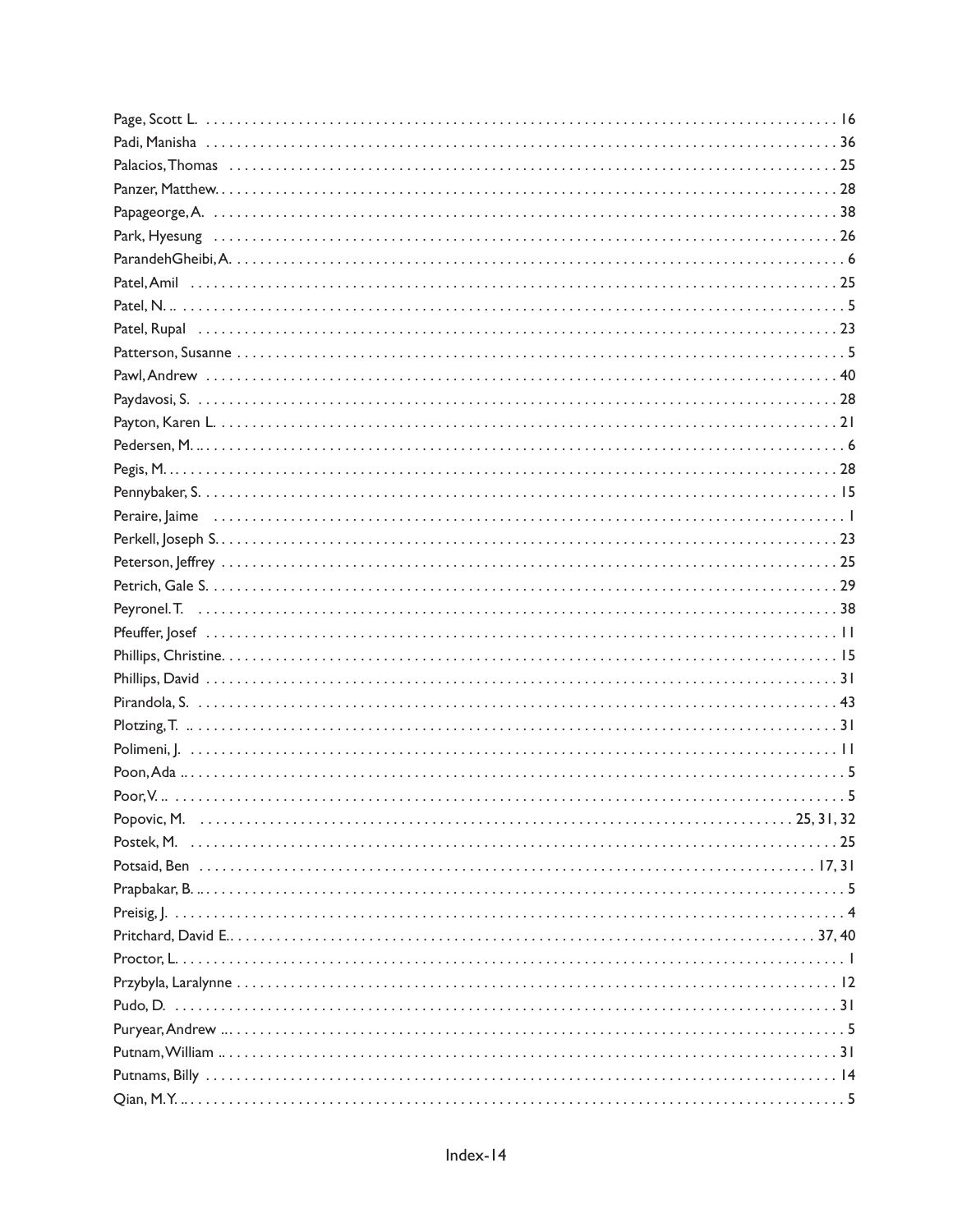Page, Scott L. . . . . . . . . . . . . . . . . . . . . . . . . . . . . . . . . . . . . . . . . . . . . . . . . . . . . . . . . . . . . . . . . . . . . . . . . . . 16
Padi, Manisha . . . . . . . . . . . . . . . . . . . . . . . . . . . . . . . . . . . . . . . . . . . . . . . . . . . . . . . . . . . . . . . . . . . . . . . . . . . 36
Palacios, Thomas . . . . . . . . . . . . . . . . . . . . . . . . . . . . . . . . . . . . . . . . . . . . . . . . . . . . . . . . . . . . . . . . . . . . . . . . 25
Panzer, Matthew. . . . . . . . . . . . . . . . . . . . . . . . . . . . . . . . . . . . . . . . . . . . . . . . . . . . . . . . . . . . . . . . . . . . . . . . . 28
Papageorge, A. . . . . . . . . . . . . . . . . . . . . . . . . . . . . . . . . . . . . . . . . . . . . . . . . . . . . . . . . . . . . . . . . . . . . . . . . . . 38
Park, Hyesung . . . . . . . . . . . . . . . . . . . . . . . . . . . . . . . . . . . . . . . . . . . . . . . . . . . . . . . . . . . . . . . . . . . . . . . . . . . 26
ParandehGheibi, A. . . . . . . . . . . . . . . . . . . . . . . . . . . . . . . . . . . . . . . . . . . . . . . . . . . . . . . . . . . . . . . . . . . . . . . . 6
Patel, Amil . . . . . . . . . . . . . . . . . . . . . . . . . . . . . . . . . . . . . . . . . . . . . . . . . . . . . . . . . . . . . . . . . . . . . . . . . . . . . 25
Patel, N. .. . . . . . . . . . . . . . . . . . . . . . . . . . . . . . . . . . . . . . . . . . . . . . . . . . . . . . . . . . . . . . . . . . . . . . . . . . . . . . . 5
Patel, Rupal . . . . . . . . . . . . . . . . . . . . . . . . . . . . . . . . . . . . . . . . . . . . . . . . . . . . . . . . . . . . . . . . . . . . . . . . . . . . . 23
Patterson, Susanne . . . . . . . . . . . . . . . . . . . . . . . . . . . . . . . . . . . . . . . . . . . . . . . . . . . . . . . . . . . . . . . . . . . . . . . . 5
Pawl, Andrew . . . . . . . . . . . . . . . . . . . . . . . . . . . . . . . . . . . . . . . . . . . . . . . . . . . . . . . . . . . . . . . . . . . . . . . . . . . . 40
Paydavosi, S. . . . . . . . . . . . . . . . . . . . . . . . . . . . . . . . . . . . . . . . . . . . . . . . . . . . . . . . . . . . . . . . . . . . . . . . . . . . . 28
Payton, Karen L. . . . . . . . . . . . . . . . . . . . . . . . . . . . . . . . . . . . . . . . . . . . . . . . . . . . . . . . . . . . . . . . . . . . . . . . . . . 21
Pedersen, M. .. . . . . . . . . . . . . . . . . . . . . . . . . . . . . . . . . . . . . . . . . . . . . . . . . . . . . . . . . . . . . . . . . . . . . . . . . . . . 6
Pegis, M. . . . . . . . . . . . . . . . . . . . . . . . . . . . . . . . . . . . . . . . . . . . . . . . . . . . . . . . . . . . . . . . . . . . . . . . . . . . . . . . 28
Pennybaker, S. . . . . . . . . . . . . . . . . . . . . . . . . . . . . . . . . . . . . . . . . . . . . . . . . . . . . . . . . . . . . . . . . . . . . . . . . . . . 15
Peraire, Jaime . . . . . . . . . . . . . . . . . . . . . . . . . . . . . . . . . . . . . . . . . . . . . . . . . . . . . . . . . . . . . . . . . . . . . . . . . . . . 1
Perkell, Joseph S. . . . . . . . . . . . . . . . . . . . . . . . . . . . . . . . . . . . . . . . . . . . . . . . . . . . . . . . . . . . . . . . . . . . . . . . . . 23
Peterson, Jeffrey . . . . . . . . . . . . . . . . . . . . . . . . . . . . . . . . . . . . . . . . . . . . . . . . . . . . . . . . . . . . . . . . . . . . . . . . . . 25
Petrich, Gale S. . . . . . . . . . . . . . . . . . . . . . . . . . . . . . . . . . . . . . . . . . . . . . . . . . . . . . . . . . . . . . . . . . . . . . . . . . . 29
Peyronel. T. . . . . . . . . . . . . . . . . . . . . . . . . . . . . . . . . . . . . . . . . . . . . . . . . . . . . . . . . . . . . . . . . . . . . . . . . . . . . . 38
Pfeuffer, Josef . . . . . . . . . . . . . . . . . . . . . . . . . . . . . . . . . . . . . . . . . . . . . . . . . . . . . . . . . . . . . . . . . . . . . . . . . . . 11
Phillips, Christine. . . . . . . . . . . . . . . . . . . . . . . . . . . . . . . . . . . . . . . . . . . . . . . . . . . . . . . . . . . . . . . . . . . . . . . . . 15
Phillips, David . . . . . . . . . . . . . . . . . . . . . . . . . . . . . . . . . . . . . . . . . . . . . . . . . . . . . . . . . . . . . . . . . . . . . . . . . . . 31
Pirandola, S. . . . . . . . . . . . . . . . . . . . . . . . . . . . . . . . . . . . . . . . . . . . . . . . . . . . . . . . . . . . . . . . . . . . . . . . . . . . . 43
Plotzing, T. .. . . . . . . . . . . . . . . . . . . . . . . . . . . . . . . . . . . . . . . . . . . . . . . . . . . . . . . . . . . . . . . . . . . . . . . . . . . . . 31
Polimeni, J. . . . . . . . . . . . . . . . . . . . . . . . . . . . . . . . . . . . . . . . . . . . . . . . . . . . . . . . . . . . . . . . . . . . . . . . . . . . . . 11
Poon, Ada .. . . . . . . . . . . . . . . . . . . . . . . . . . . . . . . . . . . . . . . . . . . . . . . . . . . . . . . . . . . . . . . . . . . . . . . . . . . . . . 5
Poor, V. .. . . . . . . . . . . . . . . . . . . . . . . . . . . . . . . . . . . . . . . . . . . . . . . . . . . . . . . . . . . . . . . . . . . . . . . . . . . . . . . . 5
Popovic, M. . . . . . . . . . . . . . . . . . . . . . . . . . . . . . . . . . . . . . . . . . . . . . . . . . . . . . . . . . . . . . . . . . . . . . . . 25, 31, 32
Postek, M. . . . . . . . . . . . . . . . . . . . . . . . . . . . . . . . . . . . . . . . . . . . . . . . . . . . . . . . . . . . . . . . . . . . . . . . . . . . . . . 25
Potsaid, Ben . . . . . . . . . . . . . . . . . . . . . . . . . . . . . . . . . . . . . . . . . . . . . . . . . . . . . . . . . . . . . . . . . . . . . . . . . . 17, 31
Prapbakar, B. .. . . . . . . . . . . . . . . . . . . . . . . . . . . . . . . . . . . . . . . . . . . . . . . . . . . . . . . . . . . . . . . . . . . . . . . . . . . . 5
Preisig, J. . . . . . . . . . . . . . . . . . . . . . . . . . . . . . . . . . . . . . . . . . . . . . . . . . . . . . . . . . . . . . . . . . . . . . . . . . . . . . . . 4
Pritchard, David E.. . . . . . . . . . . . . . . . . . . . . . . . . . . . . . . . . . . . . . . . . . . . . . . . . . . . . . . . . . . . . . . . . . . . . 37, 40
Proctor, L. . . . . . . . . . . . . . . . . . . . . . . . . . . . . . . . . . . . . . . . . . . . . . . . . . . . . . . . . . . . . . . . . . . . . . . . . . . . . . . . 1
Przybyla, Laralynne . . . . . . . . . . . . . . . . . . . . . . . . . . . . . . . . . . . . . . . . . . . . . . . . . . . . . . . . . . . . . . . . . . . . . . . 12
Pudo, D. . . . . . . . . . . . . . . . . . . . . . . . . . . . . . . . . . . . . . . . . . . . . . . . . . . . . . . . . . . . . . . . . . . . . . . . . . . . . . . . . 31
Puryear, Andrew .. . . . . . . . . . . . . . . . . . . . . . . . . . . . . . . . . . . . . . . . . . . . . . . . . . . . . . . . . . . . . . . . . . . . . . . . . . 5
Putnam, William .. . . . . . . . . . . . . . . . . . . . . . . . . . . . . . . . . . . . . . . . . . . . . . . . . . . . . . . . . . . . . . . . . . . . . . . . . 31
Putnams, Billy . . . . . . . . . . . . . . . . . . . . . . . . . . . . . . . . . . . . . . . . . . . . . . . . . . . . . . . . . . . . . . . . . . . . . . . . . . . 14
Qian, M. Y. .. . . . . . . . . . . . . . . . . . . . . . . . . . . . . . . . . . . . . . . . . . . . . . . . . . . . . . . . . . . . . . . . . . . . . . . . . . . . . . 5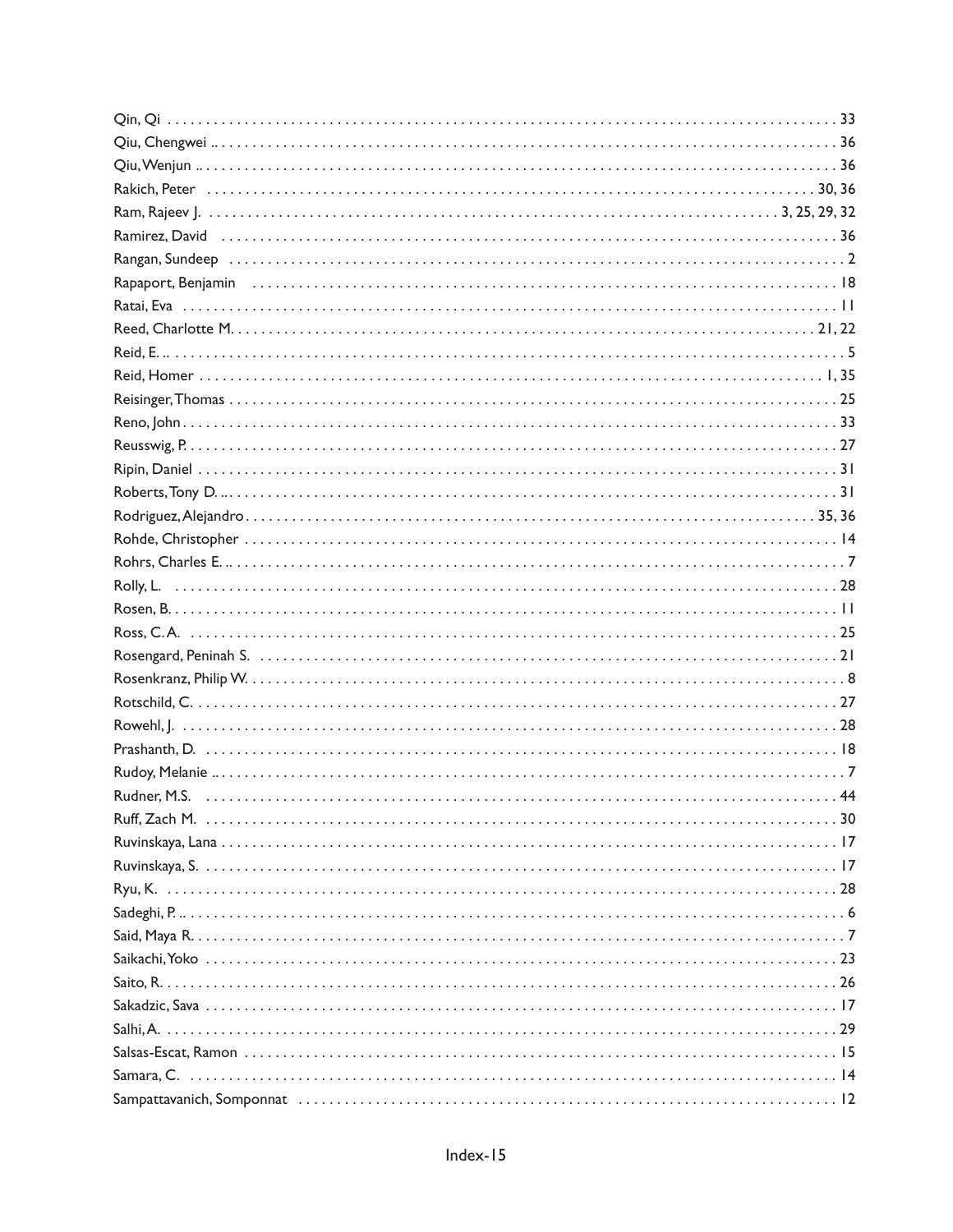Qin, Qi . . . . . . . . . . . . . . . . . . . . . . . . . . . . . . . . . . . . . . . . . . . . . . . . . . . . . . . . . . . . . . . . . . . . . . . . . . . . . 33
Qiu, Chengwei . . . . . . . . . . . . . . . . . . . . . . . . . . . . . . . . . . . . . . . . . . . . . . . . . . . . . . . . . . . . . . . . . . . . . . . . . 36
Qiu, Wenjun . . . . . . . . . . . . . . . . . . . . . . . . . . . . . . . . . . . . . . . . . . . . . . . . . . . . . . . . . . . . . . . . . . . . . . . . . . 36
Rakich, Peter . . . . . . . . . . . . . . . . . . . . . . . . . . . . . . . . . . . . . . . . . . . . . . . . . . . . . . . . . . . . . . . . . . . . . 30, 36
Ram, Rajeev J. . . . . . . . . . . . . . . . . . . . . . . . . . . . . . . . . . . . . . . . . . . . . . . . . . . . . . . . . . . . . . . . 3, 25, 29, 32
Ramirez, David . . . . . . . . . . . . . . . . . . . . . . . . . . . . . . . . . . . . . . . . . . . . . . . . . . . . . . . . . . . . . . . . . . . . . . 36
Rangan, Sundeep . . . . . . . . . . . . . . . . . . . . . . . . . . . . . . . . . . . . . . . . . . . . . . . . . . . . . . . . . . . . . . . . . . . . . 2
Rapaport, Benjamin . . . . . . . . . . . . . . . . . . . . . . . . . . . . . . . . . . . . . . . . . . . . . . . . . . . . . . . . . . . . . . . . . . 18
Ratai, Eva . . . . . . . . . . . . . . . . . . . . . . . . . . . . . . . . . . . . . . . . . . . . . . . . . . . . . . . . . . . . . . . . . . . . . . . . . . 11
Reed, Charlotte M. . . . . . . . . . . . . . . . . . . . . . . . . . . . . . . . . . . . . . . . . . . . . . . . . . . . . . . . . . . . . . . . . . 21, 22
Reid, E. . . . . . . . . . . . . . . . . . . . . . . . . . . . . . . . . . . . . . . . . . . . . . . . . . . . . . . . . . . . . . . . . . . . . . . . . . . . . 5
Reid, Homer . . . . . . . . . . . . . . . . . . . . . . . . . . . . . . . . . . . . . . . . . . . . . . . . . . . . . . . . . . . . . . . . . . . . . . 1, 35
Reisinger, Thomas . . . . . . . . . . . . . . . . . . . . . . . . . . . . . . . . . . . . . . . . . . . . . . . . . . . . . . . . . . . . . . . . . . . 25
Reno, John . . . . . . . . . . . . . . . . . . . . . . . . . . . . . . . . . . . . . . . . . . . . . . . . . . . . . . . . . . . . . . . . . . . . . . . . . 33
Reusswig, P. . . . . . . . . . . . . . . . . . . . . . . . . . . . . . . . . . . . . . . . . . . . . . . . . . . . . . . . . . . . . . . . . . . . . . . . . 27
Ripin, Daniel . . . . . . . . . . . . . . . . . . . . . . . . . . . . . . . . . . . . . . . . . . . . . . . . . . . . . . . . . . . . . . . . . . . . . . . 31
Roberts, Tony D. . . . . . . . . . . . . . . . . . . . . . . . . . . . . . . . . . . . . . . . . . . . . . . . . . . . . . . . . . . . . . . . . . . . . 31
Rodriguez, Alejandro . . . . . . . . . . . . . . . . . . . . . . . . . . . . . . . . . . . . . . . . . . . . . . . . . . . . . . . . . . . . . . . 35, 36
Rohde, Christopher . . . . . . . . . . . . . . . . . . . . . . . . . . . . . . . . . . . . . . . . . . . . . . . . . . . . . . . . . . . . . . . . . . 14
Rohrs, Charles E. . . . . . . . . . . . . . . . . . . . . . . . . . . . . . . . . . . . . . . . . . . . . . . . . . . . . . . . . . . . . . . . . . . . . 7
Rolly, L. . . . . . . . . . . . . . . . . . . . . . . . . . . . . . . . . . . . . . . . . . . . . . . . . . . . . . . . . . . . . . . . . . . . . . . . . . . 28
Rosen, B. . . . . . . . . . . . . . . . . . . . . . . . . . . . . . . . . . . . . . . . . . . . . . . . . . . . . . . . . . . . . . . . . . . . . . . . . . 11
Ross, C. A. . . . . . . . . . . . . . . . . . . . . . . . . . . . . . . . . . . . . . . . . . . . . . . . . . . . . . . . . . . . . . . . . . . . . . . . . 25
Rosengard, Peninah S. . . . . . . . . . . . . . . . . . . . . . . . . . . . . . . . . . . . . . . . . . . . . . . . . . . . . . . . . . . . . . . . 21
Rosenkranz, Philip W. . . . . . . . . . . . . . . . . . . . . . . . . . . . . . . . . . . . . . . . . . . . . . . . . . . . . . . . . . . . . . . . . 8
Rotschild, C. . . . . . . . . . . . . . . . . . . . . . . . . . . . . . . . . . . . . . . . . . . . . . . . . . . . . . . . . . . . . . . . . . . . . . . . 27
Rowehl, J. . . . . . . . . . . . . . . . . . . . . . . . . . . . . . . . . . . . . . . . . . . . . . . . . . . . . . . . . . . . . . . . . . . . . . . . . . 28
Prashanth, D. . . . . . . . . . . . . . . . . . . . . . . . . . . . . . . . . . . . . . . . . . . . . . . . . . . . . . . . . . . . . . . . . . . . . . . 18
Rudoy, Melanie . . . . . . . . . . . . . . . . . . . . . . . . . . . . . . . . . . . . . . . . . . . . . . . . . . . . . . . . . . . . . . . . . . . . . 7
Rudner, M.S. . . . . . . . . . . . . . . . . . . . . . . . . . . . . . . . . . . . . . . . . . . . . . . . . . . . . . . . . . . . . . . . . . . . . . . 44
Ruff, Zach M. . . . . . . . . . . . . . . . . . . . . . . . . . . . . . . . . . . . . . . . . . . . . . . . . . . . . . . . . . . . . . . . . . . . . . . 30
Ruvinskaya, Lana . . . . . . . . . . . . . . . . . . . . . . . . . . . . . . . . . . . . . . . . . . . . . . . . . . . . . . . . . . . . . . . . . . . 17
Ruvinskaya, S. . . . . . . . . . . . . . . . . . . . . . . . . . . . . . . . . . . . . . . . . . . . . . . . . . . . . . . . . . . . . . . . . . . . . . 17
Ryu, K. . . . . . . . . . . . . . . . . . . . . . . . . . . . . . . . . . . . . . . . . . . . . . . . . . . . . . . . . . . . . . . . . . . . . . . . . . . . 28
Sadeghi, P. . . . . . . . . . . . . . . . . . . . . . . . . . . . . . . . . . . . . . . . . . . . . . . . . . . . . . . . . . . . . . . . . . . . . . . . . 6
Said, Maya R. . . . . . . . . . . . . . . . . . . . . . . . . . . . . . . . . . . . . . . . . . . . . . . . . . . . . . . . . . . . . . . . . . . . . . . 7
Saikachi, Yoko . . . . . . . . . . . . . . . . . . . . . . . . . . . . . . . . . . . . . . . . . . . . . . . . . . . . . . . . . . . . . . . . . . . . . 23
Saito, R. . . . . . . . . . . . . . . . . . . . . . . . . . . . . . . . . . . . . . . . . . . . . . . . . . . . . . . . . . . . . . . . . . . . . . . . . . . 26
Sakadzic, Sava . . . . . . . . . . . . . . . . . . . . . . . . . . . . . . . . . . . . . . . . . . . . . . . . . . . . . . . . . . . . . . . . . . . . . 17
Salhi, A. . . . . . . . . . . . . . . . . . . . . . . . . . . . . . . . . . . . . . . . . . . . . . . . . . . . . . . . . . . . . . . . . . . . . . . . . . . 29
Salsas-Escat, Ramon . . . . . . . . . . . . . . . . . . . . . . . . . . . . . . . . . . . . . . . . . . . . . . . . . . . . . . . . . . . . . . . . 15
Samara, C. . . . . . . . . . . . . . . . . . . . . . . . . . . . . . . . . . . . . . . . . . . . . . . . . . . . . . . . . . . . . . . . . . . . . . . . . 14
Sampattavanich, Somponnat . . . . . . . . . . . . . . . . . . . . . . . . . . . . . . . . . . . . . . . . . . . . . . . . . . . . . . . . . . 12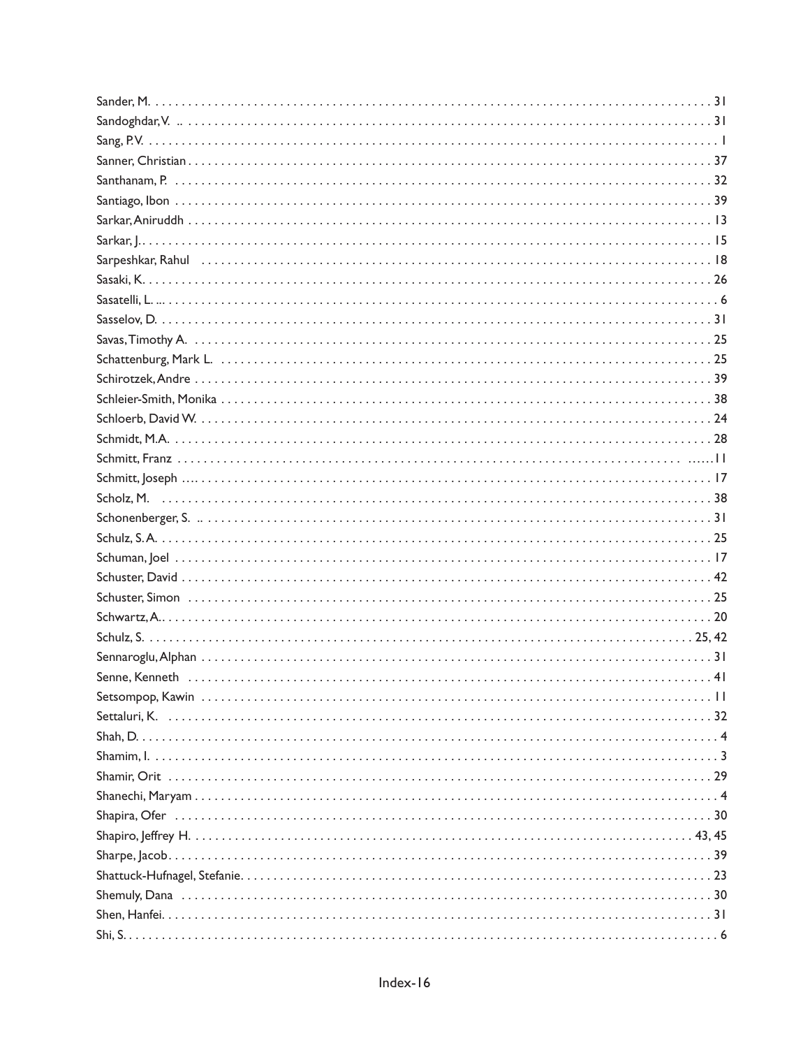Sander, M. . . . . . . . . . . . . . . . . . . . . . . . . . . . . . . . . . . . . . . . . . . . . . . . . . . . . . . . . . . . . . . . . . . . . . . . . . . . . 31
Sandoghdar, V. .. . . . . . . . . . . . . . . . . . . . . . . . . . . . . . . . . . . . . . . . . . . . . . . . . . . . . . . . . . . . . . . . . . . . . . . . 31
Sang, P.V. . . . . . . . . . . . . . . . . . . . . . . . . . . . . . . . . . . . . . . . . . . . . . . . . . . . . . . . . . . . . . . . . . . . . . . . . . . . . . 1
Sanner, Christian . . . . . . . . . . . . . . . . . . . . . . . . . . . . . . . . . . . . . . . . . . . . . . . . . . . . . . . . . . . . . . . . . . . . . . 37
Santhanam, P. . . . . . . . . . . . . . . . . . . . . . . . . . . . . . . . . . . . . . . . . . . . . . . . . . . . . . . . . . . . . . . . . . . . . . . . . 32
Santiago, Ibon . . . . . . . . . . . . . . . . . . . . . . . . . . . . . . . . . . . . . . . . . . . . . . . . . . . . . . . . . . . . . . . . . . . . . . . . 39
Sarkar, Aniruddh . . . . . . . . . . . . . . . . . . . . . . . . . . . . . . . . . . . . . . . . . . . . . . . . . . . . . . . . . . . . . . . . . . . . . . 13
Sarkar, J. . . . . . . . . . . . . . . . . . . . . . . . . . . . . . . . . . . . . . . . . . . . . . . . . . . . . . . . . . . . . . . . . . . . . . . . . . . . . 15
Sarpeshkar, Rahul . . . . . . . . . . . . . . . . . . . . . . . . . . . . . . . . . . . . . . . . . . . . . . . . . . . . . . . . . . . . . . . . . . . . . 18
Sasaki, K. . . . . . . . . . . . . . . . . . . . . . . . . . . . . . . . . . . . . . . . . . . . . . . . . . . . . . . . . . . . . . . . . . . . . . . . . . . . 26
Sasatelli, L. ... . . . . . . . . . . . . . . . . . . . . . . . . . . . . . . . . . . . . . . . . . . . . . . . . . . . . . . . . . . . . . . . . . . . . . . . . 6
Sasselov, D. . . . . . . . . . . . . . . . . . . . . . . . . . . . . . . . . . . . . . . . . . . . . . . . . . . . . . . . . . . . . . . . . . . . . . . . . . . 31
Savas, Timothy A. . . . . . . . . . . . . . . . . . . . . . . . . . . . . . . . . . . . . . . . . . . . . . . . . . . . . . . . . . . . . . . . . . . . . . 25
Schattenburg, Mark L. . . . . . . . . . . . . . . . . . . . . . . . . . . . . . . . . . . . . . . . . . . . . . . . . . . . . . . . . . . . . . . . . . . 25
Schirotzek, Andre . . . . . . . . . . . . . . . . . . . . . . . . . . . . . . . . . . . . . . . . . . . . . . . . . . . . . . . . . . . . . . . . . . . . . 39
Schleier-Smith, Monika . . . . . . . . . . . . . . . . . . . . . . . . . . . . . . . . . . . . . . . . . . . . . . . . . . . . . . . . . . . . . . . . . 38
Schloerb, David W. . . . . . . . . . . . . . . . . . . . . . . . . . . . . . . . . . . . . . . . . . . . . . . . . . . . . . . . . . . . . . . . . . . . . 24
Schmidt, M.A. . . . . . . . . . . . . . . . . . . . . . . . . . . . . . . . . . . . . . . . . . . . . . . . . . . . . . . . . . . . . . . . . . . . . . . . . 28
Schmitt, Franz . . . . . . . . . . . . . . . . . . . . . . . . . . . . . . . . . . . . . . . . . . . . . . . . . . . . . . . . . . . . . . . . . . . . . . . 11
Schmitt, Joseph . . . . . . . . . . . . . . . . . . . . . . . . . . . . . . . . . . . . . . . . . . . . . . . . . . . . . . . . . . . . . . . . . . . . . . . 17
Scholz, M. . . . . . . . . . . . . . . . . . . . . . . . . . . . . . . . . . . . . . . . . . . . . . . . . . . . . . . . . . . . . . . . . . . . . . . . . . . . 38
Schonenberger, S. .. . . . . . . . . . . . . . . . . . . . . . . . . . . . . . . . . . . . . . . . . . . . . . . . . . . . . . . . . . . . . . . . . . . . 31
Schulz, S. A. . . . . . . . . . . . . . . . . . . . . . . . . . . . . . . . . . . . . . . . . . . . . . . . . . . . . . . . . . . . . . . . . . . . . . . . . . 25
Schuman, Joel . . . . . . . . . . . . . . . . . . . . . . . . . . . . . . . . . . . . . . . . . . . . . . . . . . . . . . . . . . . . . . . . . . . . . . . . 17
Schuster, David . . . . . . . . . . . . . . . . . . . . . . . . . . . . . . . . . . . . . . . . . . . . . . . . . . . . . . . . . . . . . . . . . . . . . . . 42
Schuster, Simon . . . . . . . . . . . . . . . . . . . . . . . . . . . . . . . . . . . . . . . . . . . . . . . . . . . . . . . . . . . . . . . . . . . . . . . 25
Schwartz, A. . . . . . . . . . . . . . . . . . . . . . . . . . . . . . . . . . . . . . . . . . . . . . . . . . . . . . . . . . . . . . . . . . . . . . . . . . 20
Schulz, S. . . . . . . . . . . . . . . . . . . . . . . . . . . . . . . . . . . . . . . . . . . . . . . . . . . . . . . . . . . . . . . . . . . . . . . . . . 25, 42
Sennaroglu, Alphan . . . . . . . . . . . . . . . . . . . . . . . . . . . . . . . . . . . . . . . . . . . . . . . . . . . . . . . . . . . . . . . . . . . . 31
Senne, Kenneth . . . . . . . . . . . . . . . . . . . . . . . . . . . . . . . . . . . . . . . . . . . . . . . . . . . . . . . . . . . . . . . . . . . . . . . 41
Setsompop, Kawin . . . . . . . . . . . . . . . . . . . . . . . . . . . . . . . . . . . . . . . . . . . . . . . . . . . . . . . . . . . . . . . . . . . . . 11
Settaluri, K. . . . . . . . . . . . . . . . . . . . . . . . . . . . . . . . . . . . . . . . . . . . . . . . . . . . . . . . . . . . . . . . . . . . . . . . . . . 32
Shah, D. . . . . . . . . . . . . . . . . . . . . . . . . . . . . . . . . . . . . . . . . . . . . . . . . . . . . . . . . . . . . . . . . . . . . . . . . . . . . . 4
Shamim, I. . . . . . . . . . . . . . . . . . . . . . . . . . . . . . . . . . . . . . . . . . . . . . . . . . . . . . . . . . . . . . . . . . . . . . . . . . . . . 3
Shamir, Orit . . . . . . . . . . . . . . . . . . . . . . . . . . . . . . . . . . . . . . . . . . . . . . . . . . . . . . . . . . . . . . . . . . . . . . . . . . 29
Shanechi, Maryam . . . . . . . . . . . . . . . . . . . . . . . . . . . . . . . . . . . . . . . . . . . . . . . . . . . . . . . . . . . . . . . . . . . . . . 4
Shapira, Ofer . . . . . . . . . . . . . . . . . . . . . . . . . . . . . . . . . . . . . . . . . . . . . . . . . . . . . . . . . . . . . . . . . . . . . . . . . 30
Shapiro, Jeffrey H. . . . . . . . . . . . . . . . . . . . . . . . . . . . . . . . . . . . . . . . . . . . . . . . . . . . . . . . . . . . . . . . . . . 43, 45
Sharpe, Jacob . . . . . . . . . . . . . . . . . . . . . . . . . . . . . . . . . . . . . . . . . . . . . . . . . . . . . . . . . . . . . . . . . . . . . . . . . 39
Shattuck-Hufnagel, Stefanie . . . . . . . . . . . . . . . . . . . . . . . . . . . . . . . . . . . . . . . . . . . . . . . . . . . . . . . . . . . . . 23
Shemuly, Dana . . . . . . . . . . . . . . . . . . . . . . . . . . . . . . . . . . . . . . . . . . . . . . . . . . . . . . . . . . . . . . . . . . . . . . . . 30
Shen, Hanfei . . . . . . . . . . . . . . . . . . . . . . . . . . . . . . . . . . . . . . . . . . . . . . . . . . . . . . . . . . . . . . . . . . . . . . . . . . 31
Shi, S. . . . . . . . . . . . . . . . . . . . . . . . . . . . . . . . . . . . . . . . . . . . . . . . . . . . . . . . . . . . . . . . . . . . . . . . . . . . . . . 6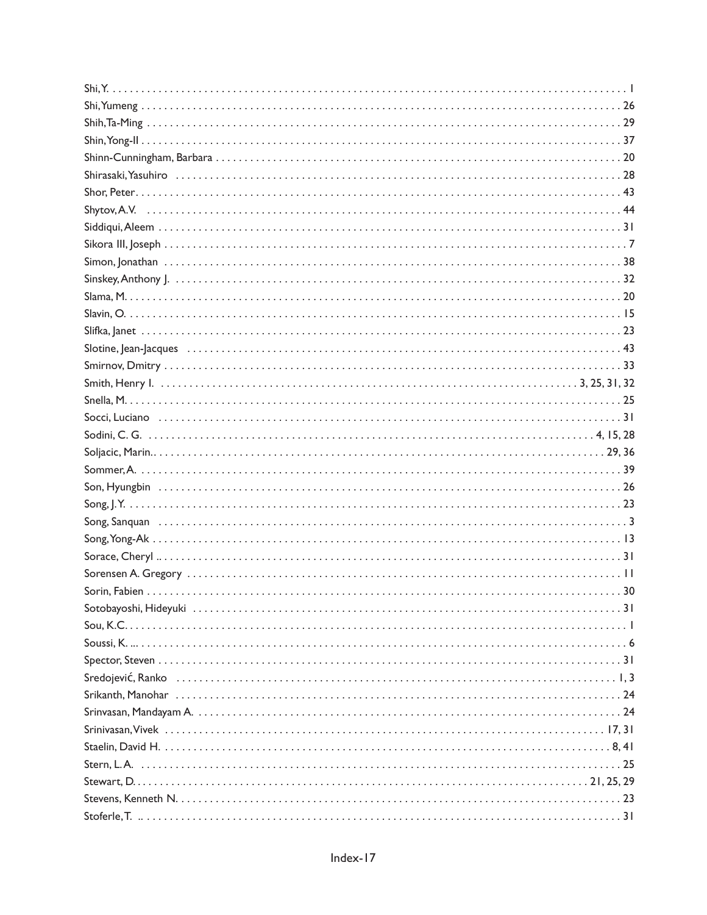Shi, Y. . . . . . . . . . . . . . . . . . . . . . . . . . . . . . . . . . . . . . . . . . . . . . . . . . . . . . . . . . . . . . . . . . . . . . . . . . . . . . . . . . . . 1  
Shi, Yumeng . . . . . . . . . . . . . . . . . . . . . . . . . . . . . . . . . . . . . . . . . . . . . . . . . . . . . . . . . . . . . . . . . . . . . . . . . . . . . . . . . 26  
Shih, Ta-Ming . . . . . . . . . . . . . . . . . . . . . . . . . . . . . . . . . . . . . . . . . . . . . . . . . . . . . . . . . . . . . . . . . . . . . . . . . . . . . . . . 29  
Shin, Yong-Il . . . . . . . . . . . . . . . . . . . . . . . . . . . . . . . . . . . . . . . . . . . . . . . . . . . . . . . . . . . . . . . . . . . . . . . . . . . . . . . . . 37  
Shinn-Cunningham, Barbara . . . . . . . . . . . . . . . . . . . . . . . . . . . . . . . . . . . . . . . . . . . . . . . . . . . . . . . . . . . . . . . . . . . . . 20  
Shirasaki, Yasuhiro . . . . . . . . . . . . . . . . . . . . . . . . . . . . . . . . . . . . . . . . . . . . . . . . . . . . . . . . . . . . . . . . . . . . . . . . . . . 28  
Shor, Peter. . . . . . . . . . . . . . . . . . . . . . . . . . . . . . . . . . . . . . . . . . . . . . . . . . . . . . . . . . . . . . . . . . . . . . . . . . . . . . . . . . 43  
Shytov, A.V. . . . . . . . . . . . . . . . . . . . . . . . . . . . . . . . . . . . . . . . . . . . . . . . . . . . . . . . . . . . . . . . . . . . . . . . . . . . . . . . . 44  
Siddiqui, Aleem . . . . . . . . . . . . . . . . . . . . . . . . . . . . . . . . . . . . . . . . . . . . . . . . . . . . . . . . . . . . . . . . . . . . . . . . . . . . . . . 31  
Sikora III, Joseph . . . . . . . . . . . . . . . . . . . . . . . . . . . . . . . . . . . . . . . . . . . . . . . . . . . . . . . . . . . . . . . . . . . . . . . . . . . . . . 7  
Simon, Jonathan . . . . . . . . . . . . . . . . . . . . . . . . . . . . . . . . . . . . . . . . . . . . . . . . . . . . . . . . . . . . . . . . . . . . . . . . . . . . . . 38  
Sinskey, Anthony J. . . . . . . . . . . . . . . . . . . . . . . . . . . . . . . . . . . . . . . . . . . . . . . . . . . . . . . . . . . . . . . . . . . . . . . . . . . . . 32  
Slama, M. . . . . . . . . . . . . . . . . . . . . . . . . . . . . . . . . . . . . . . . . . . . . . . . . . . . . . . . . . . . . . . . . . . . . . . . . . . . . . . . . . . . 20  
Slavin, O. . . . . . . . . . . . . . . . . . . . . . . . . . . . . . . . . . . . . . . . . . . . . . . . . . . . . . . . . . . . . . . . . . . . . . . . . . . . . . . . . . . . 15  
Slifka, Janet . . . . . . . . . . . . . . . . . . . . . . . . . . . . . . . . . . . . . . . . . . . . . . . . . . . . . . . . . . . . . . . . . . . . . . . . . . . . . . . . . 23  
Slotine, Jean-Jacques . . . . . . . . . . . . . . . . . . . . . . . . . . . . . . . . . . . . . . . . . . . . . . . . . . . . . . . . . . . . . . . . . . . . . . . . . . 43  
Smirnov, Dmitry . . . . . . . . . . . . . . . . . . . . . . . . . . . . . . . . . . . . . . . . . . . . . . . . . . . . . . . . . . . . . . . . . . . . . . . . . . . . . . 33  
Smith, Henry I. . . . . . . . . . . . . . . . . . . . . . . . . . . . . . . . . . . . . . . . . . . . . . . . . . . . . . . . . . . . . . . . . . . . . . . . 3, 25, 31, 32  
Snella, M. . . . . . . . . . . . . . . . . . . . . . . . . . . . . . . . . . . . . . . . . . . . . . . . . . . . . . . . . . . . . . . . . . . . . . . . . . . . . . . . . . . . 25  
Socci, Luciano . . . . . . . . . . . . . . . . . . . . . . . . . . . . . . . . . . . . . . . . . . . . . . . . . . . . . . . . . . . . . . . . . . . . . . . . . . . . . . . 31  
Sodini, C. G. . . . . . . . . . . . . . . . . . . . . . . . . . . . . . . . . . . . . . . . . . . . . . . . . . . . . . . . . . . . . . . . . . . . . . . . . . . . 4, 15, 28  
Soljacic, Marin.. . . . . . . . . . . . . . . . . . . . . . . . . . . . . . . . . . . . . . . . . . . . . . . . . . . . . . . . . . . . . . . . . . . . . . . . . . . . . 29, 36  
Sommer, A. . . . . . . . . . . . . . . . . . . . . . . . . . . . . . . . . . . . . . . . . . . . . . . . . . . . . . . . . . . . . . . . . . . . . . . . . . . . . . . . . . . 39  
Son, Hyungbin . . . . . . . . . . . . . . . . . . . . . . . . . . . . . . . . . . . . . . . . . . . . . . . . . . . . . . . . . . . . . . . . . . . . . . . . . . . . . . . 26  
Song, J. Y. . . . . . . . . . . . . . . . . . . . . . . . . . . . . . . . . . . . . . . . . . . . . . . . . . . . . . . . . . . . . . . . . . . . . . . . . . . . . . . . . . . 23  
Song, Sanquan . . . . . . . . . . . . . . . . . . . . . . . . . . . . . . . . . . . . . . . . . . . . . . . . . . . . . . . . . . . . . . . . . . . . . . . . . . . . . . . . 3  
Song, Yong-Ak . . . . . . . . . . . . . . . . . . . . . . . . . . . . . . . . . . . . . . . . . . . . . . . . . . . . . . . . . . . . . . . . . . . . . . . . . . . . . . . 13  
Sorace, Cheryl .. . . . . . . . . . . . . . . . . . . . . . . . . . . . . . . . . . . . . . . . . . . . . . . . . . . . . . . . . . . . . . . . . . . . . . . . . . . . . . 31  
Sorensen A. Gregory . . . . . . . . . . . . . . . . . . . . . . . . . . . . . . . . . . . . . . . . . . . . . . . . . . . . . . . . . . . . . . . . . . . . . . . . . . 11  
Sorin, Fabien . . . . . . . . . . . . . . . . . . . . . . . . . . . . . . . . . . . . . . . . . . . . . . . . . . . . . . . . . . . . . . . . . . . . . . . . . . . . . . . . 30  
Sotobayoshi, Hideyuki . . . . . . . . . . . . . . . . . . . . . . . . . . . . . . . . . . . . . . . . . . . . . . . . . . . . . . . . . . . . . . . . . . . . . . . . . 31  
Sou, K.C. . . . . . . . . . . . . . . . . . . . . . . . . . . . . . . . . . . . . . . . . . . . . . . . . . . . . . . . . . . . . . . . . . . . . . . . . . . . . . . . . . . . . 1  
Soussi, K. ... . . . . . . . . . . . . . . . . . . . . . . . . . . . . . . . . . . . . . . . . . . . . . . . . . . . . . . . . . . . . . . . . . . . . . . . . . . . . . . . . 6  
Spector, Steven . . . . . . . . . . . . . . . . . . . . . . . . . . . . . . . . . . . . . . . . . . . . . . . . . . . . . . . . . . . . . . . . . . . . . . . . . . . . . . 31  
Sredojević, Ranko . . . . . . . . . . . . . . . . . . . . . . . . . . . . . . . . . . . . . . . . . . . . . . . . . . . . . . . . . . . . . . . . . . . . . . . . . . . 1, 3  
Srikanth, Manohar . . . . . . . . . . . . . . . . . . . . . . . . . . . . . . . . . . . . . . . . . . . . . . . . . . . . . . . . . . . . . . . . . . . . . . . . . . . . 24  
Srinvasan, Mandayam A. . . . . . . . . . . . . . . . . . . . . . . . . . . . . . . . . . . . . . . . . . . . . . . . . . . . . . . . . . . . . . . . . . . . . . . 24  
Srinivasan, Vivek . . . . . . . . . . . . . . . . . . . . . . . . . . . . . . . . . . . . . . . . . . . . . . . . . . . . . . . . . . . . . . . . . . . . . . . . . . 17, 31  
Staelin, David H. . . . . . . . . . . . . . . . . . . . . . . . . . . . . . . . . . . . . . . . . . . . . . . . . . . . . . . . . . . . . . . . . . . . . . . . . . . . . 8, 41  
Stern, L. A. . . . . . . . . . . . . . . . . . . . . . . . . . . . . . . . . . . . . . . . . . . . . . . . . . . . . . . . . . . . . . . . . . . . . . . . . . . . . . . . . . 25  
Stewart, D. . . . . . . . . . . . . . . . . . . . . . . . . . . . . . . . . . . . . . . . . . . . . . . . . . . . . . . . . . . . . . . . . . . . . . . . . . . . . . 21, 25, 29  
Stevens, Kenneth N. . . . . . . . . . . . . . . . . . . . . . . . . . . . . . . . . . . . . . . . . . . . . . . . . . . . . . . . . . . . . . . . . . . . . . . . . . . 23  
Stoferle, T. .. . . . . . . . . . . . . . . . . . . . . . . . . . . . . . . . . . . . . . . . . . . . . . . . . . . . . . . . . . . . . . . . . . . . . . . . . . . . . . . . 31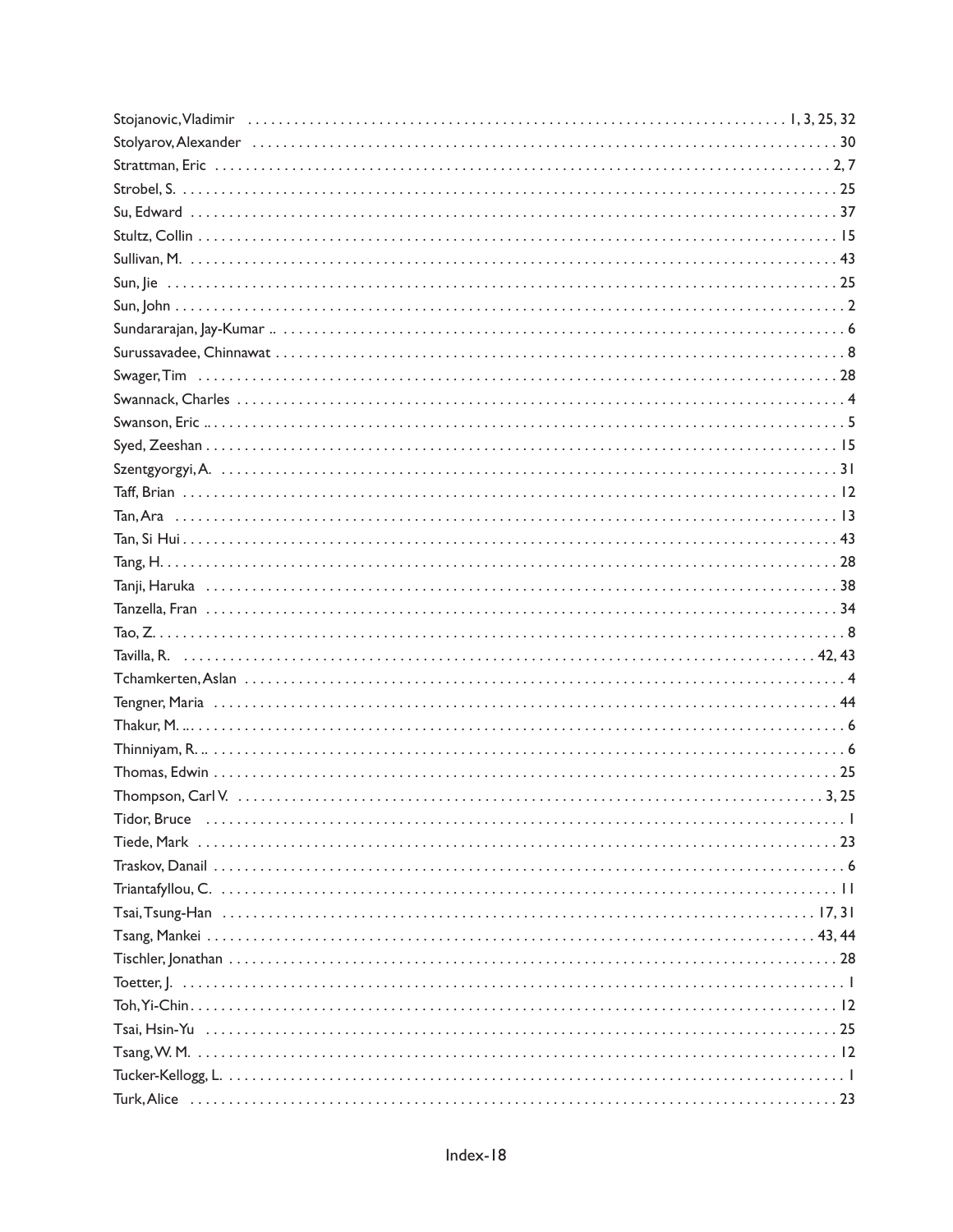Stojanovic, Vladimir . . . . . . . . . . . . . . . . . . . . . . . . . . . . . . . . . . . . . . . . . . . . . . . . . . . . . . . . . . . 1, 3, 25, 32
Stolyarov, Alexander . . . . . . . . . . . . . . . . . . . . . . . . . . . . . . . . . . . . . . . . . . . . . . . . . . . . . . . . . . . . . 30
Strattman, Eric . . . . . . . . . . . . . . . . . . . . . . . . . . . . . . . . . . . . . . . . . . . . . . . . . . . . . . . . . . . . . . . . 2, 7
Strobel, S. . . . . . . . . . . . . . . . . . . . . . . . . . . . . . . . . . . . . . . . . . . . . . . . . . . . . . . . . . . . . . . . . . . . . 25
Su, Edward . . . . . . . . . . . . . . . . . . . . . . . . . . . . . . . . . . . . . . . . . . . . . . . . . . . . . . . . . . . . . . . . . . . 37
Stultz, Collin . . . . . . . . . . . . . . . . . . . . . . . . . . . . . . . . . . . . . . . . . . . . . . . . . . . . . . . . . . . . . . . . . . 15
Sullivan, M. . . . . . . . . . . . . . . . . . . . . . . . . . . . . . . . . . . . . . . . . . . . . . . . . . . . . . . . . . . . . . . . . . . . 43
Sun, Jie . . . . . . . . . . . . . . . . . . . . . . . . . . . . . . . . . . . . . . . . . . . . . . . . . . . . . . . . . . . . . . . . . . . . . . 25
Sun, John . . . . . . . . . . . . . . . . . . . . . . . . . . . . . . . . . . . . . . . . . . . . . . . . . . . . . . . . . . . . . . . . . . . . . 2
Sundararajan, Jay-Kumar .. . . . . . . . . . . . . . . . . . . . . . . . . . . . . . . . . . . . . . . . . . . . . . . . . . . . . . . . . 6
Surussavadee, Chinnawat . . . . . . . . . . . . . . . . . . . . . . . . . . . . . . . . . . . . . . . . . . . . . . . . . . . . . . . . . 8
Swager, Tim . . . . . . . . . . . . . . . . . . . . . . . . . . . . . . . . . . . . . . . . . . . . . . . . . . . . . . . . . . . . . . . . . . . 28
Swannack, Charles . . . . . . . . . . . . . . . . . . . . . . . . . . . . . . . . . . . . . . . . . . . . . . . . . . . . . . . . . . . . . . 4
Swanson, Eric .. . . . . . . . . . . . . . . . . . . . . . . . . . . . . . . . . . . . . . . . . . . . . . . . . . . . . . . . . . . . . . . . . . 5
Syed, Zeeshan . . . . . . . . . . . . . . . . . . . . . . . . . . . . . . . . . . . . . . . . . . . . . . . . . . . . . . . . . . . . . . . . . 15
Szentgyorgyi, A. . . . . . . . . . . . . . . . . . . . . . . . . . . . . . . . . . . . . . . . . . . . . . . . . . . . . . . . . . . . . . . . 31
Taff, Brian . . . . . . . . . . . . . . . . . . . . . . . . . . . . . . . . . . . . . . . . . . . . . . . . . . . . . . . . . . . . . . . . . . . . 12
Tan, Ara . . . . . . . . . . . . . . . . . . . . . . . . . . . . . . . . . . . . . . . . . . . . . . . . . . . . . . . . . . . . . . . . . . . . . . 13
Tan, Si Hui . . . . . . . . . . . . . . . . . . . . . . . . . . . . . . . . . . . . . . . . . . . . . . . . . . . . . . . . . . . . . . . . . . . . 43
Tang, H. . . . . . . . . . . . . . . . . . . . . . . . . . . . . . . . . . . . . . . . . . . . . . . . . . . . . . . . . . . . . . . . . . . . . . . 28
Tanji, Haruka . . . . . . . . . . . . . . . . . . . . . . . . . . . . . . . . . . . . . . . . . . . . . . . . . . . . . . . . . . . . . . . . . . 38
Tanzella, Fran . . . . . . . . . . . . . . . . . . . . . . . . . . . . . . . . . . . . . . . . . . . . . . . . . . . . . . . . . . . . . . . . . 34
Tao, Z. . . . . . . . . . . . . . . . . . . . . . . . . . . . . . . . . . . . . . . . . . . . . . . . . . . . . . . . . . . . . . . . . . . . . . . . 8
Tavilla, R. . . . . . . . . . . . . . . . . . . . . . . . . . . . . . . . . . . . . . . . . . . . . . . . . . . . . . . . . . . . . . . . . . . 42, 43
Tchamkerten, Aslan . . . . . . . . . . . . . . . . . . . . . . . . . . . . . . . . . . . . . . . . . . . . . . . . . . . . . . . . . . . . . 4
Tengner, Maria . . . . . . . . . . . . . . . . . . . . . . . . . . . . . . . . . . . . . . . . . . . . . . . . . . . . . . . . . . . . . . . . 44
Thakur, M. ... . . . . . . . . . . . . . . . . . . . . . . . . . . . . . . . . . . . . . . . . . . . . . . . . . . . . . . . . . . . . . . . . . . 6
Thinniyam, R. .. . . . . . . . . . . . . . . . . . . . . . . . . . . . . . . . . . . . . . . . . . . . . . . . . . . . . . . . . . . . . . . . . 6
Thomas, Edwin . . . . . . . . . . . . . . . . . . . . . . . . . . . . . . . . . . . . . . . . . . . . . . . . . . . . . . . . . . . . . . . . 25
Thompson, Carl V. . . . . . . . . . . . . . . . . . . . . . . . . . . . . . . . . . . . . . . . . . . . . . . . . . . . . . . . . . . . 3, 25
Tidor, Bruce . . . . . . . . . . . . . . . . . . . . . . . . . . . . . . . . . . . . . . . . . . . . . . . . . . . . . . . . . . . . . . . . . . . 1
Tiede, Mark . . . . . . . . . . . . . . . . . . . . . . . . . . . . . . . . . . . . . . . . . . . . . . . . . . . . . . . . . . . . . . . . . . . 23
Traskov, Danail . . . . . . . . . . . . . . . . . . . . . . . . . . . . . . . . . . . . . . . . . . . . . . . . . . . . . . . . . . . . . . . . . 6
Triantafyllou, C. . . . . . . . . . . . . . . . . . . . . . . . . . . . . . . . . . . . . . . . . . . . . . . . . . . . . . . . . . . . . . . . 11
Tsai, Tsung-Han . . . . . . . . . . . . . . . . . . . . . . . . . . . . . . . . . . . . . . . . . . . . . . . . . . . . . . . . . . . . . 17, 31
Tsang, Mankei . . . . . . . . . . . . . . . . . . . . . . . . . . . . . . . . . . . . . . . . . . . . . . . . . . . . . . . . . . . . . . 43, 44
Tischler, Jonathan . . . . . . . . . . . . . . . . . . . . . . . . . . . . . . . . . . . . . . . . . . . . . . . . . . . . . . . . . . . . . . 28
Toetter, J. . . . . . . . . . . . . . . . . . . . . . . . . . . . . . . . . . . . . . . . . . . . . . . . . . . . . . . . . . . . . . . . . . . . . . 1
Toh, Yi-Chin . . . . . . . . . . . . . . . . . . . . . . . . . . . . . . . . . . . . . . . . . . . . . . . . . . . . . . . . . . . . . . . . . . 12
Tsai, Hsin-Yu . . . . . . . . . . . . . . . . . . . . . . . . . . . . . . . . . . . . . . . . . . . . . . . . . . . . . . . . . . . . . . . . . 25
Tsang, W. M. . . . . . . . . . . . . . . . . . . . . . . . . . . . . . . . . . . . . . . . . . . . . . . . . . . . . . . . . . . . . . . . . . 12
Tucker-Kellogg, L. . . . . . . . . . . . . . . . . . . . . . . . . . . . . . . . . . . . . . . . . . . . . . . . . . . . . . . . . . . . . . . 1
Turk, Alice . . . . . . . . . . . . . . . . . . . . . . . . . . . . . . . . . . . . . . . . . . . . . . . . . . . . . . . . . . . . . . . . . . . . 23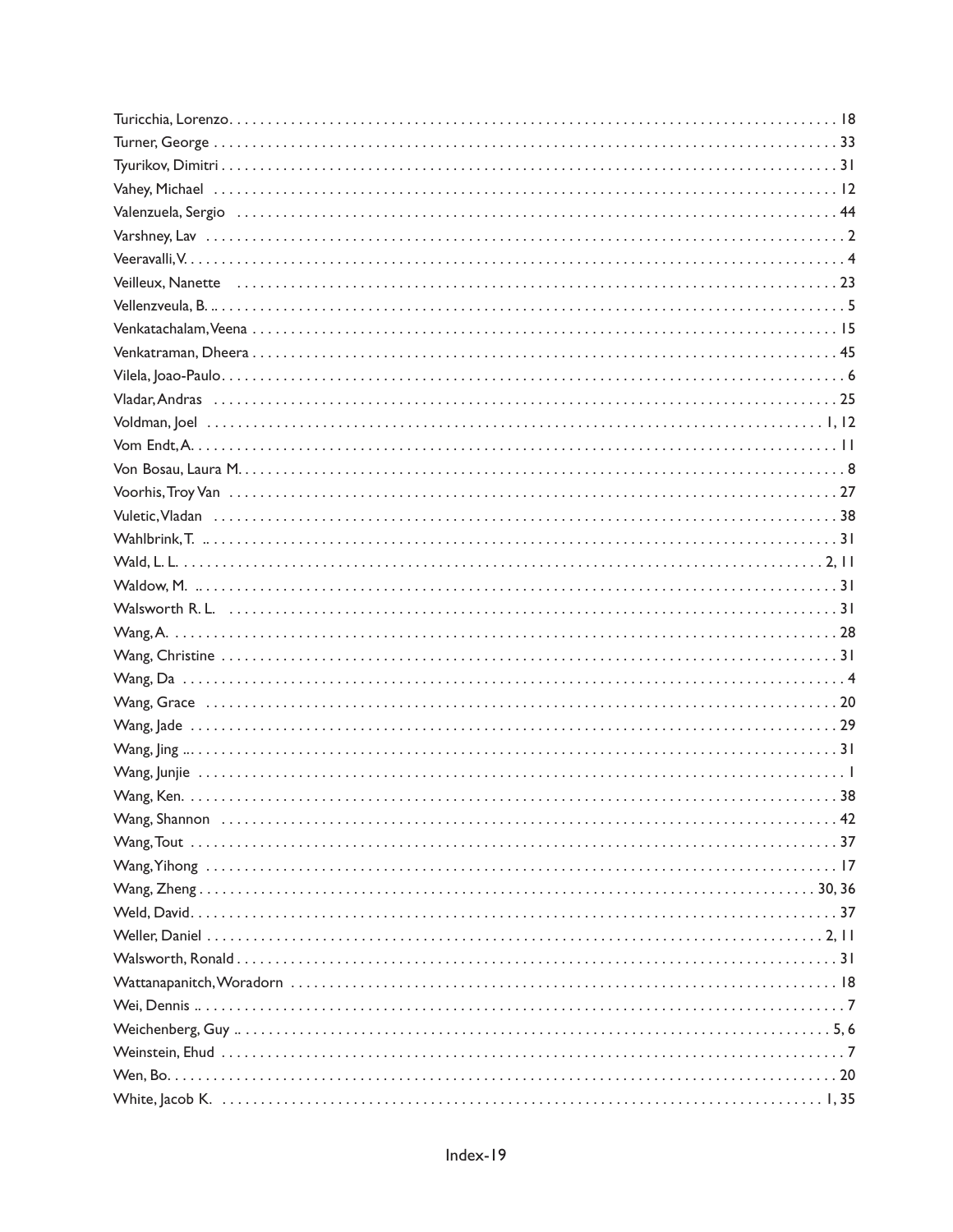Turicchia, Lorenzo . . . . . . . . . . . . . . . . . . . . . . . . . . . . . . . . . . . . . . . . . . . . . . . . . . . . . . . . . . . . . . . . . . . . . . . . . . 18
Turner, George . . . . . . . . . . . . . . . . . . . . . . . . . . . . . . . . . . . . . . . . . . . . . . . . . . . . . . . . . . . . . . . . . . . . . . . . . . . . . 33
Tyurikov, Dimitri . . . . . . . . . . . . . . . . . . . . . . . . . . . . . . . . . . . . . . . . . . . . . . . . . . . . . . . . . . . . . . . . . . . . . . . . . . . . 31
Vahey, Michael . . . . . . . . . . . . . . . . . . . . . . . . . . . . . . . . . . . . . . . . . . . . . . . . . . . . . . . . . . . . . . . . . . . . . . . . . . . . . 12
Valenzuela, Sergio . . . . . . . . . . . . . . . . . . . . . . . . . . . . . . . . . . . . . . . . . . . . . . . . . . . . . . . . . . . . . . . . . . . . . . . . . . 44
Varshney, Lav . . . . . . . . . . . . . . . . . . . . . . . . . . . . . . . . . . . . . . . . . . . . . . . . . . . . . . . . . . . . . . . . . . . . . . . . . . . . . . 2
Veeravalli, V. . . . . . . . . . . . . . . . . . . . . . . . . . . . . . . . . . . . . . . . . . . . . . . . . . . . . . . . . . . . . . . . . . . . . . . . . . . . . . . 4
Veilleux, Nanette . . . . . . . . . . . . . . . . . . . . . . . . . . . . . . . . . . . . . . . . . . . . . . . . . . . . . . . . . . . . . . . . . . . . . . . . . . . 23
Vellenzveula, B. .. . . . . . . . . . . . . . . . . . . . . . . . . . . . . . . . . . . . . . . . . . . . . . . . . . . . . . . . . . . . . . . . . . . . . . . . . . . . 5
Venkatachalam, Veena . . . . . . . . . . . . . . . . . . . . . . . . . . . . . . . . . . . . . . . . . . . . . . . . . . . . . . . . . . . . . . . . . . . . . . . 15
Venkatraman, Dheera . . . . . . . . . . . . . . . . . . . . . . . . . . . . . . . . . . . . . . . . . . . . . . . . . . . . . . . . . . . . . . . . . . . . . . . . 45
Vilela, Joao-Paulo . . . . . . . . . . . . . . . . . . . . . . . . . . . . . . . . . . . . . . . . . . . . . . . . . . . . . . . . . . . . . . . . . . . . . . . . . . . 6
Vladar, Andras . . . . . . . . . . . . . . . . . . . . . . . . . . . . . . . . . . . . . . . . . . . . . . . . . . . . . . . . . . . . . . . . . . . . . . . . . . . . . 25
Voldman, Joel . . . . . . . . . . . . . . . . . . . . . . . . . . . . . . . . . . . . . . . . . . . . . . . . . . . . . . . . . . . . . . . . . . . . . . . . . . . . 1, 12
Vom Endt, A. . . . . . . . . . . . . . . . . . . . . . . . . . . . . . . . . . . . . . . . . . . . . . . . . . . . . . . . . . . . . . . . . . . . . . . . . . . . . . . 11
Von Bosau, Laura M. . . . . . . . . . . . . . . . . . . . . . . . . . . . . . . . . . . . . . . . . . . . . . . . . . . . . . . . . . . . . . . . . . . . . . . . . . 8
Voorhis, Troy Van . . . . . . . . . . . . . . . . . . . . . . . . . . . . . . . . . . . . . . . . . . . . . . . . . . . . . . . . . . . . . . . . . . . . . . . . . . 27
Vuletic, Vladan . . . . . . . . . . . . . . . . . . . . . . . . . . . . . . . . . . . . . . . . . . . . . . . . . . . . . . . . . . . . . . . . . . . . . . . . . . . . 38
Wahlbrink, T. .. . . . . . . . . . . . . . . . . . . . . . . . . . . . . . . . . . . . . . . . . . . . . . . . . . . . . . . . . . . . . . . . . . . . . . . . . . . . . 31
Wald, L. L. . . . . . . . . . . . . . . . . . . . . . . . . . . . . . . . . . . . . . . . . . . . . . . . . . . . . . . . . . . . . . . . . . . . . . . . . . . . . . 2, 11
Waldow, M. .. . . . . . . . . . . . . . . . . . . . . . . . . . . . . . . . . . . . . . . . . . . . . . . . . . . . . . . . . . . . . . . . . . . . . . . . . . . . . . 31
Walsworth R. L. . . . . . . . . . . . . . . . . . . . . . . . . . . . . . . . . . . . . . . . . . . . . . . . . . . . . . . . . . . . . . . . . . . . . . . . . . . . 31
Wang, A. . . . . . . . . . . . . . . . . . . . . . . . . . . . . . . . . . . . . . . . . . . . . . . . . . . . . . . . . . . . . . . . . . . . . . . . . . . . . . . . . 28
Wang, Christine . . . . . . . . . . . . . . . . . . . . . . . . . . . . . . . . . . . . . . . . . . . . . . . . . . . . . . . . . . . . . . . . . . . . . . . . . . . 31
Wang, Da . . . . . . . . . . . . . . . . . . . . . . . . . . . . . . . . . . . . . . . . . . . . . . . . . . . . . . . . . . . . . . . . . . . . . . . . . . . . . . . . 4
Wang, Grace . . . . . . . . . . . . . . . . . . . . . . . . . . . . . . . . . . . . . . . . . . . . . . . . . . . . . . . . . . . . . . . . . . . . . . . . . . . . . 20
Wang, Jade . . . . . . . . . . . . . . . . . . . . . . . . . . . . . . . . . . . . . . . . . . . . . . . . . . . . . . . . . . . . . . . . . . . . . . . . . . . . . . 29
Wang, Jing ... . . . . . . . . . . . . . . . . . . . . . . . . . . . . . . . . . . . . . . . . . . . . . . . . . . . . . . . . . . . . . . . . . . . . . . . . . . . . . 31
Wang, Junjie . . . . . . . . . . . . . . . . . . . . . . . . . . . . . . . . . . . . . . . . . . . . . . . . . . . . . . . . . . . . . . . . . . . . . . . . . . . . . 1
Wang, Ken. . . . . . . . . . . . . . . . . . . . . . . . . . . . . . . . . . . . . . . . . . . . . . . . . . . . . . . . . . . . . . . . . . . . . . . . . . . . . . . 38
Wang, Shannon . . . . . . . . . . . . . . . . . . . . . . . . . . . . . . . . . . . . . . . . . . . . . . . . . . . . . . . . . . . . . . . . . . . . . . . . . . . 42
Wang, Tout . . . . . . . . . . . . . . . . . . . . . . . . . . . . . . . . . . . . . . . . . . . . . . . . . . . . . . . . . . . . . . . . . . . . . . . . . . . . . . 37
Wang, Yihong . . . . . . . . . . . . . . . . . . . . . . . . . . . . . . . . . . . . . . . . . . . . . . . . . . . . . . . . . . . . . . . . . . . . . . . . . . . . 17
Wang, Zheng . . . . . . . . . . . . . . . . . . . . . . . . . . . . . . . . . . . . . . . . . . . . . . . . . . . . . . . . . . . . . . . . . . . . . . . . . . . 30, 36
Weld, David. . . . . . . . . . . . . . . . . . . . . . . . . . . . . . . . . . . . . . . . . . . . . . . . . . . . . . . . . . . . . . . . . . . . . . . . . . . . . . 37
Weller, Daniel . . . . . . . . . . . . . . . . . . . . . . . . . . . . . . . . . . . . . . . . . . . . . . . . . . . . . . . . . . . . . . . . . . . . . . . . . . . 2, 11
Walsworth, Ronald . . . . . . . . . . . . . . . . . . . . . . . . . . . . . . . . . . . . . . . . . . . . . . . . . . . . . . . . . . . . . . . . . . . . . . . . . 31
Wattanapanitch, Woradorn . . . . . . . . . . . . . . . . . . . . . . . . . . . . . . . . . . . . . . . . . . . . . . . . . . . . . . . . . . . . . . . . . . 18
Wei, Dennis .. . . . . . . . . . . . . . . . . . . . . . . . . . . . . . . . . . . . . . . . . . . . . . . . . . . . . . . . . . . . . . . . . . . . . . . . . . . . . 7
Weichenberg, Guy .. . . . . . . . . . . . . . . . . . . . . . . . . . . . . . . . . . . . . . . . . . . . . . . . . . . . . . . . . . . . . . . . . . . . . . . . 5, 6
Weinstein, Ehud . . . . . . . . . . . . . . . . . . . . . . . . . . . . . . . . . . . . . . . . . . . . . . . . . . . . . . . . . . . . . . . . . . . . . . . . . . 7
Wen, Bo. . . . . . . . . . . . . . . . . . . . . . . . . . . . . . . . . . . . . . . . . . . . . . . . . . . . . . . . . . . . . . . . . . . . . . . . . . . . . . . . 20
White, Jacob K. . . . . . . . . . . . . . . . . . . . . . . . . . . . . . . . . . . . . . . . . . . . . . . . . . . . . . . . . . . . . . . . . . . . . . . . . . . 1, 35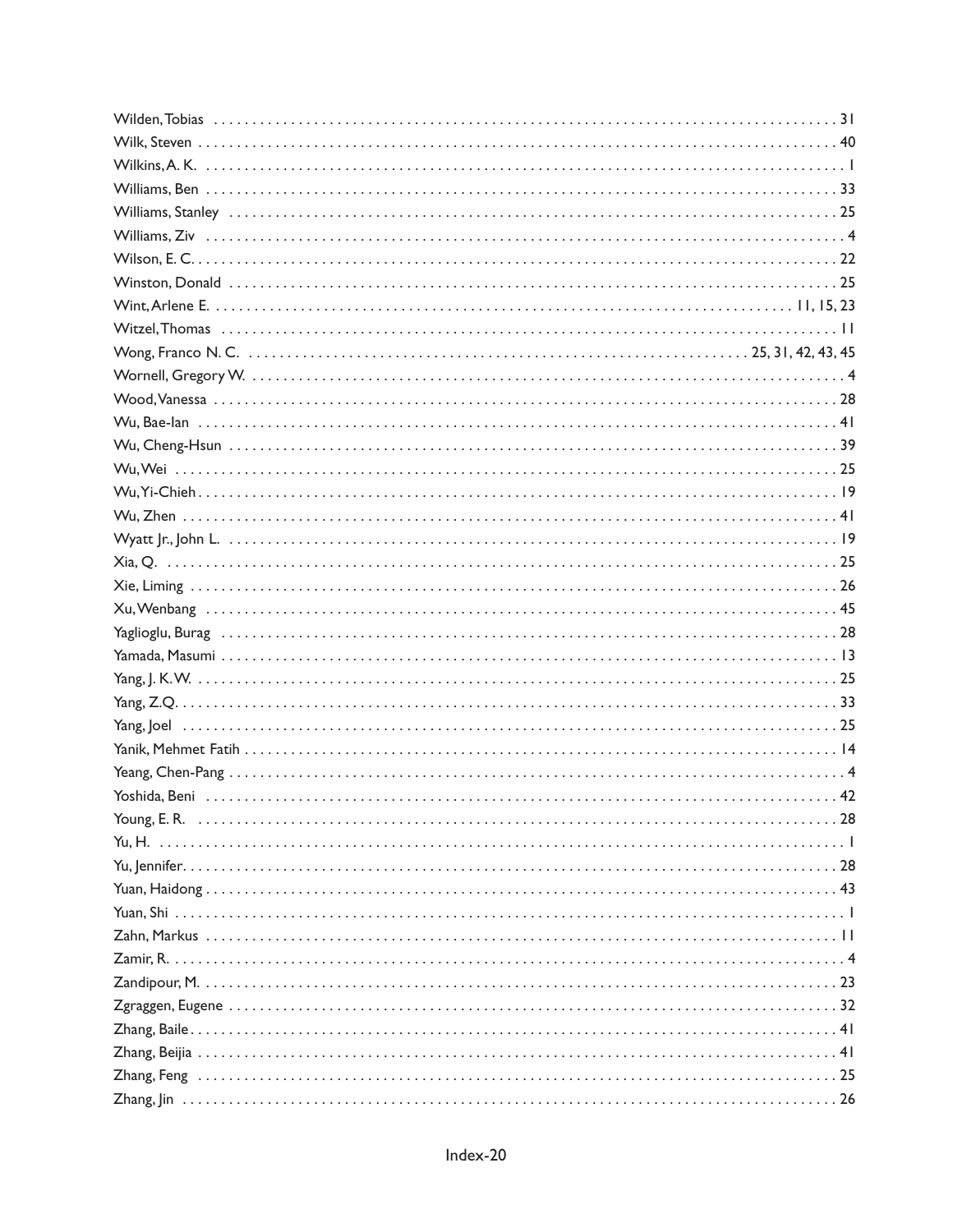Wilden, Tobias . . . . . . . . . . . . . . . . . . . . . . . . . . . . . . . . . . . . . . . . . . . . . . . . . . . . . . . . . . . . . . . . . . . . . . . . . . . . . 31
Wilk, Steven . . . . . . . . . . . . . . . . . . . . . . . . . . . . . . . . . . . . . . . . . . . . . . . . . . . . . . . . . . . . . . . . . . . . . . . . . . . . . . . 40
Wilkins, A. K. . . . . . . . . . . . . . . . . . . . . . . . . . . . . . . . . . . . . . . . . . . . . . . . . . . . . . . . . . . . . . . . . . . . . . . . . . . . . . 1
Williams, Ben . . . . . . . . . . . . . . . . . . . . . . . . . . . . . . . . . . . . . . . . . . . . . . . . . . . . . . . . . . . . . . . . . . . . . . . . . . . . . 33
Williams, Stanley . . . . . . . . . . . . . . . . . . . . . . . . . . . . . . . . . . . . . . . . . . . . . . . . . . . . . . . . . . . . . . . . . . . . . . . . . 25
Williams, Ziv . . . . . . . . . . . . . . . . . . . . . . . . . . . . . . . . . . . . . . . . . . . . . . . . . . . . . . . . . . . . . . . . . . . . . . . . . . . . . 4
Wilson, E. C. . . . . . . . . . . . . . . . . . . . . . . . . . . . . . . . . . . . . . . . . . . . . . . . . . . . . . . . . . . . . . . . . . . . . . . . . . . . . . 22
Winston, Donald . . . . . . . . . . . . . . . . . . . . . . . . . . . . . . . . . . . . . . . . . . . . . . . . . . . . . . . . . . . . . . . . . . . . . . . . . 25
Wint, Arlene E. . . . . . . . . . . . . . . . . . . . . . . . . . . . . . . . . . . . . . . . . . . . . . . . . . . . . . . . . . . . . . . . . . . . . 11, 15, 23
Witzel, Thomas . . . . . . . . . . . . . . . . . . . . . . . . . . . . . . . . . . . . . . . . . . . . . . . . . . . . . . . . . . . . . . . . . . . . . . . . . . 11
Wong, Franco N. C. . . . . . . . . . . . . . . . . . . . . . . . . . . . . . . . . . . . . . . . . . . . . . . . . . . . . . . . . . . . . 25, 31, 42, 43, 45
Wornell, Gregory W. . . . . . . . . . . . . . . . . . . . . . . . . . . . . . . . . . . . . . . . . . . . . . . . . . . . . . . . . . . . . . . . . . . . . . . . 4
Wood, Vanessa . . . . . . . . . . . . . . . . . . . . . . . . . . . . . . . . . . . . . . . . . . . . . . . . . . . . . . . . . . . . . . . . . . . . . . . . . . 28
Wu, Bae-Ian . . . . . . . . . . . . . . . . . . . . . . . . . . . . . . . . . . . . . . . . . . . . . . . . . . . . . . . . . . . . . . . . . . . . . . . . . . . . 41
Wu, Cheng-Hsun . . . . . . . . . . . . . . . . . . . . . . . . . . . . . . . . . . . . . . . . . . . . . . . . . . . . . . . . . . . . . . . . . . . . . . . . 39
Wu, Wei . . . . . . . . . . . . . . . . . . . . . . . . . . . . . . . . . . . . . . . . . . . . . . . . . . . . . . . . . . . . . . . . . . . . . . . . . . . . . . . 25
Wu, Yi-Chieh . . . . . . . . . . . . . . . . . . . . . . . . . . . . . . . . . . . . . . . . . . . . . . . . . . . . . . . . . . . . . . . . . . . . . . . . . . . 19
Wu, Zhen . . . . . . . . . . . . . . . . . . . . . . . . . . . . . . . . . . . . . . . . . . . . . . . . . . . . . . . . . . . . . . . . . . . . . . . . . . . . . . 41
Wyatt Jr., John L. . . . . . . . . . . . . . . . . . . . . . . . . . . . . . . . . . . . . . . . . . . . . . . . . . . . . . . . . . . . . . . . . . . . . . . . 19
Xia, Q. . . . . . . . . . . . . . . . . . . . . . . . . . . . . . . . . . . . . . . . . . . . . . . . . . . . . . . . . . . . . . . . . . . . . . . . . . . . . . . . 25
Xie, Liming . . . . . . . . . . . . . . . . . . . . . . . . . . . . . . . . . . . . . . . . . . . . . . . . . . . . . . . . . . . . . . . . . . . . . . . . . . . . 26
Xu, Wenbang . . . . . . . . . . . . . . . . . . . . . . . . . . . . . . . . . . . . . . . . . . . . . . . . . . . . . . . . . . . . . . . . . . . . . . . . . . . 45
Yaglioglu, Burag . . . . . . . . . . . . . . . . . . . . . . . . . . . . . . . . . . . . . . . . . . . . . . . . . . . . . . . . . . . . . . . . . . . . . . . . 28
Yamada, Masumi . . . . . . . . . . . . . . . . . . . . . . . . . . . . . . . . . . . . . . . . . . . . . . . . . . . . . . . . . . . . . . . . . . . . . . . . 13
Yang, J. K. W. . . . . . . . . . . . . . . . . . . . . . . . . . . . . . . . . . . . . . . . . . . . . . . . . . . . . . . . . . . . . . . . . . . . . . . . . . . 25
Yang, Z.Q. . . . . . . . . . . . . . . . . . . . . . . . . . . . . . . . . . . . . . . . . . . . . . . . . . . . . . . . . . . . . . . . . . . . . . . . . . . . . . 33
Yang, Joel . . . . . . . . . . . . . . . . . . . . . . . . . . . . . . . . . . . . . . . . . . . . . . . . . . . . . . . . . . . . . . . . . . . . . . . . . . . . . 25
Yanik, Mehmet Fatih . . . . . . . . . . . . . . . . . . . . . . . . . . . . . . . . . . . . . . . . . . . . . . . . . . . . . . . . . . . . . . . . . . . . . 14
Yeang, Chen-Pang . . . . . . . . . . . . . . . . . . . . . . . . . . . . . . . . . . . . . . . . . . . . . . . . . . . . . . . . . . . . . . . . . . . . . . . . 4
Yoshida, Beni . . . . . . . . . . . . . . . . . . . . . . . . . . . . . . . . . . . . . . . . . . . . . . . . . . . . . . . . . . . . . . . . . . . . . . . . . . 42
Young, E. R. . . . . . . . . . . . . . . . . . . . . . . . . . . . . . . . . . . . . . . . . . . . . . . . . . . . . . . . . . . . . . . . . . . . . . . . . . . . 28
Yu, H. . . . . . . . . . . . . . . . . . . . . . . . . . . . . . . . . . . . . . . . . . . . . . . . . . . . . . . . . . . . . . . . . . . . . . . . . . . . . . . . . 1
Yu, Jennifer . . . . . . . . . . . . . . . . . . . . . . . . . . . . . . . . . . . . . . . . . . . . . . . . . . . . . . . . . . . . . . . . . . . . . . . . . . . . 28
Yuan, Haidong . . . . . . . . . . . . . . . . . . . . . . . . . . . . . . . . . . . . . . . . . . . . . . . . . . . . . . . . . . . . . . . . . . . . . . . . . . 43
Yuan, Shi . . . . . . . . . . . . . . . . . . . . . . . . . . . . . . . . . . . . . . . . . . . . . . . . . . . . . . . . . . . . . . . . . . . . . . . . . . . . . . 1
Zahn, Markus . . . . . . . . . . . . . . . . . . . . . . . . . . . . . . . . . . . . . . . . . . . . . . . . . . . . . . . . . . . . . . . . . . . . . . . . . . 11
Zamir, R. . . . . . . . . . . . . . . . . . . . . . . . . . . . . . . . . . . . . . . . . . . . . . . . . . . . . . . . . . . . . . . . . . . . . . . . . . . . . . . 4
Zandipour, M. . . . . . . . . . . . . . . . . . . . . . . . . . . . . . . . . . . . . . . . . . . . . . . . . . . . . . . . . . . . . . . . . . . . . . . . . . . 23
Zgraggen, Eugene . . . . . . . . . . . . . . . . . . . . . . . . . . . . . . . . . . . . . . . . . . . . . . . . . . . . . . . . . . . . . . . . . . . . . . . 32
Zhang, Baile . . . . . . . . . . . . . . . . . . . . . . . . . . . . . . . . . . . . . . . . . . . . . . . . . . . . . . . . . . . . . . . . . . . . . . . . . . . 41
Zhang, Beijia . . . . . . . . . . . . . . . . . . . . . . . . . . . . . . . . . . . . . . . . . . . . . . . . . . . . . . . . . . . . . . . . . . . . . . . . . . . 41
Zhang, Feng . . . . . . . . . . . . . . . . . . . . . . . . . . . . . . . . . . . . . . . . . . . . . . . . . . . . . . . . . . . . . . . . . . . . . . . . . . . 25
Zhang, Jin . . . . . . . . . . . . . . . . . . . . . . . . . . . . . . . . . . . . . . . . . . . . . . . . . . . . . . . . . . . . . . . . . . . . . . . . . . . . . 26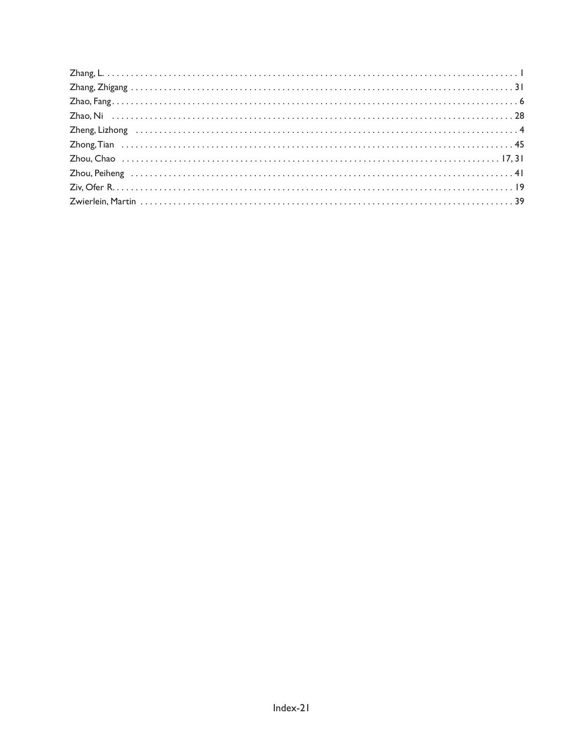Zhang, L. . . . . . . . . . . . . . . . . . . . . . . . . . . . . . . . . . . . . . . . . . . . . . . . . . . . . . . . . . . . . . . . . . . . . . . . . . . . . . . . . . . . . . . 1
Zhang, Zhigang . . . . . . . . . . . . . . . . . . . . . . . . . . . . . . . . . . . . . . . . . . . . . . . . . . . . . . . . . . . . . . . . . . . . . . . . . . . . . . . 31
Zhao, Fang . . . . . . . . . . . . . . . . . . . . . . . . . . . . . . . . . . . . . . . . . . . . . . . . . . . . . . . . . . . . . . . . . . . . . . . . . . . . . . . . . . . 6
Zhao, Ni . . . . . . . . . . . . . . . . . . . . . . . . . . . . . . . . . . . . . . . . . . . . . . . . . . . . . . . . . . . . . . . . . . . . . . . . . . . . . . . . . . . . 28
Zheng, Lizhong . . . . . . . . . . . . . . . . . . . . . . . . . . . . . . . . . . . . . . . . . . . . . . . . . . . . . . . . . . . . . . . . . . . . . . . . . . . . . . . 4
Zhong, Tian . . . . . . . . . . . . . . . . . . . . . . . . . . . . . . . . . . . . . . . . . . . . . . . . . . . . . . . . . . . . . . . . . . . . . . . . . . . . . . . . . 45
Zhou, Chao . . . . . . . . . . . . . . . . . . . . . . . . . . . . . . . . . . . . . . . . . . . . . . . . . . . . . . . . . . . . . . . . . . . . . . . . . . . . . . 17, 31
Zhou, Peiheng . . . . . . . . . . . . . . . . . . . . . . . . . . . . . . . . . . . . . . . . . . . . . . . . . . . . . . . . . . . . . . . . . . . . . . . . . . . . . . . 41
Ziv, Ofer R. . . . . . . . . . . . . . . . . . . . . . . . . . . . . . . . . . . . . . . . . . . . . . . . . . . . . . . . . . . . . . . . . . . . . . . . . . . . . . . . . . 19
Zwierlein, Martin . . . . . . . . . . . . . . . . . . . . . . . . . . . . . . . . . . . . . . . . . . . . . . . . . . . . . . . . . . . . . . . . . . . . . . . . . . . . . 39